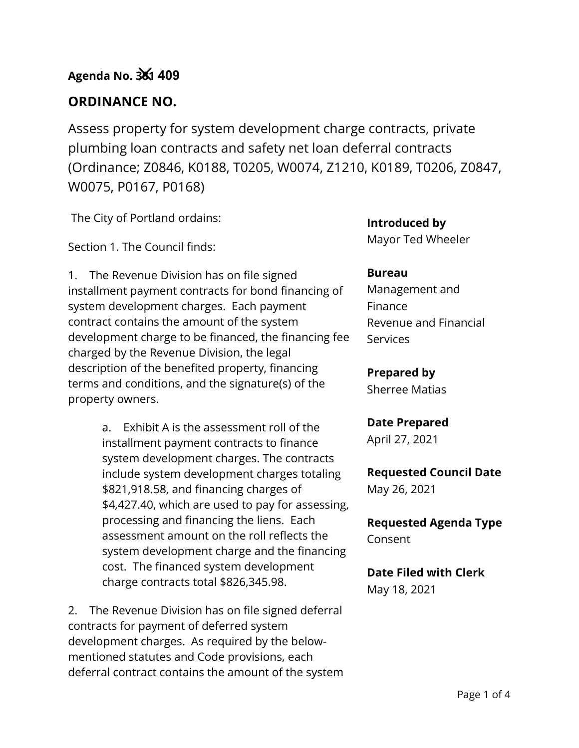**Agenda No. ~~381~~ 409**

## ORDINANCE NO.

Assess property for system development charge contracts, private plumbing loan contracts and safety net loan deferral contracts (Ordinance; Z0846, K0188, T0205, W0074, Z1210, K0189, T0206, Z0847, W0075, P0167, P0168)

The City of Portland ordains:

Section 1. The Council finds:

1. The Revenue Division has on file signed installment payment contracts for bond financing of system development charges. Each payment contract contains the amount of the system development charge to be financed, the financing fee charged by the Revenue Division, the legal description of the benefited property, financing terms and conditions, and the signature(s) of the property owners.

    a. Exhibit A is the assessment roll of the installment payment contracts to finance system development charges. The contracts include system development charges totaling $821,918.58, and financing charges of $4,427.40, which are used to pay for assessing, processing and financing the liens. Each assessment amount on the roll reflects the system development charge and the financing cost. The financed system development charge contracts total $826,345.98.

2. The Revenue Division has on file signed deferral contracts for payment of deferred system development charges. As required by the below-mentioned statutes and Code provisions, each deferral contract contains the amount of the system

**Introduced by**
Mayor Ted Wheeler

**Bureau**
Management and Finance
Revenue and Financial Services

**Prepared by**
Sherree Matias

**Date Prepared**
April 27, 2021

**Requested Council Date**
May 26, 2021

**Requested Agenda Type**
Consent

**Date Filed with Clerk**
May 18, 2021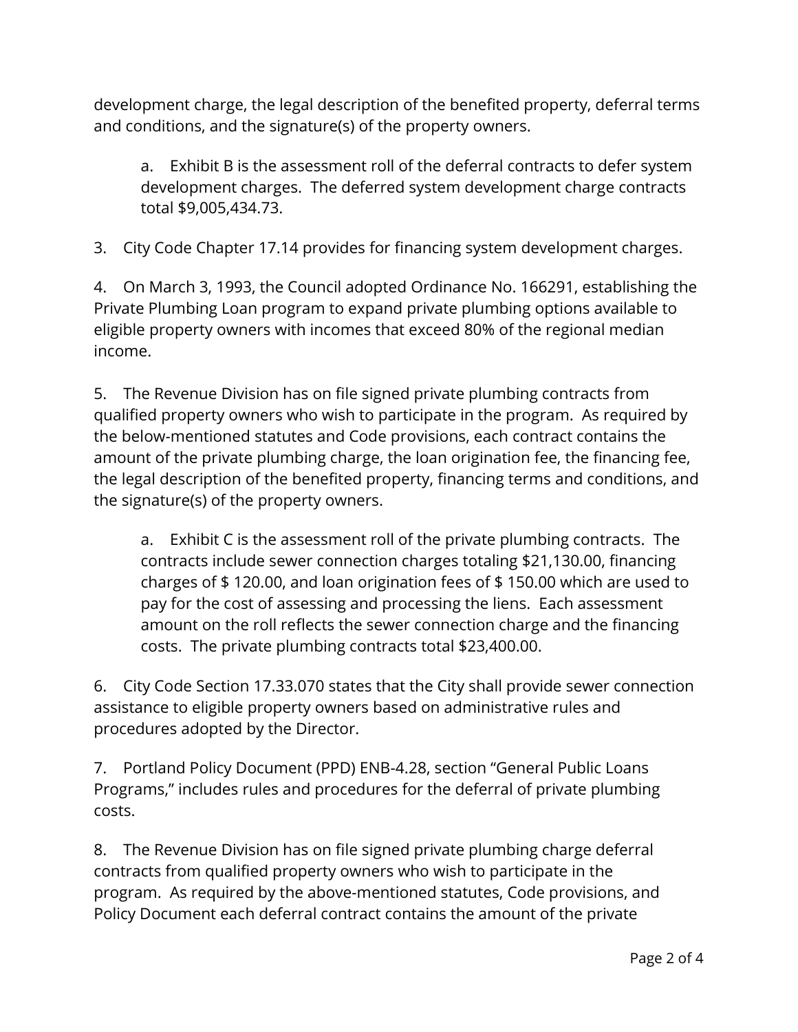development charge, the legal description of the benefited property, deferral terms and conditions, and the signature(s) of the property owners.

a. Exhibit B is the assessment roll of the deferral contracts to defer system development charges. The deferred system development charge contracts total $9,005,434.73.

3. City Code Chapter 17.14 provides for financing system development charges.

4. On March 3, 1993, the Council adopted Ordinance No. 166291, establishing the Private Plumbing Loan program to expand private plumbing options available to eligible property owners with incomes that exceed 80% of the regional median income.

5. The Revenue Division has on file signed private plumbing contracts from qualified property owners who wish to participate in the program. As required by the below-mentioned statutes and Code provisions, each contract contains the amount of the private plumbing charge, the loan origination fee, the financing fee, the legal description of the benefited property, financing terms and conditions, and the signature(s) of the property owners.

a. Exhibit C is the assessment roll of the private plumbing contracts. The contracts include sewer connection charges totaling $21,130.00, financing charges of $ 120.00, and loan origination fees of $ 150.00 which are used to pay for the cost of assessing and processing the liens. Each assessment amount on the roll reflects the sewer connection charge and the financing costs. The private plumbing contracts total $23,400.00.

6. City Code Section 17.33.070 states that the City shall provide sewer connection assistance to eligible property owners based on administrative rules and procedures adopted by the Director.

7. Portland Policy Document (PPD) ENB-4.28, section "General Public Loans Programs," includes rules and procedures for the deferral of private plumbing costs.

8. The Revenue Division has on file signed private plumbing charge deferral contracts from qualified property owners who wish to participate in the program. As required by the above-mentioned statutes, Code provisions, and Policy Document each deferral contract contains the amount of the private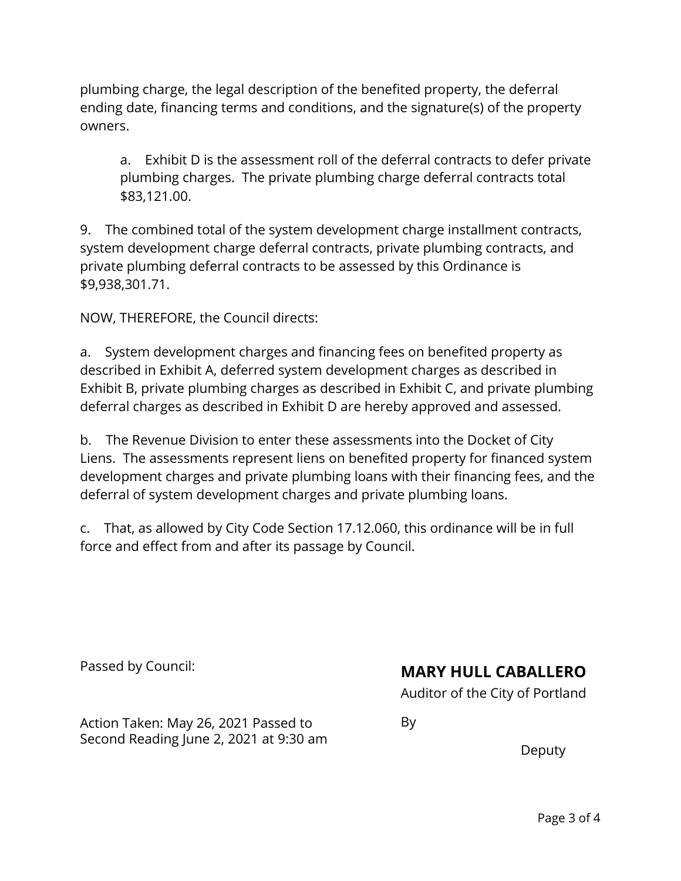plumbing charge, the legal description of the benefited property, the deferral ending date, financing terms and conditions, and the signature(s) of the property owners.

a. Exhibit D is the assessment roll of the deferral contracts to defer private plumbing charges. The private plumbing charge deferral contracts total $83,121.00.

9. The combined total of the system development charge installment contracts, system development charge deferral contracts, private plumbing contracts, and private plumbing deferral contracts to be assessed by this Ordinance is $9,938,301.71.

NOW, THEREFORE, the Council directs:

a. System development charges and financing fees on benefited property as described in Exhibit A, deferred system development charges as described in Exhibit B, private plumbing charges as described in Exhibit C, and private plumbing deferral charges as described in Exhibit D are hereby approved and assessed.

b. The Revenue Division to enter these assessments into the Docket of City Liens. The assessments represent liens on benefited property for financed system development charges and private plumbing loans with their financing fees, and the deferral of system development charges and private plumbing loans.

c. That, as allowed by City Code Section 17.12.060, this ordinance will be in full force and effect from and after its passage by Council.

Passed by Council:

Action Taken: May 26, 2021 Passed to Second Reading June 2, 2021 at 9:30 am

**MARY HULL CABALLERO**

Auditor of the City of Portland

By

Deputy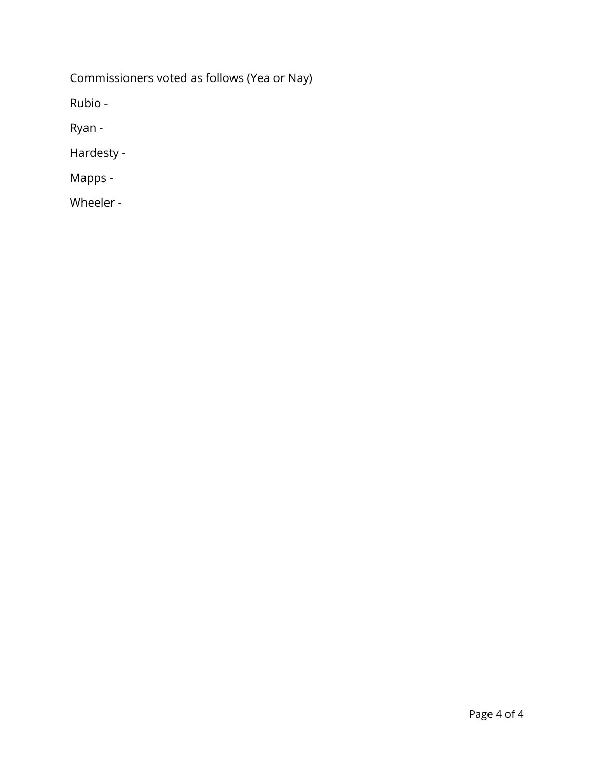Commissioners voted as follows (Yea or Nay)

Rubio -

Ryan -

Hardesty -

Mapps -

Wheeler -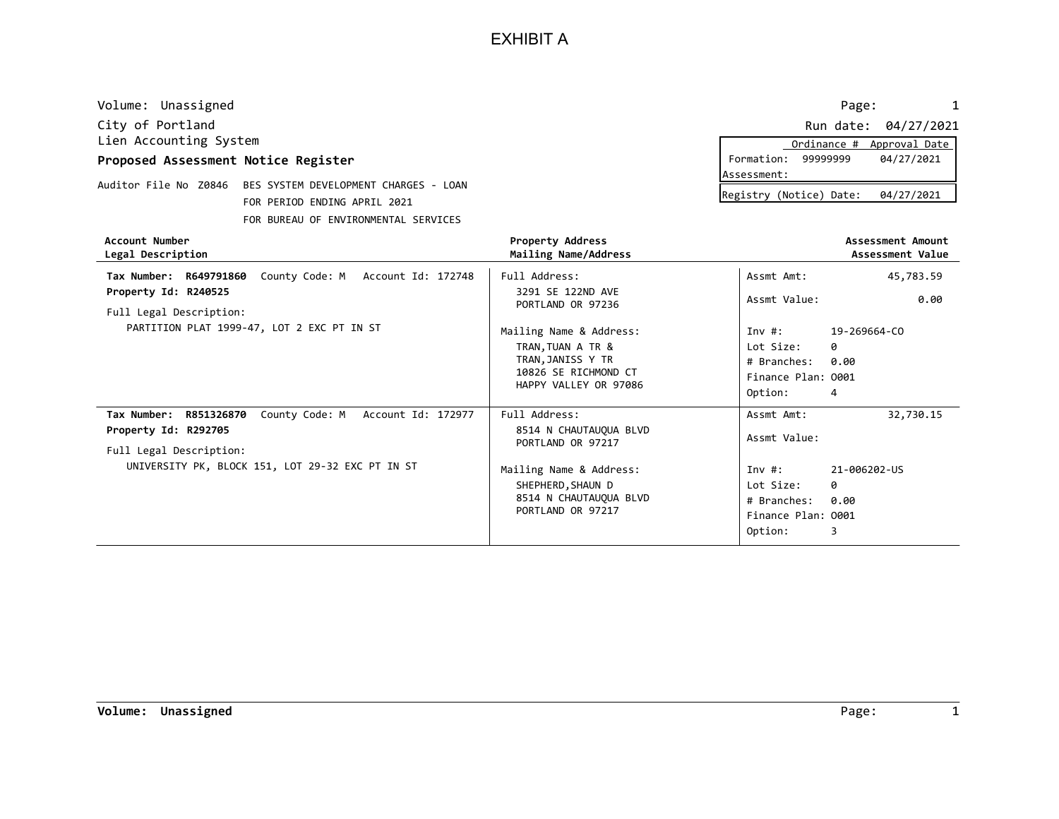# EXHIBIT A

Volume: Unassigned

City of Portland
Lien Accounting System
**Proposed Assessment Notice Register**

Run date: 04/27/2021

| | Ordinance # | Approval Date |
|---|---|---|
| Formation: | 99999999 | 04/27/2021 |
| Assessment: | | |

Registry (Notice) Date: 04/27/2021

Auditor File No Z0846 BES SYSTEM DEVELOPMENT CHARGES - LOAN
FOR PERIOD ENDING APRIL 2021
FOR BUREAU OF ENVIRONMENTAL SERVICES

| **Account Number**<br>**Legal Description** | **Property Address**<br>**Mailing Name/Address** | **Assessment Amount**<br>**Assessment Value** |
|---|---|---|
| **Tax Number: R649791860** County Code: M Account Id: 172748<br>**Property Id: R240525**<br>Full Legal Description:<br>PARTITION PLAT 1999-47, LOT 2 EXC PT IN ST | Full Address:<br>3291 SE 122ND AVE<br>PORTLAND OR 97236<br>Mailing Name & Address:<br>TRAN,TUAN A TR &<br>TRAN,JANISS Y TR<br>10826 SE RICHMOND CT<br>HAPPY VALLEY OR 97086 | Assmt Amt: 45,783.59<br>Assmt Value: 0.00<br>Inv #: 19-269664-CO<br>Lot Size: 0<br># Branches: 0.00<br>Finance Plan: O001<br>Option: 4 |
| **Tax Number: R851326870** County Code: M Account Id: 172977<br>**Property Id: R292705**<br>Full Legal Description:<br>UNIVERSITY PK, BLOCK 151, LOT 29-32 EXC PT IN ST | Full Address:<br>8514 N CHAUTAUQUA BLVD<br>PORTLAND OR 97217<br>Mailing Name & Address:<br>SHEPHERD,SHAUN D<br>8514 N CHAUTAUQUA BLVD<br>PORTLAND OR 97217 | Assmt Amt: 32,730.15<br>Assmt Value:<br>Inv #: 21-006202-US<br>Lot Size: 0<br># Branches: 0.00<br>Finance Plan: O001<br>Option: 3 |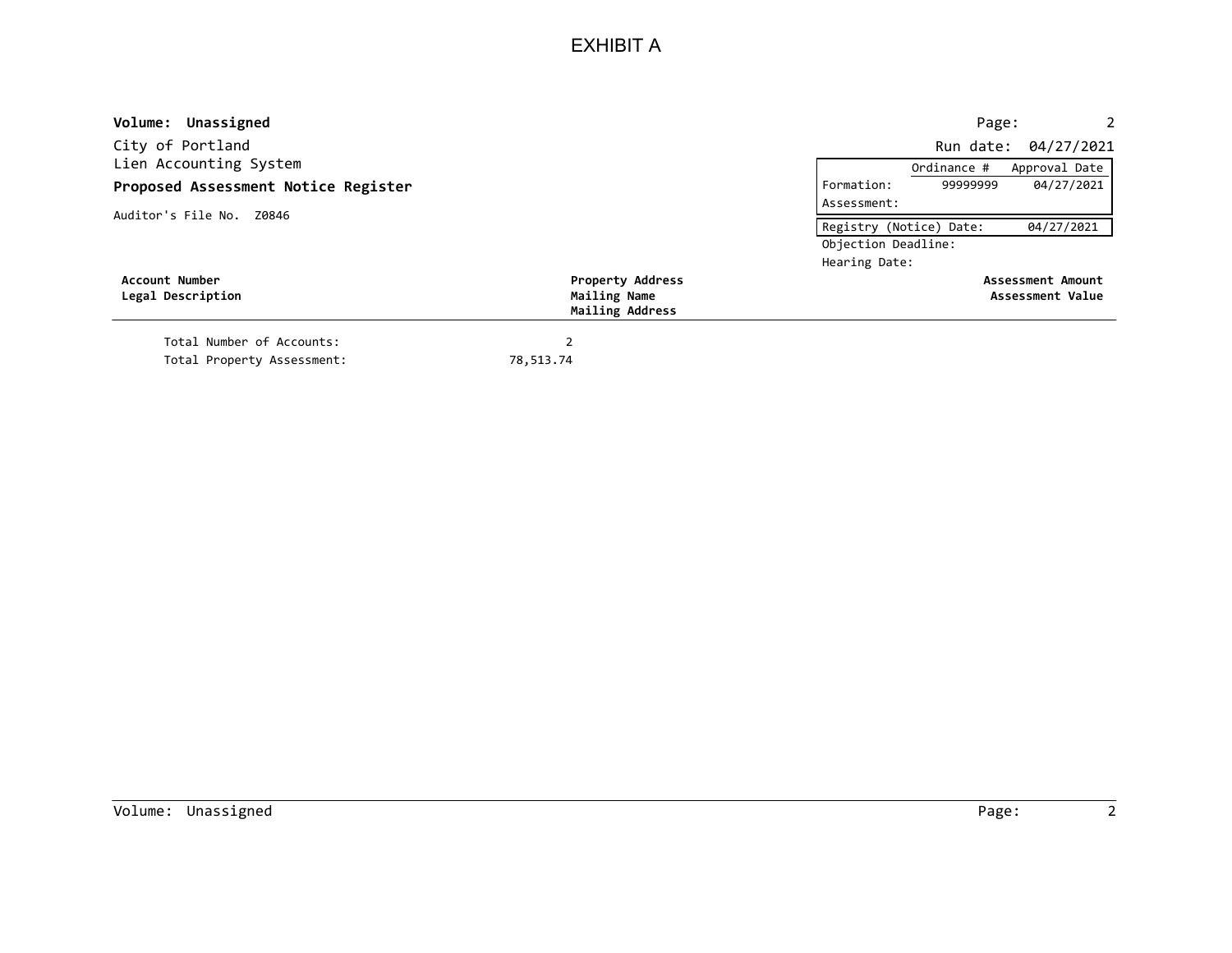# EXHIBIT A

**Volume: Unassigned**

City of Portland
Lien Accounting System

**Proposed Assessment Notice Register**

Auditor's File No. Z0846

Run date: 04/27/2021

| | Ordinance # | Approval Date |
|---|---|---|
| Formation: | 99999999 | 04/27/2021 |
| Assessment: | | |

Registry (Notice) Date: 04/27/2021
Objection Deadline:
Hearing Date:

| Account Number / Legal Description | Property Address / Mailing Name / Mailing Address | Assessment Amount / Assessment Value |
|---|---|---|

| | |
|---|---|
| Total Number of Accounts: | 2 |
| Total Property Assessment: | 78,513.74 |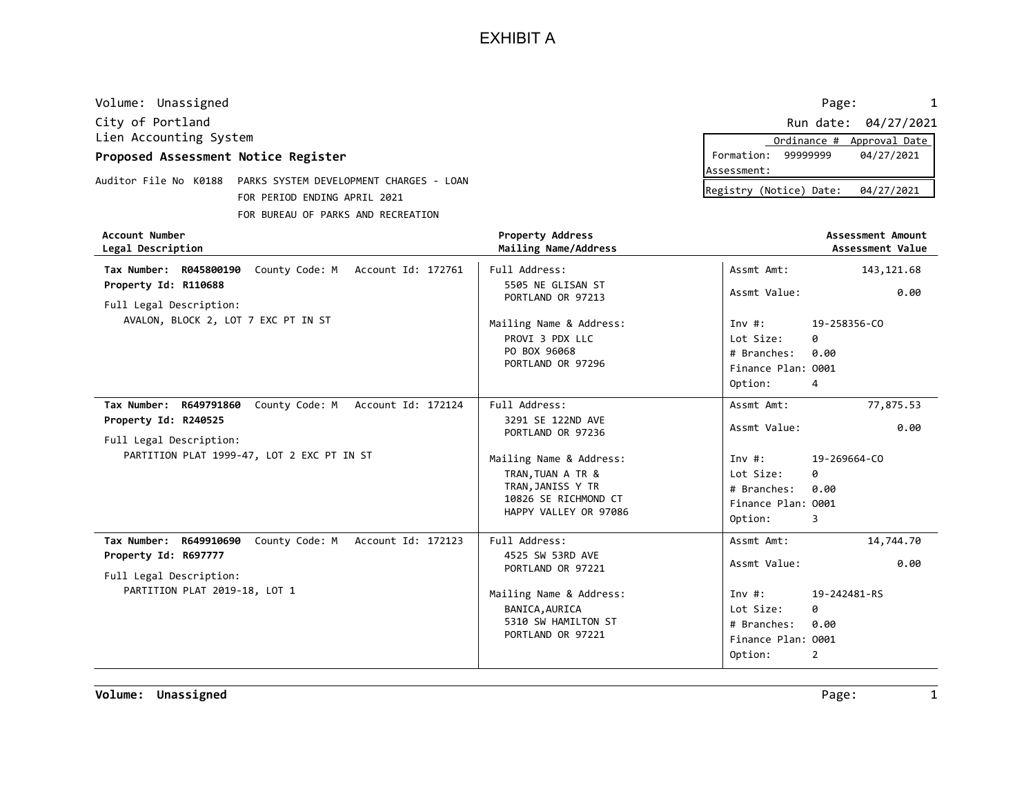# EXHIBIT A

Volume: Unassigned

City of Portland
Lien Accounting System
**Proposed Assessment Notice Register**

Run date: 04/27/2021

| | Ordinance # | Approval Date |
|---|---|---|
| Formation: | 99999999 | 04/27/2021 |
| Assessment: | | |

Registry (Notice) Date: 04/27/2021

Auditor File No K0188 PARKS SYSTEM DEVELOPMENT CHARGES - LOAN
FOR PERIOD ENDING APRIL 2021
FOR BUREAU OF PARKS AND RECREATION

| Account Number / Legal Description | Property Address / Mailing Name/Address | Assessment Amount / Assessment Value |
|---|---|---|
| **Tax Number: R045800190** County Code: M Account Id: 172761<br>**Property Id: R110688**<br>Full Legal Description:<br>AVALON, BLOCK 2, LOT 7 EXC PT IN ST | Full Address:<br>5505 NE GLISAN ST<br>PORTLAND OR 97213<br>Mailing Name & Address:<br>PROVI 3 PDX LLC<br>PO BOX 96068<br>PORTLAND OR 97296 | Assmt Amt: 143,121.68<br>Assmt Value: 0.00<br>Inv #: 19-258356-CO<br>Lot Size: 0<br># Branches: 0.00<br>Finance Plan: O001<br>Option: 4 |
| **Tax Number: R649791860** County Code: M Account Id: 172124<br>**Property Id: R240525**<br>Full Legal Description:<br>PARTITION PLAT 1999-47, LOT 2 EXC PT IN ST | Full Address:<br>3291 SE 122ND AVE<br>PORTLAND OR 97236<br>Mailing Name & Address:<br>TRAN,TUAN A TR &<br>TRAN,JANISS Y TR<br>10826 SE RICHMOND CT<br>HAPPY VALLEY OR 97086 | Assmt Amt: 77,875.53<br>Assmt Value: 0.00<br>Inv #: 19-269664-CO<br>Lot Size: 0<br># Branches: 0.00<br>Finance Plan: O001<br>Option: 3 |
| **Tax Number: R649910690** County Code: M Account Id: 172123<br>**Property Id: R697777**<br>Full Legal Description:<br>PARTITION PLAT 2019-18, LOT 1 | Full Address:<br>4525 SW 53RD AVE<br>PORTLAND OR 97221<br>Mailing Name & Address:<br>BANICA,AURICA<br>5310 SW HAMILTON ST<br>PORTLAND OR 97221 | Assmt Amt: 14,744.70<br>Assmt Value: 0.00<br>Inv #: 19-242481-RS<br>Lot Size: 0<br># Branches: 0.00<br>Finance Plan: O001<br>Option: 2 |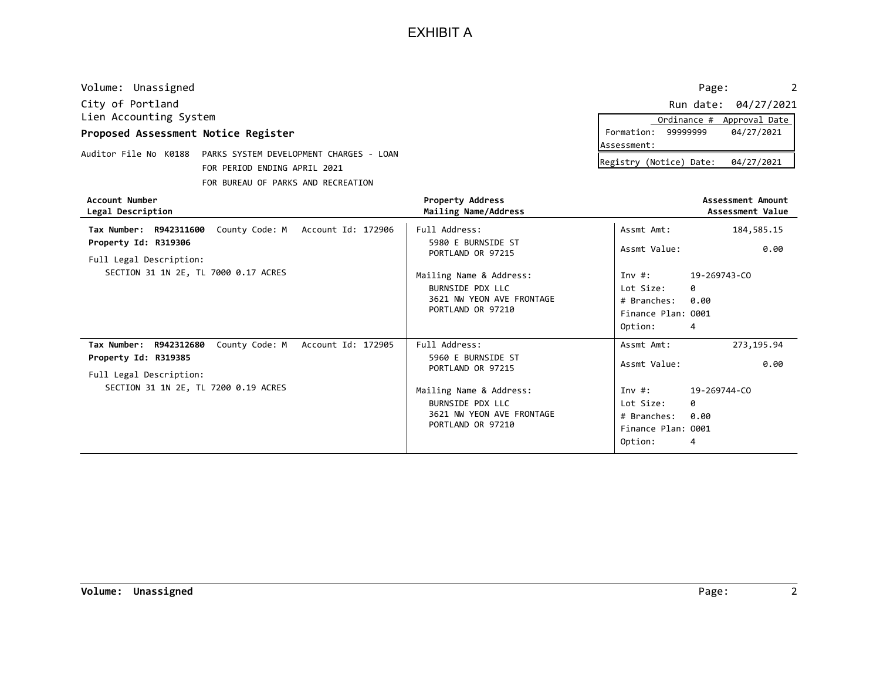# EXHIBIT A

Volume: Unassigned

City of Portland
Lien Accounting System

**Proposed Assessment Notice Register**

Run date: 04/27/2021

| | Ordinance # | Approval Date |
|---|---|---|
| Formation: | 99999999 | 04/27/2021 |
| Assessment: | | |

Registry (Notice) Date: 04/27/2021

Auditor File No K0188 PARKS SYSTEM DEVELOPMENT CHARGES - LOAN
FOR PERIOD ENDING APRIL 2021
FOR BUREAU OF PARKS AND RECREATION

| Account Number<br>Legal Description | Property Address<br>Mailing Name/Address | Assessment Amount<br>Assessment Value |
|---|---|---|
| **Tax Number: R942311600** County Code: M Account Id: 172906<br>**Property Id: R319306**<br>Full Legal Description:<br>SECTION 31 1N 2E, TL 7000 0.17 ACRES | Full Address:<br>5980 E BURNSIDE ST<br>PORTLAND OR 97215<br>Mailing Name & Address:<br>BURNSIDE PDX LLC<br>3621 NW YEON AVE FRONTAGE<br>PORTLAND OR 97210 | Assmt Amt: 184,585.15<br>Assmt Value: 0.00<br>Inv #: 19-269743-CO<br>Lot Size: 0<br># Branches: 0.00<br>Finance Plan: O001<br>Option: 4 |
| **Tax Number: R942312680** County Code: M Account Id: 172905<br>**Property Id: R319385**<br>Full Legal Description:<br>SECTION 31 1N 2E, TL 7200 0.19 ACRES | Full Address:<br>5960 E BURNSIDE ST<br>PORTLAND OR 97215<br>Mailing Name & Address:<br>BURNSIDE PDX LLC<br>3621 NW YEON AVE FRONTAGE<br>PORTLAND OR 97210 | Assmt Amt: 273,195.94<br>Assmt Value: 0.00<br>Inv #: 19-269744-CO<br>Lot Size: 0<br># Branches: 0.00<br>Finance Plan: O001<br>Option: 4 |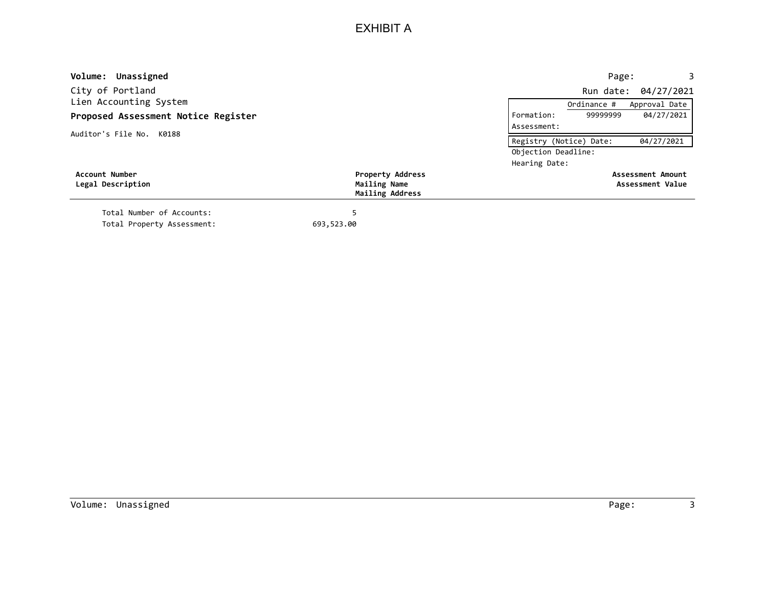# EXHIBIT A

**Volume: Unassigned**

City of Portland
Lien Accounting System

**Proposed Assessment Notice Register**

Auditor's File No. K0188

Run date: 04/27/2021

| | Ordinance # | Approval Date |
|---|---|---|
| Formation: | 99999999 | 04/27/2021 |
| Assessment: | | |

| Registry (Notice) Date: | 04/27/2021 |
|---|---|
| Objection Deadline: | |
| Hearing Date: | |

| Account Number / Legal Description | Property Address / Mailing Name / Mailing Address | Assessment Amount / Assessment Value |
|---|---|---|

Total Number of Accounts: 5

Total Property Assessment: 693,523.00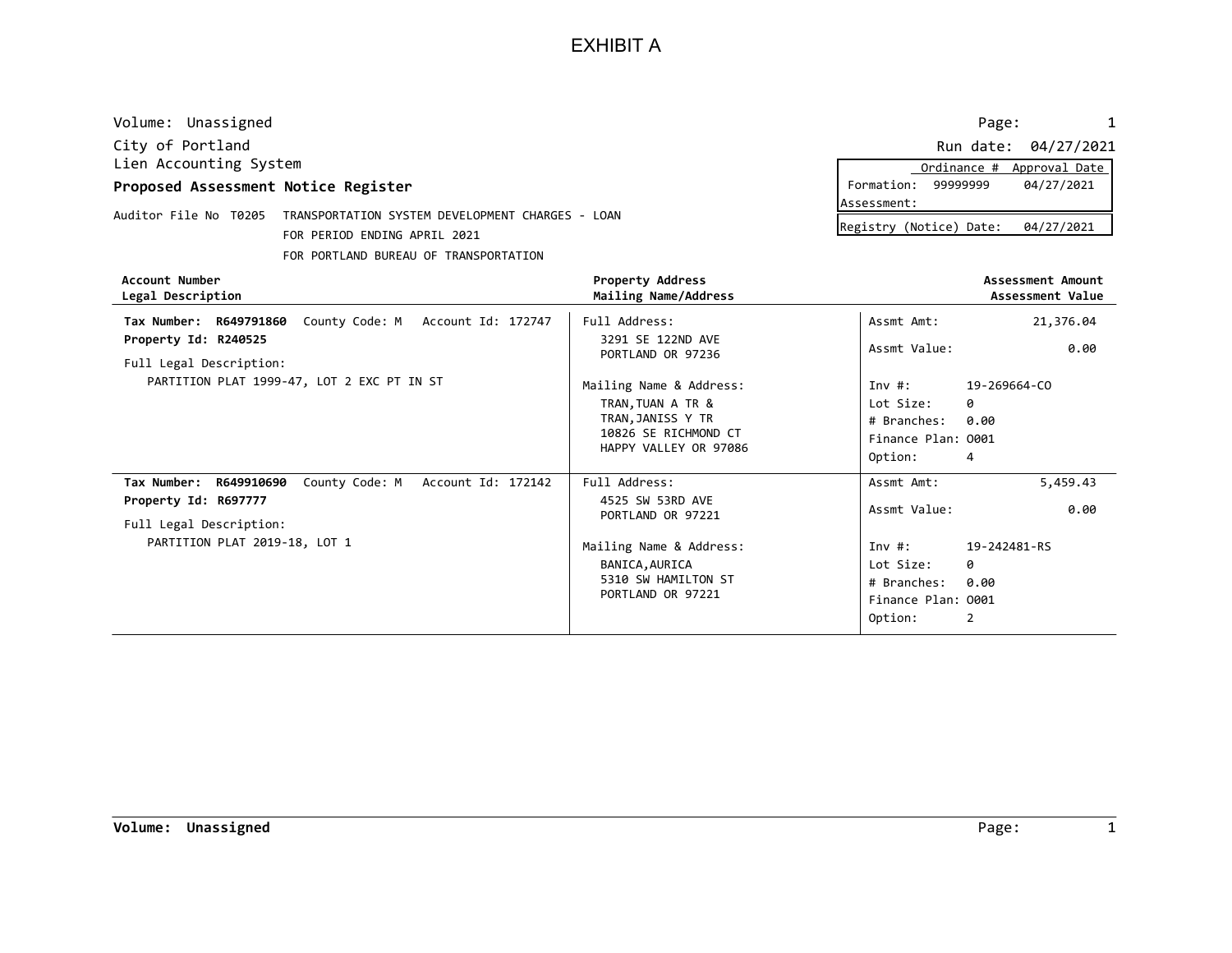# EXHIBIT A

Volume: Unassigned

City of Portland

Lien Accounting System

**Proposed Assessment Notice Register**

Page: 1

Run date: 04/27/2021

| | Ordinance # | Approval Date |
|---|---|---|
| Formation: | 99999999 | 04/27/2021 |
| Assessment: | | |

Registry (Notice) Date: 04/27/2021

Auditor File No T0205 TRANSPORTATION SYSTEM DEVELOPMENT CHARGES - LOAN
FOR PERIOD ENDING APRIL 2021
FOR PORTLAND BUREAU OF TRANSPORTATION

| Account Number / Legal Description | Property Address / Mailing Name/Address | Assessment Amount / Assessment Value |
|---|---|---|
| **Tax Number: R649791860** County Code: M Account Id: 172747<br>**Property Id: R240525**<br>Full Legal Description:<br>PARTITION PLAT 1999-47, LOT 2 EXC PT IN ST | Full Address:<br>3291 SE 122ND AVE<br>PORTLAND OR 97236<br>Mailing Name & Address:<br>TRAN,TUAN A TR &<br>TRAN,JANISS Y TR<br>10826 SE RICHMOND CT<br>HAPPY VALLEY OR 97086 | Assmt Amt: 21,376.04<br>Assmt Value: 0.00<br>Inv #: 19-269664-CO<br>Lot Size: 0<br># Branches: 0.00<br>Finance Plan: O001<br>Option: 4 |
| **Tax Number: R649910690** County Code: M Account Id: 172142<br>**Property Id: R697777**<br>Full Legal Description:<br>PARTITION PLAT 2019-18, LOT 1 | Full Address:<br>4525 SW 53RD AVE<br>PORTLAND OR 97221<br>Mailing Name & Address:<br>BANICA,AURICA<br>5310 SW HAMILTON ST<br>PORTLAND OR 97221 | Assmt Amt: 5,459.43<br>Assmt Value: 0.00<br>Inv #: 19-242481-RS<br>Lot Size: 0<br># Branches: 0.00<br>Finance Plan: O001<br>Option: 2 |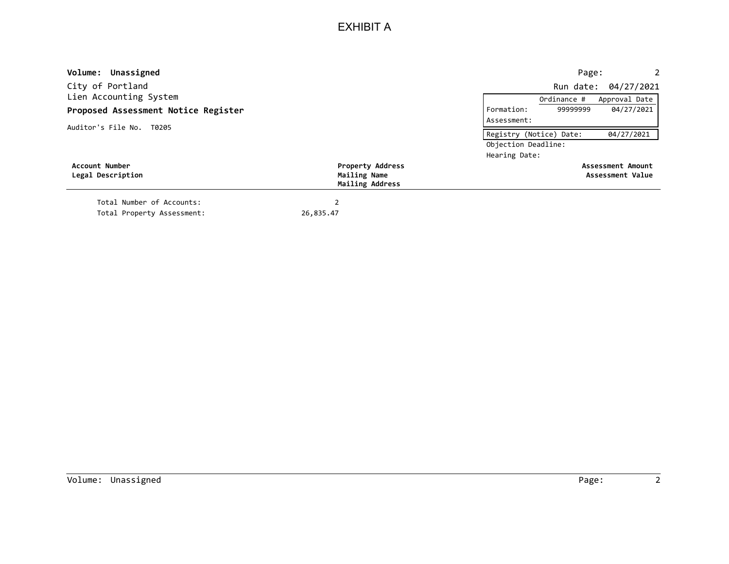# EXHIBIT A

**Volume: Unassigned**

City of Portland
Lien Accounting System

**Proposed Assessment Notice Register**

Auditor's File No. T0205

Run date: 04/27/2021

| | Ordinance # | Approval Date |
|---|---|---|
| Formation: | 99999999 | 04/27/2021 |
| Assessment: | | |

Registry (Notice) Date: 04/27/2021
Objection Deadline:
Hearing Date:

| Account Number / Legal Description | Property Address / Mailing Name / Mailing Address | Assessment Amount / Assessment Value |
|---|---|---|

Total Number of Accounts: 2
Total Property Assessment: 26,835.47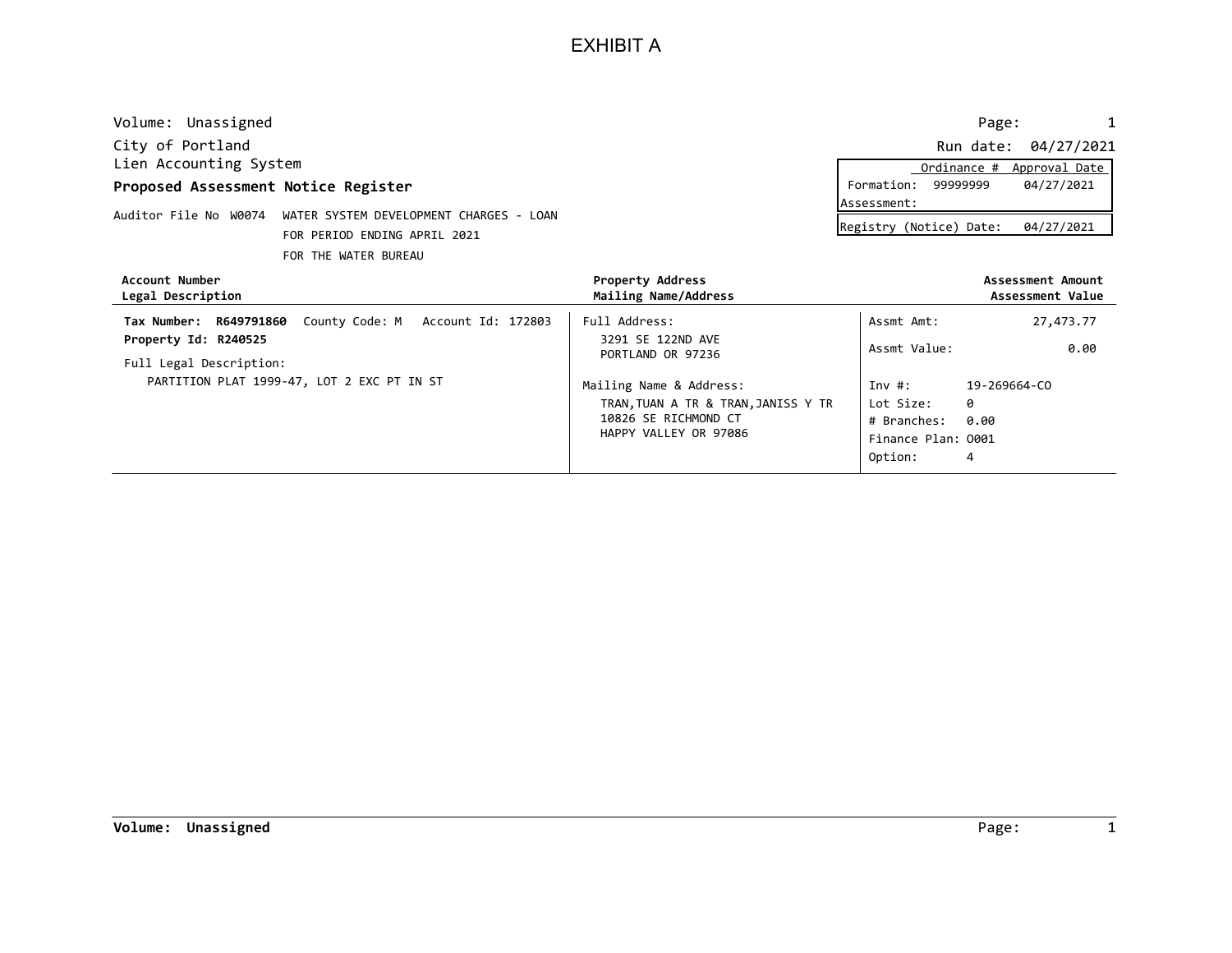# EXHIBIT A

Volume: Unassigned

City of Portland
Lien Accounting System

**Proposed Assessment Notice Register**

Run date: 04/27/2021

| | Ordinance # | Approval Date |
|---|---|---|
| Formation: | 99999999 | 04/27/2021 |
| Assessment: | | |

Registry (Notice) Date: 04/27/2021

Auditor File No W0074 WATER SYSTEM DEVELOPMENT CHARGES - LOAN
FOR PERIOD ENDING APRIL 2021
FOR THE WATER BUREAU

| Account Number<br>Legal Description | Property Address<br>Mailing Name/Address | Assessment Amount<br>Assessment Value |
|---|---|---|
| **Tax Number: R649791860** County Code: M Account Id: 172803<br>**Property Id: R240525**<br>Full Legal Description:<br>PARTITION PLAT 1999-47, LOT 2 EXC PT IN ST | Full Address:<br>3291 SE 122ND AVE<br>PORTLAND OR 97236<br><br>Mailing Name & Address:<br>TRAN,TUAN A TR & TRAN,JANISS Y TR<br>10826 SE RICHMOND CT<br>HAPPY VALLEY OR 97086 | Assmt Amt: 27,473.77<br>Assmt Value: 0.00<br><br>Inv #: 19-269664-CO<br>Lot Size: 0<br># Branches: 0.00<br>Finance Plan: O001<br>Option: 4 |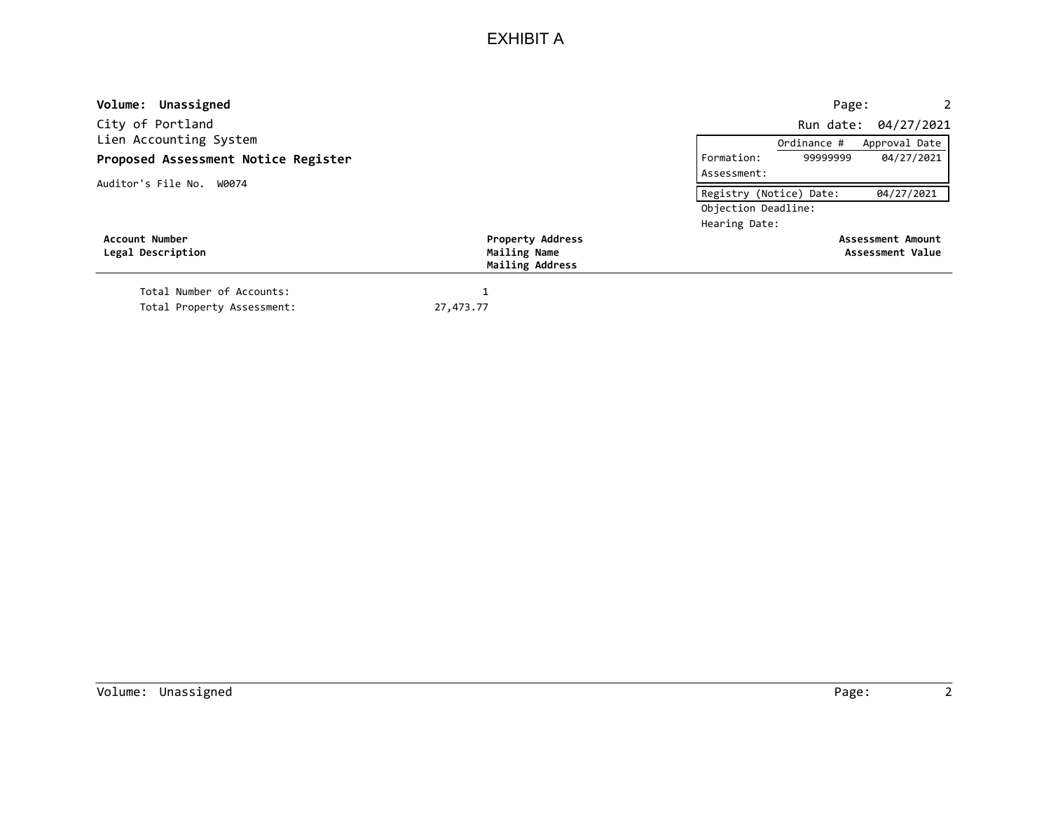# EXHIBIT A

**Volume: Unassigned**

City of Portland
Lien Accounting System
**Proposed Assessment Notice Register**

Auditor's File No. W0074

Run date: 04/27/2021

| | Ordinance # | Approval Date |
|---|---|---|
| Formation: | 99999999 | 04/27/2021 |
| Assessment: | | |

| Registry (Notice) Date: | 04/27/2021 |
|---|---|
| Objection Deadline: | |
| Hearing Date: | |

| **Account Number**<br>**Legal Description** | **Property Address**<br>**Mailing Name**<br>**Mailing Address** | **Assessment Amount**<br>**Assessment Value** |
|---|---|---|

Total Number of Accounts: 1

Total Property Assessment: 27,473.77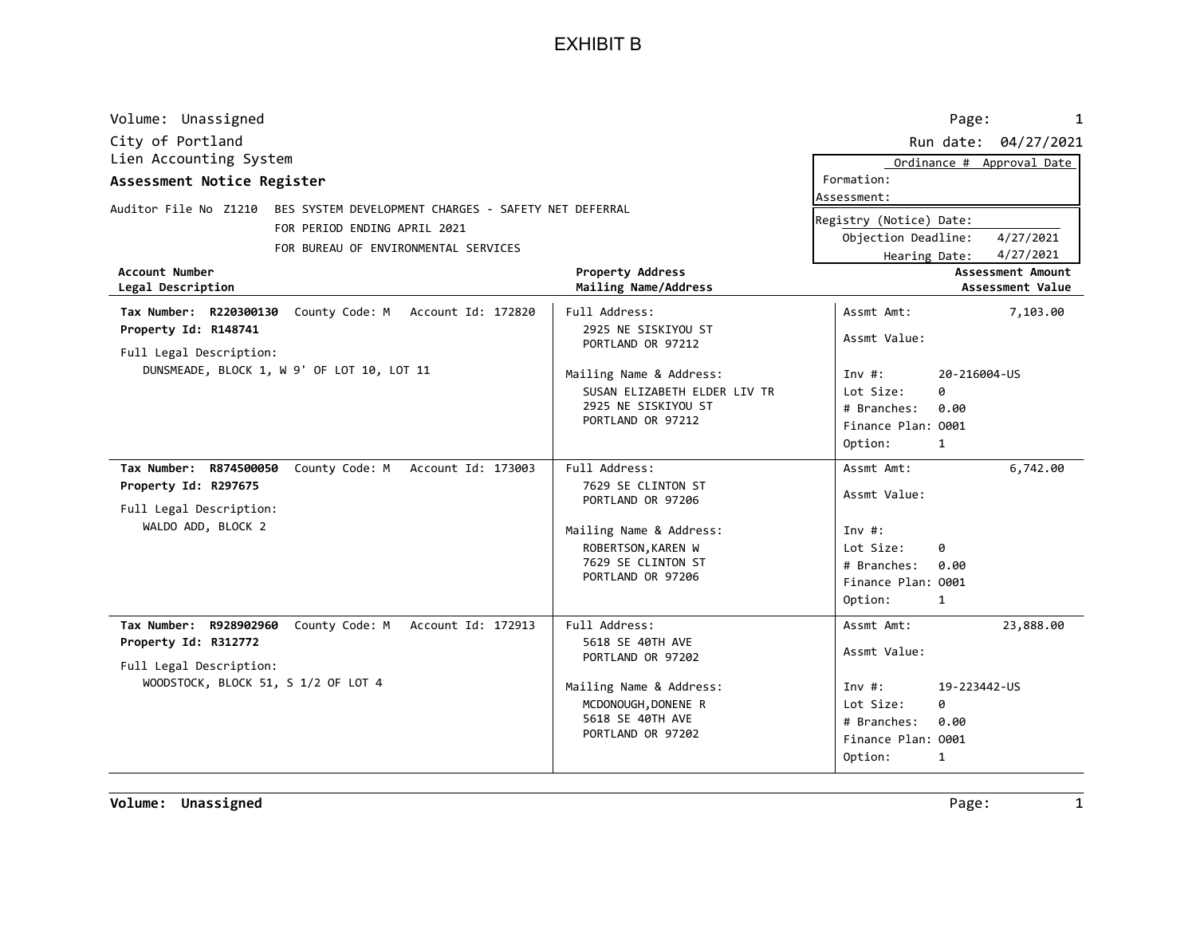# EXHIBIT B

Volume: Unassigned

City of Portland
Lien Accounting System
**Assessment Notice Register**

Run date: 04/27/2021

| | Ordinance # | Approval Date |
|---|---|---|
| Formation: | | |
| Assessment: | | |

Registry (Notice) Date:
Objection Deadline: 4/27/2021
Hearing Date: 4/27/2021

Auditor File No Z1210 BES SYSTEM DEVELOPMENT CHARGES - SAFETY NET DEFERRAL
FOR PERIOD ENDING APRIL 2021
FOR BUREAU OF ENVIRONMENTAL SERVICES

| Account Number / Legal Description | Property Address / Mailing Name/Address | Assessment Amount / Assessment Value |
|---|---|---|
| **Tax Number: R220300130** County Code: M Account Id: 172820<br>**Property Id: R148741**<br>Full Legal Description:<br>DUNSMEADE, BLOCK 1, W 9' OF LOT 10, LOT 11 | Full Address:<br>2925 NE SISKIYOU ST<br>PORTLAND OR 97212<br>Mailing Name & Address:<br>SUSAN ELIZABETH ELDER LIV TR<br>2925 NE SISKIYOU ST<br>PORTLAND OR 97212 | Assmt Amt: 7,103.00<br>Assmt Value:<br>Inv #: 20-216004-US<br>Lot Size: 0<br># Branches: 0.00<br>Finance Plan: O001<br>Option: 1 |
| **Tax Number: R874500050** County Code: M Account Id: 173003<br>**Property Id: R297675**<br>Full Legal Description:<br>WALDO ADD, BLOCK 2 | Full Address:<br>7629 SE CLINTON ST<br>PORTLAND OR 97206<br>Mailing Name & Address:<br>ROBERTSON,KAREN W<br>7629 SE CLINTON ST<br>PORTLAND OR 97206 | Assmt Amt: 6,742.00<br>Assmt Value:<br>Inv #:<br>Lot Size: 0<br># Branches: 0.00<br>Finance Plan: O001<br>Option: 1 |
| **Tax Number: R928902960** County Code: M Account Id: 172913<br>**Property Id: R312772**<br>Full Legal Description:<br>WOODSTOCK, BLOCK 51, S 1/2 OF LOT 4 | Full Address:<br>5618 SE 40TH AVE<br>PORTLAND OR 97202<br>Mailing Name & Address:<br>MCDONOUGH,DONENE R<br>5618 SE 40TH AVE<br>PORTLAND OR 97202 | Assmt Amt: 23,888.00<br>Assmt Value:<br>Inv #: 19-223442-US<br>Lot Size: 0<br># Branches: 0.00<br>Finance Plan: O001<br>Option: 1 |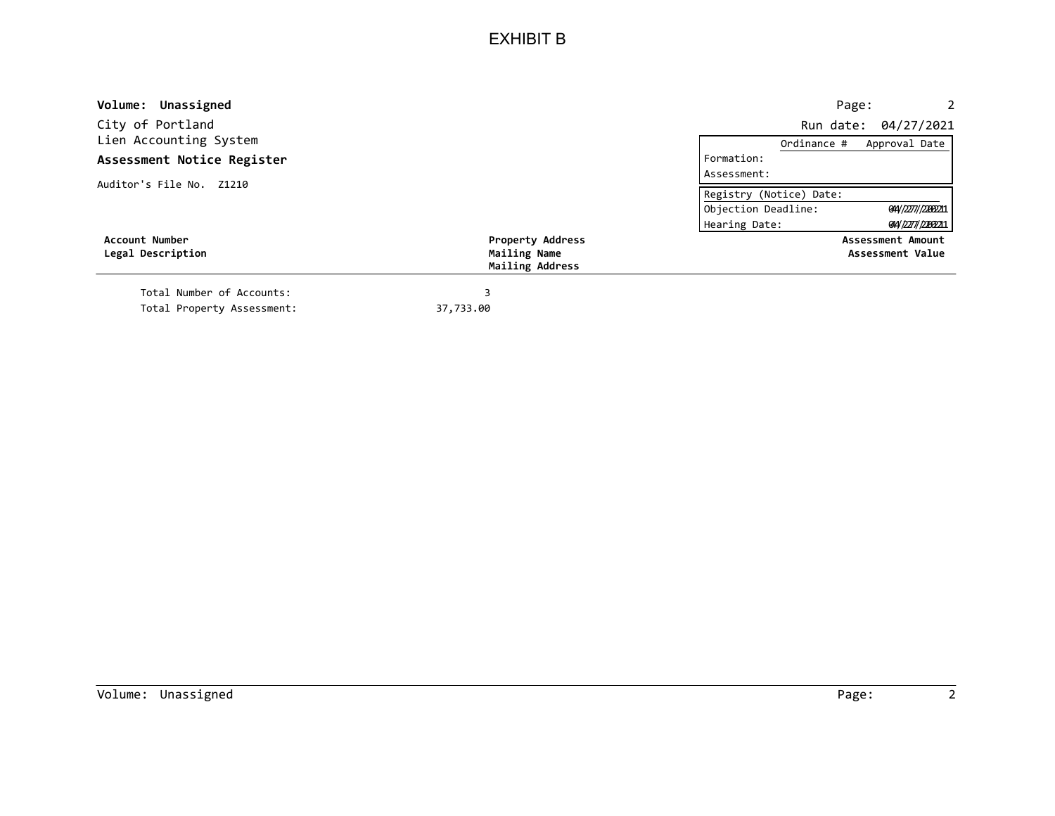# EXHIBIT B

**Volume: Unassigned**

City of Portland
Lien Accounting System
**Assessment Notice Register**

Auditor's File No. Z1210

Run date: 04/27/2021

| | Ordinance # | Approval Date |
|---|---|---|
| Formation: | | |
| Assessment: | | |

| | |
|---|---|
| Registry (Notice) Date: | |
| Objection Deadline: | 04/27/2021 |
| Hearing Date: | 04/27/2021 |

| **Account Number** / **Legal Description** | **Property Address** / **Mailing Name** / **Mailing Address** | **Assessment Amount** / **Assessment Value** |
|---|---|---|

Total Number of Accounts: 3
Total Property Assessment: 37,733.00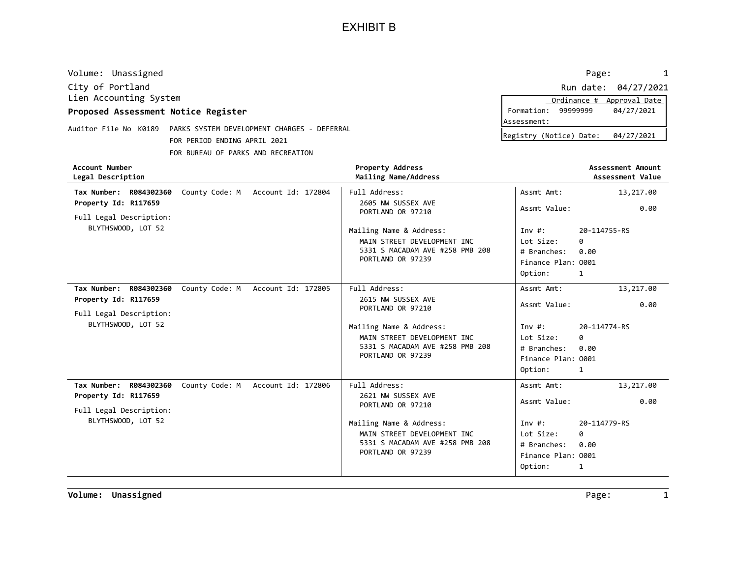# EXHIBIT B

Volume: Unassigned

City of Portland
Lien Accounting System

**Proposed Assessment Notice Register**

Run date: 04/27/2021

| | Ordinance # | Approval Date |
|---|---|---|
| Formation: | 99999999 | 04/27/2021 |
| Assessment: | | |

Registry (Notice) Date: 04/27/2021

Auditor File No K0189 PARKS SYSTEM DEVELOPMENT CHARGES - DEFERRAL
FOR PERIOD ENDING APRIL 2021
FOR BUREAU OF PARKS AND RECREATION

| Account Number<br>Legal Description | Property Address<br>Mailing Name/Address | Assessment Amount<br>Assessment Value |
|---|---|---|
| **Tax Number: R084302360** County Code: M Account Id: 172804<br>**Property Id: R117659**<br>Full Legal Description:<br>BLYTHSWOOD, LOT 52 | Full Address:<br>2605 NW SUSSEX AVE<br>PORTLAND OR 97210<br>Mailing Name & Address:<br>MAIN STREET DEVELOPMENT INC<br>5331 S MACADAM AVE #258 PMB 208<br>PORTLAND OR 97239 | Assmt Amt: 13,217.00<br>Assmt Value: 0.00<br>Inv #: 20-114755-RS<br>Lot Size: 0<br># Branches: 0.00<br>Finance Plan: O001<br>Option: 1 |
| **Tax Number: R084302360** County Code: M Account Id: 172805<br>**Property Id: R117659**<br>Full Legal Description:<br>BLYTHSWOOD, LOT 52 | Full Address:<br>2615 NW SUSSEX AVE<br>PORTLAND OR 97210<br>Mailing Name & Address:<br>MAIN STREET DEVELOPMENT INC<br>5331 S MACADAM AVE #258 PMB 208<br>PORTLAND OR 97239 | Assmt Amt: 13,217.00<br>Assmt Value: 0.00<br>Inv #: 20-114774-RS<br>Lot Size: 0<br># Branches: 0.00<br>Finance Plan: O001<br>Option: 1 |
| **Tax Number: R084302360** County Code: M Account Id: 172806<br>**Property Id: R117659**<br>Full Legal Description:<br>BLYTHSWOOD, LOT 52 | Full Address:<br>2621 NW SUSSEX AVE<br>PORTLAND OR 97210<br>Mailing Name & Address:<br>MAIN STREET DEVELOPMENT INC<br>5331 S MACADAM AVE #258 PMB 208<br>PORTLAND OR 97239 | Assmt Amt: 13,217.00<br>Assmt Value: 0.00<br>Inv #: 20-114779-RS<br>Lot Size: 0<br># Branches: 0.00<br>Finance Plan: O001<br>Option: 1 |

**Volume: Unassigned**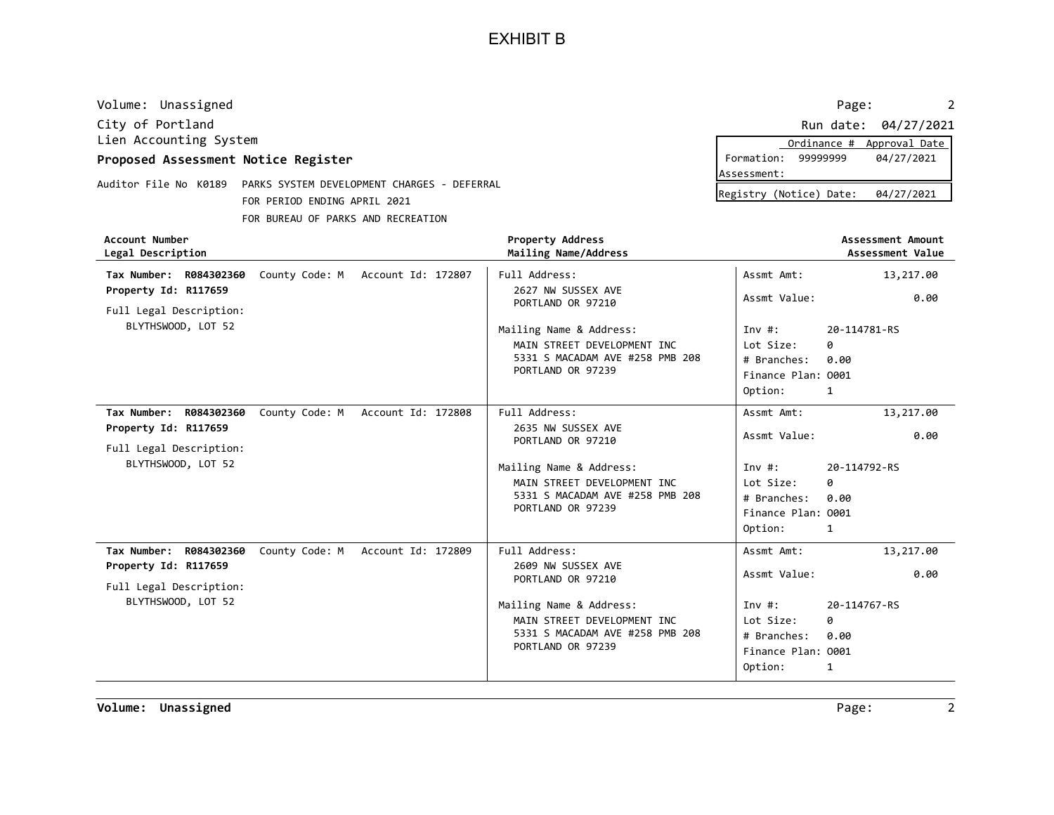# EXHIBIT B

Volume: Unassigned

City of Portland
Lien Accounting System

**Proposed Assessment Notice Register**

Run date: 04/27/2021

| | Ordinance # | Approval Date |
|---|---|---|
| Formation: | 99999999 | 04/27/2021 |
| Assessment: | | |

Registry (Notice) Date: 04/27/2021

Auditor File No K0189 PARKS SYSTEM DEVELOPMENT CHARGES - DEFERRAL
FOR PERIOD ENDING APRIL 2021
FOR BUREAU OF PARKS AND RECREATION

| **Account Number**<br>**Legal Description** | **Property Address**<br>**Mailing Name/Address** | **Assessment Amount**<br>**Assessment Value** |
|---|---|---|
| **Tax Number: R084302360** County Code: M Account Id: 172807<br>**Property Id: R117659**<br>Full Legal Description:<br>BLYTHSWOOD, LOT 52 | Full Address:<br>2627 NW SUSSEX AVE<br>PORTLAND OR 97210<br>Mailing Name & Address:<br>MAIN STREET DEVELOPMENT INC<br>5331 S MACADAM AVE #258 PMB 208<br>PORTLAND OR 97239 | Assmt Amt: 13,217.00<br>Assmt Value: 0.00<br>Inv #: 20-114781-RS<br>Lot Size: 0<br># Branches: 0.00<br>Finance Plan: O001<br>Option: 1 |
| **Tax Number: R084302360** County Code: M Account Id: 172808<br>**Property Id: R117659**<br>Full Legal Description:<br>BLYTHSWOOD, LOT 52 | Full Address:<br>2635 NW SUSSEX AVE<br>PORTLAND OR 97210<br>Mailing Name & Address:<br>MAIN STREET DEVELOPMENT INC<br>5331 S MACADAM AVE #258 PMB 208<br>PORTLAND OR 97239 | Assmt Amt: 13,217.00<br>Assmt Value: 0.00<br>Inv #: 20-114792-RS<br>Lot Size: 0<br># Branches: 0.00<br>Finance Plan: O001<br>Option: 1 |
| **Tax Number: R084302360** County Code: M Account Id: 172809<br>**Property Id: R117659**<br>Full Legal Description:<br>BLYTHSWOOD, LOT 52 | Full Address:<br>2609 NW SUSSEX AVE<br>PORTLAND OR 97210<br>Mailing Name & Address:<br>MAIN STREET DEVELOPMENT INC<br>5331 S MACADAM AVE #258 PMB 208<br>PORTLAND OR 97239 | Assmt Amt: 13,217.00<br>Assmt Value: 0.00<br>Inv #: 20-114767-RS<br>Lot Size: 0<br># Branches: 0.00<br>Finance Plan: O001<br>Option: 1 |

**Volume: Unassigned**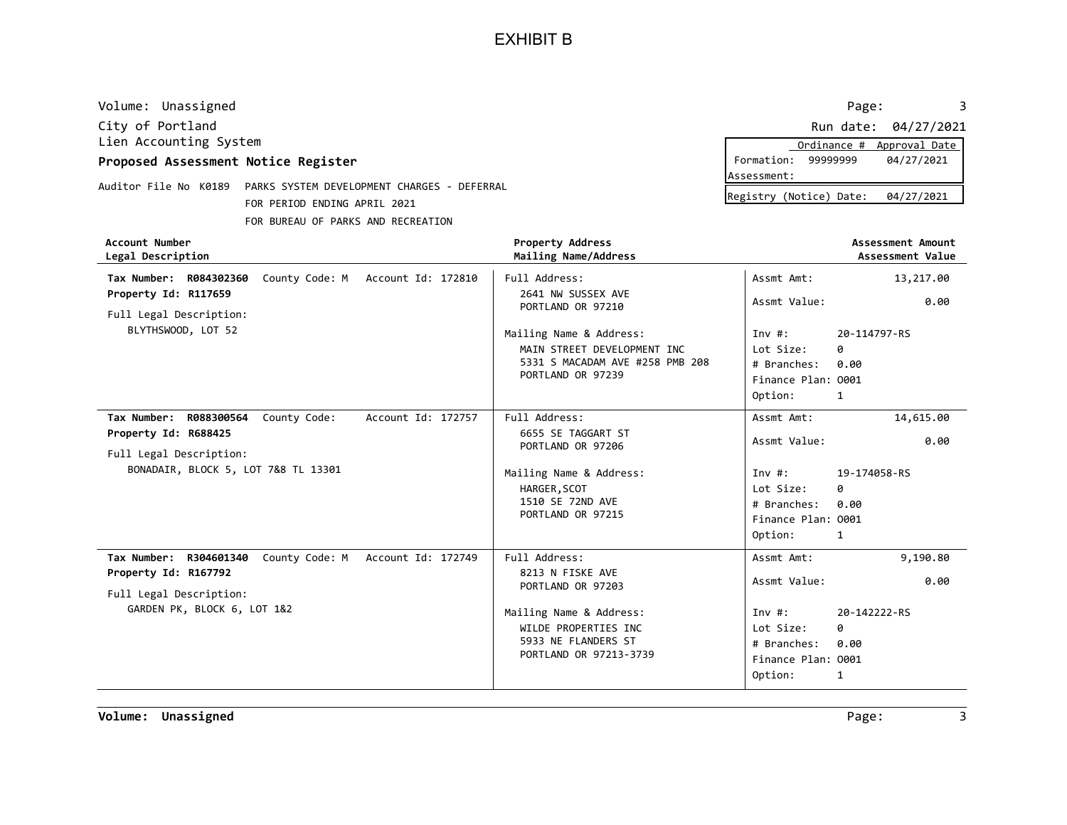# EXHIBIT B

Volume: Unassigned

City of Portland
Lien Accounting System
**Proposed Assessment Notice Register**

Run date: 04/27/2021

| | Ordinance # | Approval Date |
|---|---|---|
| Formation: | 99999999 | 04/27/2021 |
| Assessment: | | |

Registry (Notice) Date: 04/27/2021

Auditor File No K0189 PARKS SYSTEM DEVELOPMENT CHARGES - DEFERRAL
FOR PERIOD ENDING APRIL 2021
FOR BUREAU OF PARKS AND RECREATION

| Account Number / Legal Description | Property Address / Mailing Name/Address | Assessment Amount / Assessment Value |
|---|---|---|
| **Tax Number: R084302360** County Code: M Account Id: 172810<br>**Property Id: R117659**<br>Full Legal Description:<br>BLYTHSWOOD, LOT 52 | Full Address:<br>2641 NW SUSSEX AVE<br>PORTLAND OR 97210<br>Mailing Name & Address:<br>MAIN STREET DEVELOPMENT INC<br>5331 S MACADAM AVE #258 PMB 208<br>PORTLAND OR 97239 | Assmt Amt: 13,217.00<br>Assmt Value: 0.00<br>Inv #: 20-114797-RS<br>Lot Size: 0<br># Branches: 0.00<br>Finance Plan: O001<br>Option: 1 |
| **Tax Number: R088300564** County Code: Account Id: 172757<br>**Property Id: R688425**<br>Full Legal Description:<br>BONADAIR, BLOCK 5, LOT 7&8 TL 13301 | Full Address:<br>6655 SE TAGGART ST<br>PORTLAND OR 97206<br>Mailing Name & Address:<br>HARGER,SCOT<br>1510 SE 72ND AVE<br>PORTLAND OR 97215 | Assmt Amt: 14,615.00<br>Assmt Value: 0.00<br>Inv #: 19-174058-RS<br>Lot Size: 0<br># Branches: 0.00<br>Finance Plan: O001<br>Option: 1 |
| **Tax Number: R304601340** County Code: M Account Id: 172749<br>**Property Id: R167792**<br>Full Legal Description:<br>GARDEN PK, BLOCK 6, LOT 1&2 | Full Address:<br>8213 N FISKE AVE<br>PORTLAND OR 97203<br>Mailing Name & Address:<br>WILDE PROPERTIES INC<br>5933 NE FLANDERS ST<br>PORTLAND OR 97213-3739 | Assmt Amt: 9,190.80<br>Assmt Value: 0.00<br>Inv #: 20-142222-RS<br>Lot Size: 0<br># Branches: 0.00<br>Finance Plan: O001<br>Option: 1 |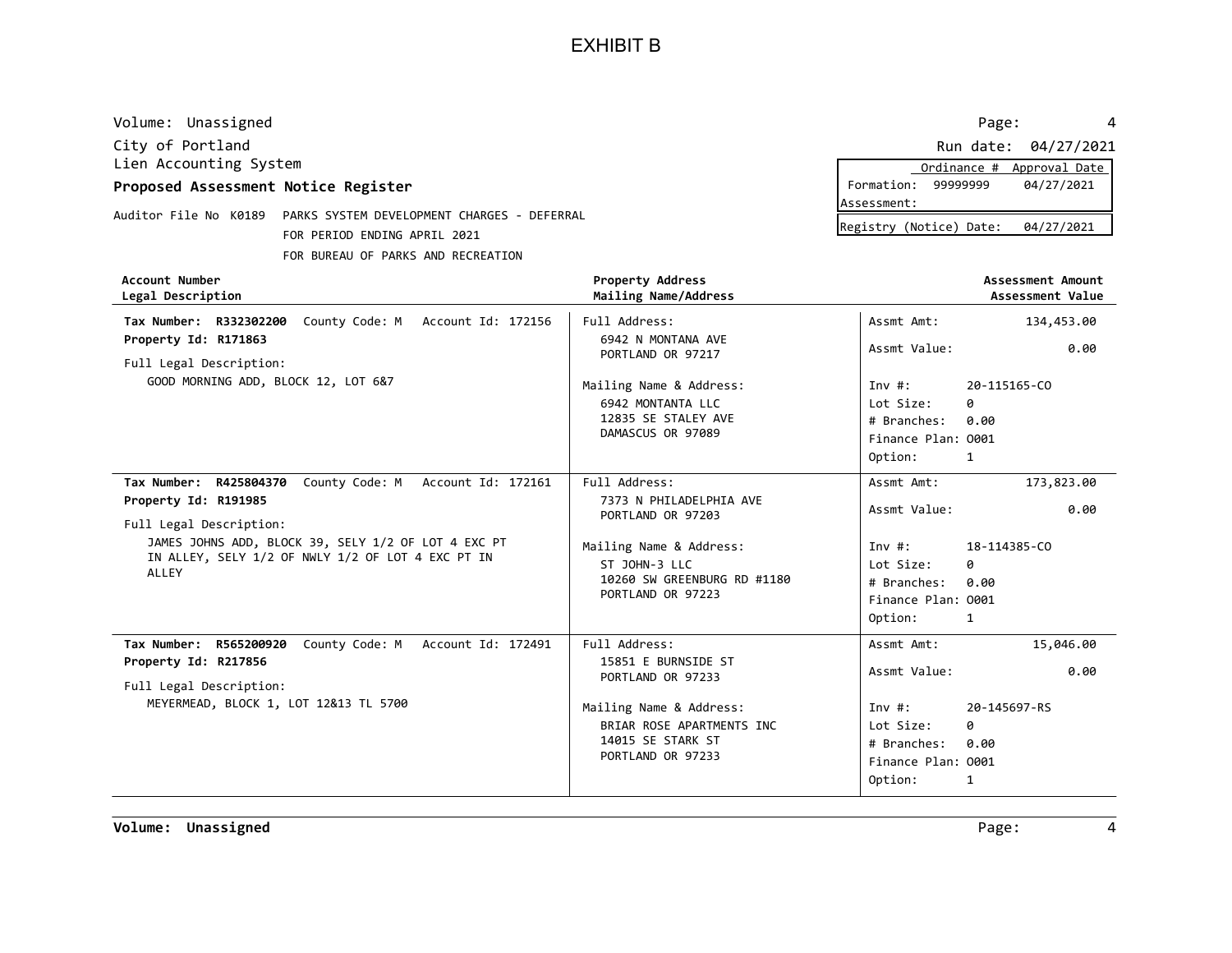# EXHIBIT B

Volume: Unassigned

City of Portland
Lien Accounting System

**Proposed Assessment Notice Register**

Run date: 04/27/2021

| | Ordinance # | Approval Date |
|---|---|---|
| Formation: | 99999999 | 04/27/2021 |
| Assessment: | | |

Registry (Notice) Date: 04/27/2021

Auditor File No K0189 PARKS SYSTEM DEVELOPMENT CHARGES - DEFERRAL
FOR PERIOD ENDING APRIL 2021
FOR BUREAU OF PARKS AND RECREATION

| Account Number / Legal Description | Property Address / Mailing Name/Address | Assessment Amount / Assessment Value |
|---|---|---|
| **Tax Number: R332302200** County Code: M Account Id: 172156<br>**Property Id: R171863**<br>Full Legal Description:<br>GOOD MORNING ADD, BLOCK 12, LOT 6&7 | Full Address:<br>6942 N MONTANA AVE<br>PORTLAND OR 97217<br>Mailing Name & Address:<br>6942 MONTANTA LLC<br>12835 SE STALEY AVE<br>DAMASCUS OR 97089 | Assmt Amt: 134,453.00<br>Assmt Value: 0.00<br>Inv #: 20-115165-CO<br>Lot Size: 0<br># Branches: 0.00<br>Finance Plan: O001<br>Option: 1 |
| **Tax Number: R425804370** County Code: M Account Id: 172161<br>**Property Id: R191985**<br>Full Legal Description:<br>JAMES JOHNS ADD, BLOCK 39, SELY 1/2 OF LOT 4 EXC PT IN ALLEY, SELY 1/2 OF NWLY 1/2 OF LOT 4 EXC PT IN ALLEY | Full Address:<br>7373 N PHILADELPHIA AVE<br>PORTLAND OR 97203<br>Mailing Name & Address:<br>ST JOHN-3 LLC<br>10260 SW GREENBURG RD #1180<br>PORTLAND OR 97223 | Assmt Amt: 173,823.00<br>Assmt Value: 0.00<br>Inv #: 18-114385-CO<br>Lot Size: 0<br># Branches: 0.00<br>Finance Plan: O001<br>Option: 1 |
| **Tax Number: R565200920** County Code: M Account Id: 172491<br>**Property Id: R217856**<br>Full Legal Description:<br>MEYERMEAD, BLOCK 1, LOT 12&13 TL 5700 | Full Address:<br>15851 E BURNSIDE ST<br>PORTLAND OR 97233<br>Mailing Name & Address:<br>BRIAR ROSE APARTMENTS INC<br>14015 SE STARK ST<br>PORTLAND OR 97233 | Assmt Amt: 15,046.00<br>Assmt Value: 0.00<br>Inv #: 20-145697-RS<br>Lot Size: 0<br># Branches: 0.00<br>Finance Plan: O001<br>Option: 1 |

**Volume: Unassigned**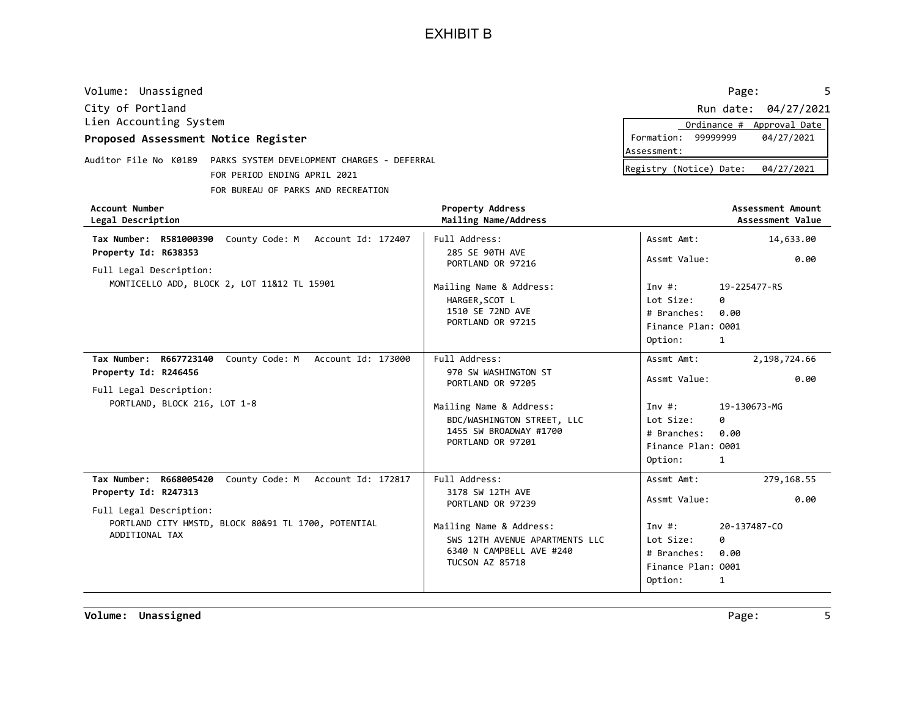# EXHIBIT B

Volume: Unassigned

City of Portland

Lien Accounting System

**Proposed Assessment Notice Register**

Run date: 04/27/2021

| | Ordinance # | Approval Date |
|---|---|---|
| Formation: | 99999999 | 04/27/2021 |
| Assessment: | | |

Registry (Notice) Date: 04/27/2021

Auditor File No K0189 PARKS SYSTEM DEVELOPMENT CHARGES - DEFERRAL
FOR PERIOD ENDING APRIL 2021
FOR BUREAU OF PARKS AND RECREATION

| Account Number / Legal Description | Property Address / Mailing Name/Address | Assessment Amount / Assessment Value |
|---|---|---|
| **Tax Number: R581000390** County Code: M Account Id: 172407<br>**Property Id: R638353**<br>Full Legal Description:<br>MONTICELLO ADD, BLOCK 2, LOT 11&12 TL 15901 | Full Address:<br>285 SE 90TH AVE<br>PORTLAND OR 97216<br>Mailing Name & Address:<br>HARGER,SCOT L<br>1510 SE 72ND AVE<br>PORTLAND OR 97215 | Assmt Amt: 14,633.00<br>Assmt Value: 0.00<br>Inv #: 19-225477-RS<br>Lot Size: 0<br># Branches: 0.00<br>Finance Plan: O001<br>Option: 1 |
| **Tax Number: R667723140** County Code: M Account Id: 173000<br>**Property Id: R246456**<br>Full Legal Description:<br>PORTLAND, BLOCK 216, LOT 1-8 | Full Address:<br>970 SW WASHINGTON ST<br>PORTLAND OR 97205<br>Mailing Name & Address:<br>BDC/WASHINGTON STREET, LLC<br>1455 SW BROADWAY #1700<br>PORTLAND OR 97201 | Assmt Amt: 2,198,724.66<br>Assmt Value: 0.00<br>Inv #: 19-130673-MG<br>Lot Size: 0<br># Branches: 0.00<br>Finance Plan: O001<br>Option: 1 |
| **Tax Number: R668005420** County Code: M Account Id: 172817<br>**Property Id: R247313**<br>Full Legal Description:<br>PORTLAND CITY HMSTD, BLOCK 80&91 TL 1700, POTENTIAL ADDITIONAL TAX | Full Address:<br>3178 SW 12TH AVE<br>PORTLAND OR 97239<br>Mailing Name & Address:<br>SWS 12TH AVENUE APARTMENTS LLC<br>6340 N CAMPBELL AVE #240<br>TUCSON AZ 85718 | Assmt Amt: 279,168.55<br>Assmt Value: 0.00<br>Inv #: 20-137487-CO<br>Lot Size: 0<br># Branches: 0.00<br>Finance Plan: O001<br>Option: 1 |

**Volume: Unassigned**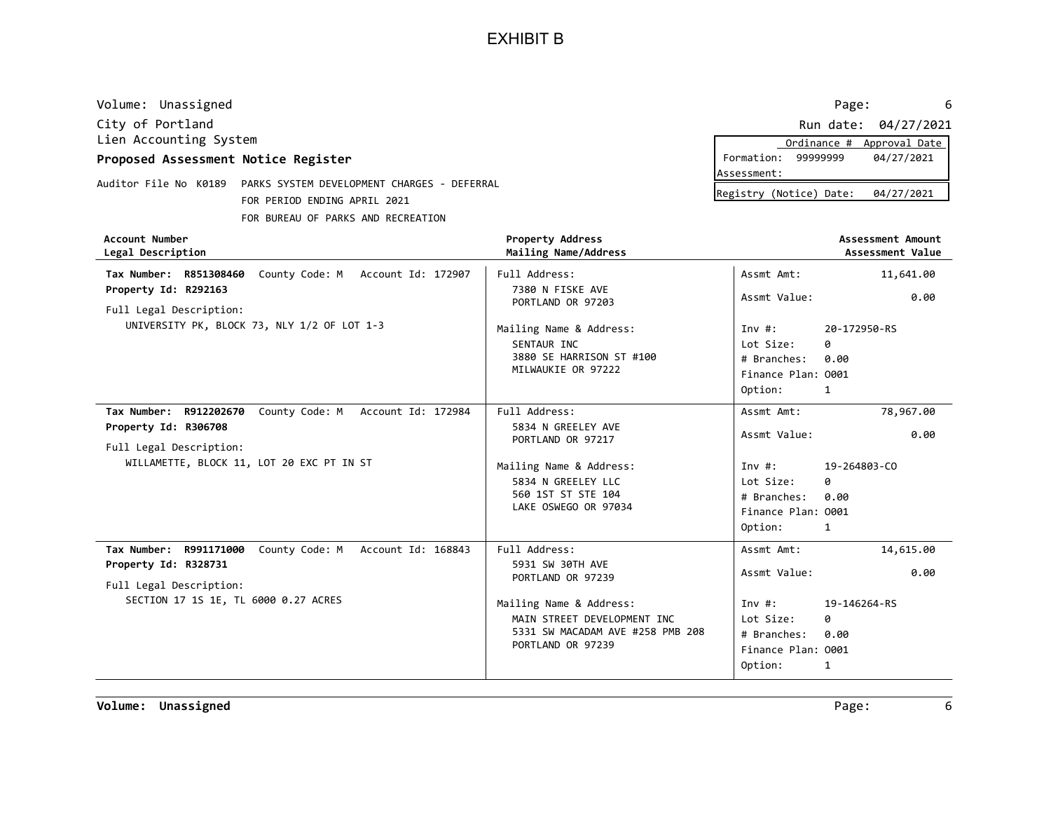# EXHIBIT B

Volume: Unassigned

City of Portland
Lien Accounting System

**Proposed Assessment Notice Register**

Auditor File No K0189 PARKS SYSTEM DEVELOPMENT CHARGES - DEFERRAL
FOR PERIOD ENDING APRIL 2021
FOR BUREAU OF PARKS AND RECREATION

Run date: 04/27/2021

| | Ordinance # | Approval Date |
|---|---|---|
| Formation: | 99999999 | 04/27/2021 |
| Assessment: | | |

Registry (Notice) Date: 04/27/2021

| Account Number / Legal Description | Property Address / Mailing Name/Address | Assessment Amount / Assessment Value |
|---|---|---|
| **Tax Number: R851308460** County Code: M Account Id: 172907<br>**Property Id: R292163**<br>Full Legal Description:<br>UNIVERSITY PK, BLOCK 73, NLY 1/2 OF LOT 1-3 | Full Address:<br>7380 N FISKE AVE<br>PORTLAND OR 97203<br>Mailing Name & Address:<br>SENTAUR INC<br>3880 SE HARRISON ST #100<br>MILWAUKIE OR 97222 | Assmt Amt: 11,641.00<br>Assmt Value: 0.00<br>Inv #: 20-172950-RS<br>Lot Size: 0<br># Branches: 0.00<br>Finance Plan: O001<br>Option: 1 |
| **Tax Number: R912202670** County Code: M Account Id: 172984<br>**Property Id: R306708**<br>Full Legal Description:<br>WILLAMETTE, BLOCK 11, LOT 20 EXC PT IN ST | Full Address:<br>5834 N GREELEY AVE<br>PORTLAND OR 97217<br>Mailing Name & Address:<br>5834 N GREELEY LLC<br>560 1ST ST STE 104<br>LAKE OSWEGO OR 97034 | Assmt Amt: 78,967.00<br>Assmt Value: 0.00<br>Inv #: 19-264803-CO<br>Lot Size: 0<br># Branches: 0.00<br>Finance Plan: O001<br>Option: 1 |
| **Tax Number: R991171000** County Code: M Account Id: 168843<br>**Property Id: R328731**<br>Full Legal Description:<br>SECTION 17 1S 1E, TL 6000 0.27 ACRES | Full Address:<br>5931 SW 30TH AVE<br>PORTLAND OR 97239<br>Mailing Name & Address:<br>MAIN STREET DEVELOPMENT INC<br>5331 SW MACADAM AVE #258 PMB 208<br>PORTLAND OR 97239 | Assmt Amt: 14,615.00<br>Assmt Value: 0.00<br>Inv #: 19-146264-RS<br>Lot Size: 0<br># Branches: 0.00<br>Finance Plan: O001<br>Option: 1 |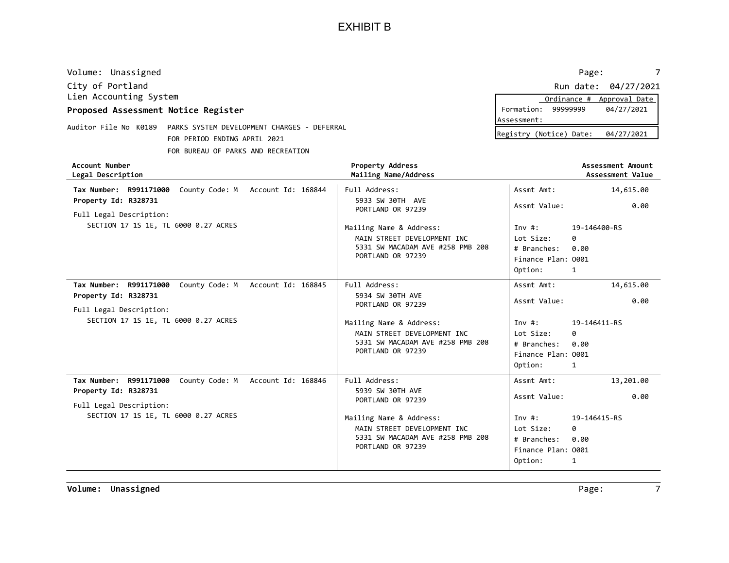# EXHIBIT B

Volume: Unassigned

City of Portland

Lien Accounting System

**Proposed Assessment Notice Register**

Auditor File No K0189 PARKS SYSTEM DEVELOPMENT CHARGES - DEFERRAL
FOR PERIOD ENDING APRIL 2021
FOR BUREAU OF PARKS AND RECREATION

Run date: 04/27/2021

| | Ordinance # | Approval Date |
|---|---|---|
| Formation: | 99999999 | 04/27/2021 |
| Assessment: | | |

Registry (Notice) Date: 04/27/2021

| Account Number / Legal Description | Property Address / Mailing Name/Address | Assessment Amount / Assessment Value |
|---|---|---|
| **Tax Number: R991171000** County Code: M Account Id: 168844<br>**Property Id: R328731**<br>Full Legal Description:<br>SECTION 17 1S 1E, TL 6000 0.27 ACRES | Full Address:<br>5933 SW 30TH AVE<br>PORTLAND OR 97239<br>Mailing Name & Address:<br>MAIN STREET DEVELOPMENT INC<br>5331 SW MACADAM AVE #258 PMB 208<br>PORTLAND OR 97239 | Assmt Amt: 14,615.00<br>Assmt Value: 0.00<br>Inv #: 19-146400-RS<br>Lot Size: 0<br># Branches: 0.00<br>Finance Plan: O001<br>Option: 1 |
| **Tax Number: R991171000** County Code: M Account Id: 168845<br>**Property Id: R328731**<br>Full Legal Description:<br>SECTION 17 1S 1E, TL 6000 0.27 ACRES | Full Address:<br>5934 SW 30TH AVE<br>PORTLAND OR 97239<br>Mailing Name & Address:<br>MAIN STREET DEVELOPMENT INC<br>5331 SW MACADAM AVE #258 PMB 208<br>PORTLAND OR 97239 | Assmt Amt: 14,615.00<br>Assmt Value: 0.00<br>Inv #: 19-146411-RS<br>Lot Size: 0<br># Branches: 0.00<br>Finance Plan: O001<br>Option: 1 |
| **Tax Number: R991171000** County Code: M Account Id: 168846<br>**Property Id: R328731**<br>Full Legal Description:<br>SECTION 17 1S 1E, TL 6000 0.27 ACRES | Full Address:<br>5939 SW 30TH AVE<br>PORTLAND OR 97239<br>Mailing Name & Address:<br>MAIN STREET DEVELOPMENT INC<br>5331 SW MACADAM AVE #258 PMB 208<br>PORTLAND OR 97239 | Assmt Amt: 13,201.00<br>Assmt Value: 0.00<br>Inv #: 19-146415-RS<br>Lot Size: 0<br># Branches: 0.00<br>Finance Plan: O001<br>Option: 1 |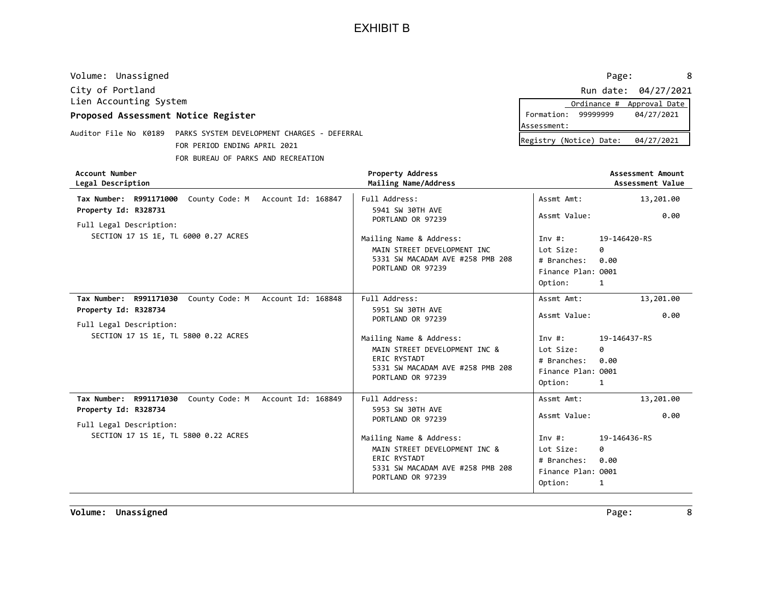# EXHIBIT B

Volume: Unassigned

City of Portland

Lien Accounting System

**Proposed Assessment Notice Register**

Auditor File No K0189 PARKS SYSTEM DEVELOPMENT CHARGES - DEFERRAL
FOR PERIOD ENDING APRIL 2021
FOR BUREAU OF PARKS AND RECREATION

Run date: 04/27/2021

| | Ordinance # | Approval Date |
|---|---|---|
| Formation: | 99999999 | 04/27/2021 |
| Assessment: | | |

Registry (Notice) Date: 04/27/2021

| Account Number / Legal Description | Property Address / Mailing Name/Address | Assessment Amount / Assessment Value |
|---|---|---|
| **Tax Number: R991171000** County Code: M Account Id: 168847<br>**Property Id: R328731**<br>Full Legal Description:<br>SECTION 17 1S 1E, TL 6000 0.27 ACRES | Full Address:<br>5941 SW 30TH AVE<br>PORTLAND OR 97239<br>Mailing Name & Address:<br>MAIN STREET DEVELOPMENT INC<br>5331 SW MACADAM AVE #258 PMB 208<br>PORTLAND OR 97239 | Assmt Amt: 13,201.00<br>Assmt Value: 0.00<br>Inv #: 19-146420-RS<br>Lot Size: 0<br># Branches: 0.00<br>Finance Plan: O001<br>Option: 1 |
| **Tax Number: R991171030** County Code: M Account Id: 168848<br>**Property Id: R328734**<br>Full Legal Description:<br>SECTION 17 1S 1E, TL 5800 0.22 ACRES | Full Address:<br>5951 SW 30TH AVE<br>PORTLAND OR 97239<br>Mailing Name & Address:<br>MAIN STREET DEVELOPMENT INC &<br>ERIC RYSTADT<br>5331 SW MACADAM AVE #258 PMB 208<br>PORTLAND OR 97239 | Assmt Amt: 13,201.00<br>Assmt Value: 0.00<br>Inv #: 19-146437-RS<br>Lot Size: 0<br># Branches: 0.00<br>Finance Plan: O001<br>Option: 1 |
| **Tax Number: R991171030** County Code: M Account Id: 168849<br>**Property Id: R328734**<br>Full Legal Description:<br>SECTION 17 1S 1E, TL 5800 0.22 ACRES | Full Address:<br>5953 SW 30TH AVE<br>PORTLAND OR 97239<br>Mailing Name & Address:<br>MAIN STREET DEVELOPMENT INC &<br>ERIC RYSTADT<br>5331 SW MACADAM AVE #258 PMB 208<br>PORTLAND OR 97239 | Assmt Amt: 13,201.00<br>Assmt Value: 0.00<br>Inv #: 19-146436-RS<br>Lot Size: 0<br># Branches: 0.00<br>Finance Plan: O001<br>Option: 1 |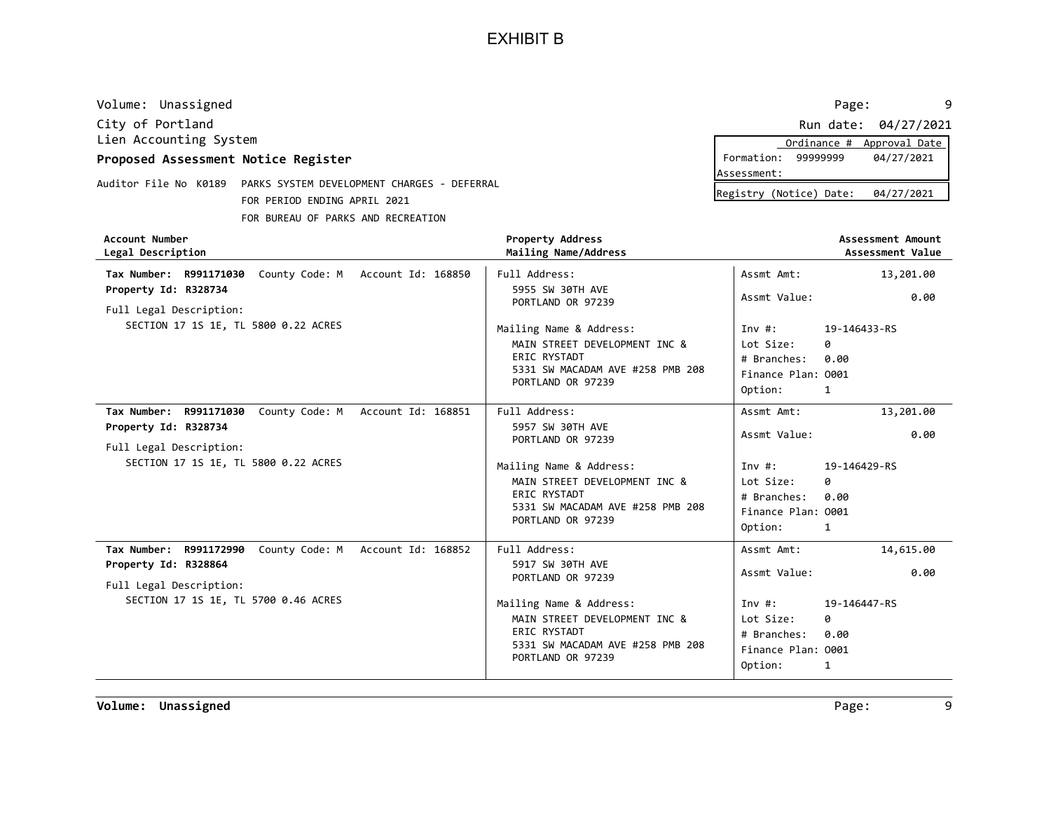# EXHIBIT B

Volume: Unassigned

City of Portland
Lien Accounting System

**Proposed Assessment Notice Register**

Run date: 04/27/2021

| | Ordinance # | Approval Date |
|---|---|---|
| Formation: | 99999999 | 04/27/2021 |
| Assessment: | | |

Registry (Notice) Date: 04/27/2021

Auditor File No K0189 PARKS SYSTEM DEVELOPMENT CHARGES - DEFERRAL
FOR PERIOD ENDING APRIL 2021
FOR BUREAU OF PARKS AND RECREATION

| Account Number / Legal Description | Property Address / Mailing Name/Address | Assessment Amount / Assessment Value |
|---|---|---|
| **Tax Number: R991171030** County Code: M Account Id: 168850<br>**Property Id: R328734**<br>Full Legal Description:<br>SECTION 17 1S 1E, TL 5800 0.22 ACRES | Full Address:<br>5955 SW 30TH AVE<br>PORTLAND OR 97239<br>Mailing Name & Address:<br>MAIN STREET DEVELOPMENT INC &<br>ERIC RYSTADT<br>5331 SW MACADAM AVE #258 PMB 208<br>PORTLAND OR 97239 | Assmt Amt: 13,201.00<br>Assmt Value: 0.00<br>Inv #: 19-146433-RS<br>Lot Size: 0<br># Branches: 0.00<br>Finance Plan: O001<br>Option: 1 |
| **Tax Number: R991171030** County Code: M Account Id: 168851<br>**Property Id: R328734**<br>Full Legal Description:<br>SECTION 17 1S 1E, TL 5800 0.22 ACRES | Full Address:<br>5957 SW 30TH AVE<br>PORTLAND OR 97239<br>Mailing Name & Address:<br>MAIN STREET DEVELOPMENT INC &<br>ERIC RYSTADT<br>5331 SW MACADAM AVE #258 PMB 208<br>PORTLAND OR 97239 | Assmt Amt: 13,201.00<br>Assmt Value: 0.00<br>Inv #: 19-146429-RS<br>Lot Size: 0<br># Branches: 0.00<br>Finance Plan: O001<br>Option: 1 |
| **Tax Number: R991172990** County Code: M Account Id: 168852<br>**Property Id: R328864**<br>Full Legal Description:<br>SECTION 17 1S 1E, TL 5700 0.46 ACRES | Full Address:<br>5917 SW 30TH AVE<br>PORTLAND OR 97239<br>Mailing Name & Address:<br>MAIN STREET DEVELOPMENT INC &<br>ERIC RYSTADT<br>5331 SW MACADAM AVE #258 PMB 208<br>PORTLAND OR 97239 | Assmt Amt: 14,615.00<br>Assmt Value: 0.00<br>Inv #: 19-146447-RS<br>Lot Size: 0<br># Branches: 0.00<br>Finance Plan: O001<br>Option: 1 |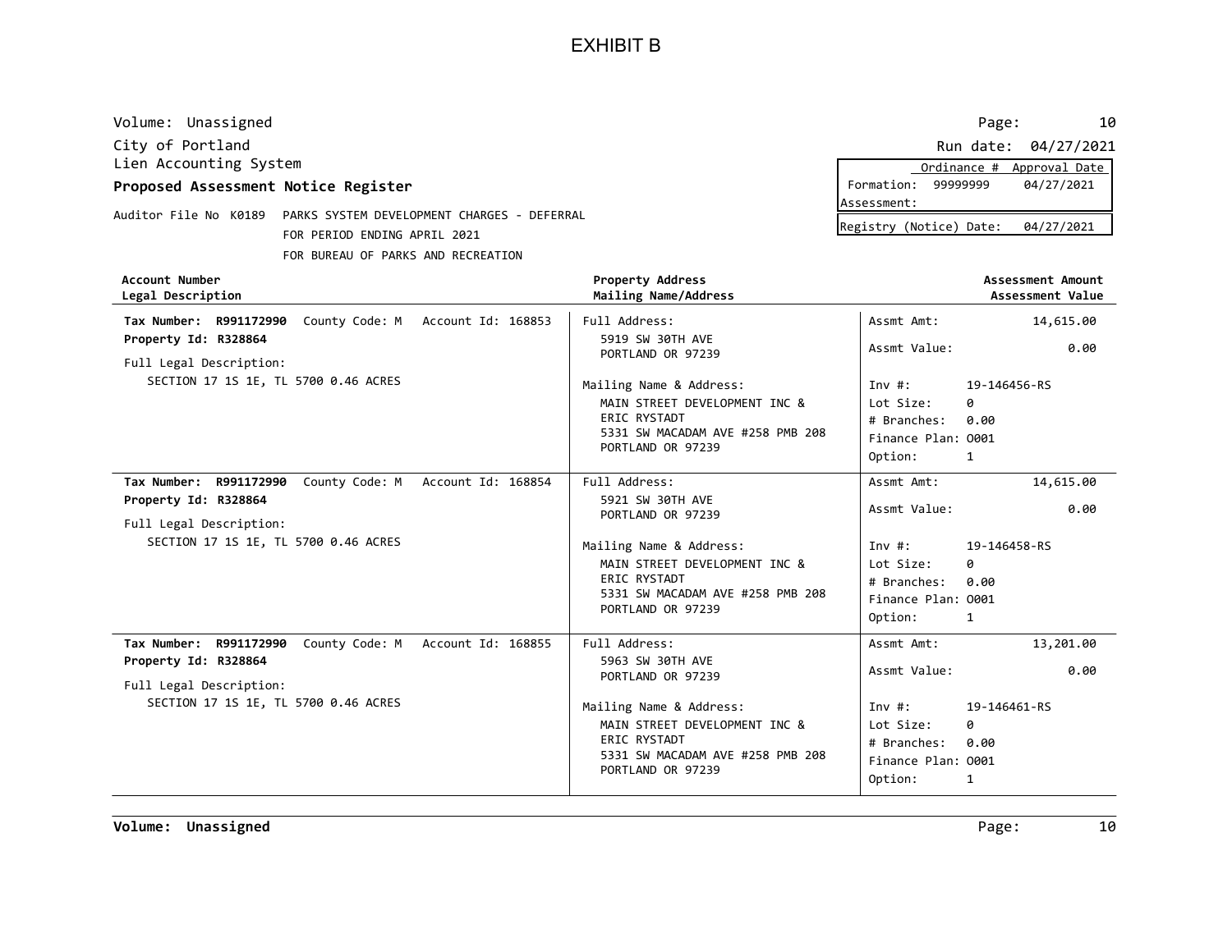# EXHIBIT B

Volume: Unassigned

City of Portland

Lien Accounting System

**Proposed Assessment Notice Register**

Auditor File No K0189 PARKS SYSTEM DEVELOPMENT CHARGES - DEFERRAL
FOR PERIOD ENDING APRIL 2021
FOR BUREAU OF PARKS AND RECREATION

Run date: 04/27/2021

| | Ordinance # | Approval Date |
|---|---|---|
| Formation: | 99999999 | 04/27/2021 |
| Assessment: | | |

Registry (Notice) Date: 04/27/2021

| Account Number / Legal Description | Property Address / Mailing Name/Address | Assessment Amount / Assessment Value |
|---|---|---|
| **Tax Number: R991172990** County Code: M Account Id: 168853<br>**Property Id: R328864**<br>Full Legal Description:<br>SECTION 17 1S 1E, TL 5700 0.46 ACRES | Full Address:<br>5919 SW 30TH AVE<br>PORTLAND OR 97239<br>Mailing Name & Address:<br>MAIN STREET DEVELOPMENT INC &<br>ERIC RYSTADT<br>5331 SW MACADAM AVE #258 PMB 208<br>PORTLAND OR 97239 | Assmt Amt: 14,615.00<br>Assmt Value: 0.00<br>Inv #: 19-146456-RS<br>Lot Size: 0<br># Branches: 0.00<br>Finance Plan: O001<br>Option: 1 |
| **Tax Number: R991172990** County Code: M Account Id: 168854<br>**Property Id: R328864**<br>Full Legal Description:<br>SECTION 17 1S 1E, TL 5700 0.46 ACRES | Full Address:<br>5921 SW 30TH AVE<br>PORTLAND OR 97239<br>Mailing Name & Address:<br>MAIN STREET DEVELOPMENT INC &<br>ERIC RYSTADT<br>5331 SW MACADAM AVE #258 PMB 208<br>PORTLAND OR 97239 | Assmt Amt: 14,615.00<br>Assmt Value: 0.00<br>Inv #: 19-146458-RS<br>Lot Size: 0<br># Branches: 0.00<br>Finance Plan: O001<br>Option: 1 |
| **Tax Number: R991172990** County Code: M Account Id: 168855<br>**Property Id: R328864**<br>Full Legal Description:<br>SECTION 17 1S 1E, TL 5700 0.46 ACRES | Full Address:<br>5963 SW 30TH AVE<br>PORTLAND OR 97239<br>Mailing Name & Address:<br>MAIN STREET DEVELOPMENT INC &<br>ERIC RYSTADT<br>5331 SW MACADAM AVE #258 PMB 208<br>PORTLAND OR 97239 | Assmt Amt: 13,201.00<br>Assmt Value: 0.00<br>Inv #: 19-146461-RS<br>Lot Size: 0<br># Branches: 0.00<br>Finance Plan: O001<br>Option: 1 |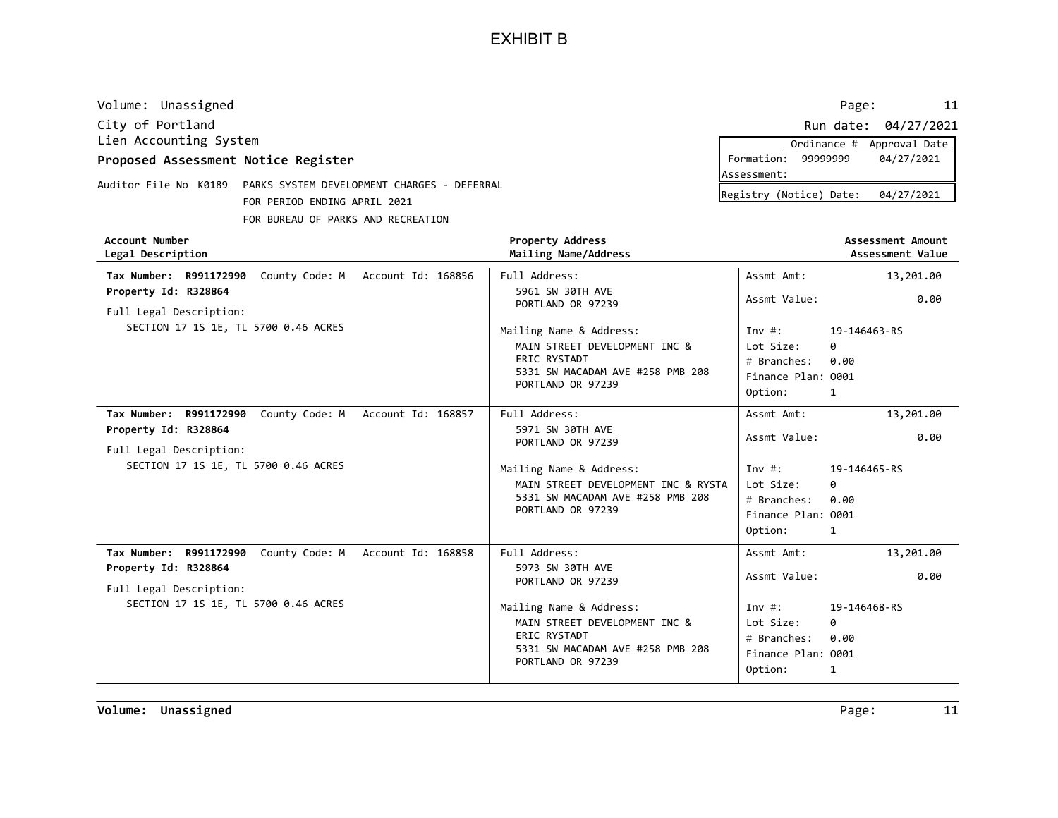# EXHIBIT B

Volume: Unassigned

City of Portland
Lien Accounting System

**Proposed Assessment Notice Register**

Run date: 04/27/2021

| | Ordinance # | Approval Date |
|---|---|---|
| Formation: | 99999999 | 04/27/2021 |
| Assessment: | | |

Registry (Notice) Date: 04/27/2021

Auditor File No K0189 PARKS SYSTEM DEVELOPMENT CHARGES - DEFERRAL
FOR PERIOD ENDING APRIL 2021
FOR BUREAU OF PARKS AND RECREATION

| **Account Number**<br>**Legal Description** | **Property Address**<br>**Mailing Name/Address** | **Assessment Amount**<br>**Assessment Value** |
|---|---|---|
| **Tax Number: R991172990** County Code: M Account Id: 168856<br>**Property Id: R328864**<br>Full Legal Description:<br>SECTION 17 1S 1E, TL 5700 0.46 ACRES | Full Address:<br>5961 SW 30TH AVE<br>PORTLAND OR 97239<br>Mailing Name & Address:<br>MAIN STREET DEVELOPMENT INC &<br>ERIC RYSTADT<br>5331 SW MACADAM AVE #258 PMB 208<br>PORTLAND OR 97239 | Assmt Amt: 13,201.00<br>Assmt Value: 0.00<br>Inv #: 19-146463-RS<br>Lot Size: 0<br># Branches: 0.00<br>Finance Plan: O001<br>Option: 1 |
| **Tax Number: R991172990** County Code: M Account Id: 168857<br>**Property Id: R328864**<br>Full Legal Description:<br>SECTION 17 1S 1E, TL 5700 0.46 ACRES | Full Address:<br>5971 SW 30TH AVE<br>PORTLAND OR 97239<br>Mailing Name & Address:<br>MAIN STREET DEVELOPMENT INC & RYSTA<br>5331 SW MACADAM AVE #258 PMB 208<br>PORTLAND OR 97239 | Assmt Amt: 13,201.00<br>Assmt Value: 0.00<br>Inv #: 19-146465-RS<br>Lot Size: 0<br># Branches: 0.00<br>Finance Plan: O001<br>Option: 1 |
| **Tax Number: R991172990** County Code: M Account Id: 168858<br>**Property Id: R328864**<br>Full Legal Description:<br>SECTION 17 1S 1E, TL 5700 0.46 ACRES | Full Address:<br>5973 SW 30TH AVE<br>PORTLAND OR 97239<br>Mailing Name & Address:<br>MAIN STREET DEVELOPMENT INC &<br>ERIC RYSTADT<br>5331 SW MACADAM AVE #258 PMB 208<br>PORTLAND OR 97239 | Assmt Amt: 13,201.00<br>Assmt Value: 0.00<br>Inv #: 19-146468-RS<br>Lot Size: 0<br># Branches: 0.00<br>Finance Plan: O001<br>Option: 1 |

**Volume: Unassigned**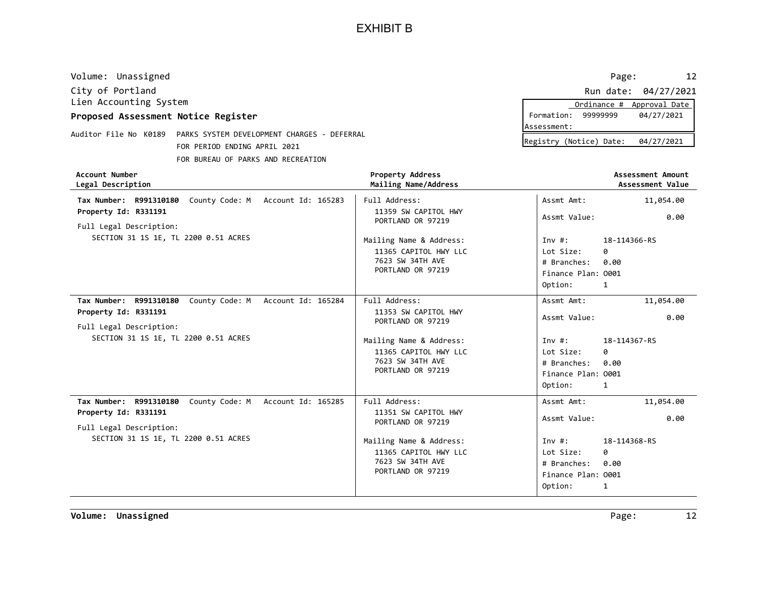# EXHIBIT B

Volume: Unassigned

City of Portland
Lien Accounting System

**Proposed Assessment Notice Register**

Run date: 04/27/2021

| | Ordinance # | Approval Date |
|---|---|---|
| Formation: | 99999999 | 04/27/2021 |
| Assessment: | | |

Registry (Notice) Date: 04/27/2021

Auditor File No K0189 PARKS SYSTEM DEVELOPMENT CHARGES - DEFERRAL
FOR PERIOD ENDING APRIL 2021
FOR BUREAU OF PARKS AND RECREATION

| Account Number / Legal Description | Property Address / Mailing Name/Address | Assessment Amount / Assessment Value |
|---|---|---|
| **Tax Number: R991310180** County Code: M Account Id: 165283<br>**Property Id: R331191**<br>Full Legal Description:<br>SECTION 31 1S 1E, TL 2200 0.51 ACRES | Full Address:<br>11359 SW CAPITOL HWY<br>PORTLAND OR 97219<br>Mailing Name & Address:<br>11365 CAPITOL HWY LLC<br>7623 SW 34TH AVE<br>PORTLAND OR 97219 | Assmt Amt: 11,054.00<br>Assmt Value: 0.00<br>Inv #: 18-114366-RS<br>Lot Size: 0<br># Branches: 0.00<br>Finance Plan: O001<br>Option: 1 |
| **Tax Number: R991310180** County Code: M Account Id: 165284<br>**Property Id: R331191**<br>Full Legal Description:<br>SECTION 31 1S 1E, TL 2200 0.51 ACRES | Full Address:<br>11353 SW CAPITOL HWY<br>PORTLAND OR 97219<br>Mailing Name & Address:<br>11365 CAPITOL HWY LLC<br>7623 SW 34TH AVE<br>PORTLAND OR 97219 | Assmt Amt: 11,054.00<br>Assmt Value: 0.00<br>Inv #: 18-114367-RS<br>Lot Size: 0<br># Branches: 0.00<br>Finance Plan: O001<br>Option: 1 |
| **Tax Number: R991310180** County Code: M Account Id: 165285<br>**Property Id: R331191**<br>Full Legal Description:<br>SECTION 31 1S 1E, TL 2200 0.51 ACRES | Full Address:<br>11351 SW CAPITOL HWY<br>PORTLAND OR 97219<br>Mailing Name & Address:<br>11365 CAPITOL HWY LLC<br>7623 SW 34TH AVE<br>PORTLAND OR 97219 | Assmt Amt: 11,054.00<br>Assmt Value: 0.00<br>Inv #: 18-114368-RS<br>Lot Size: 0<br># Branches: 0.00<br>Finance Plan: O001<br>Option: 1 |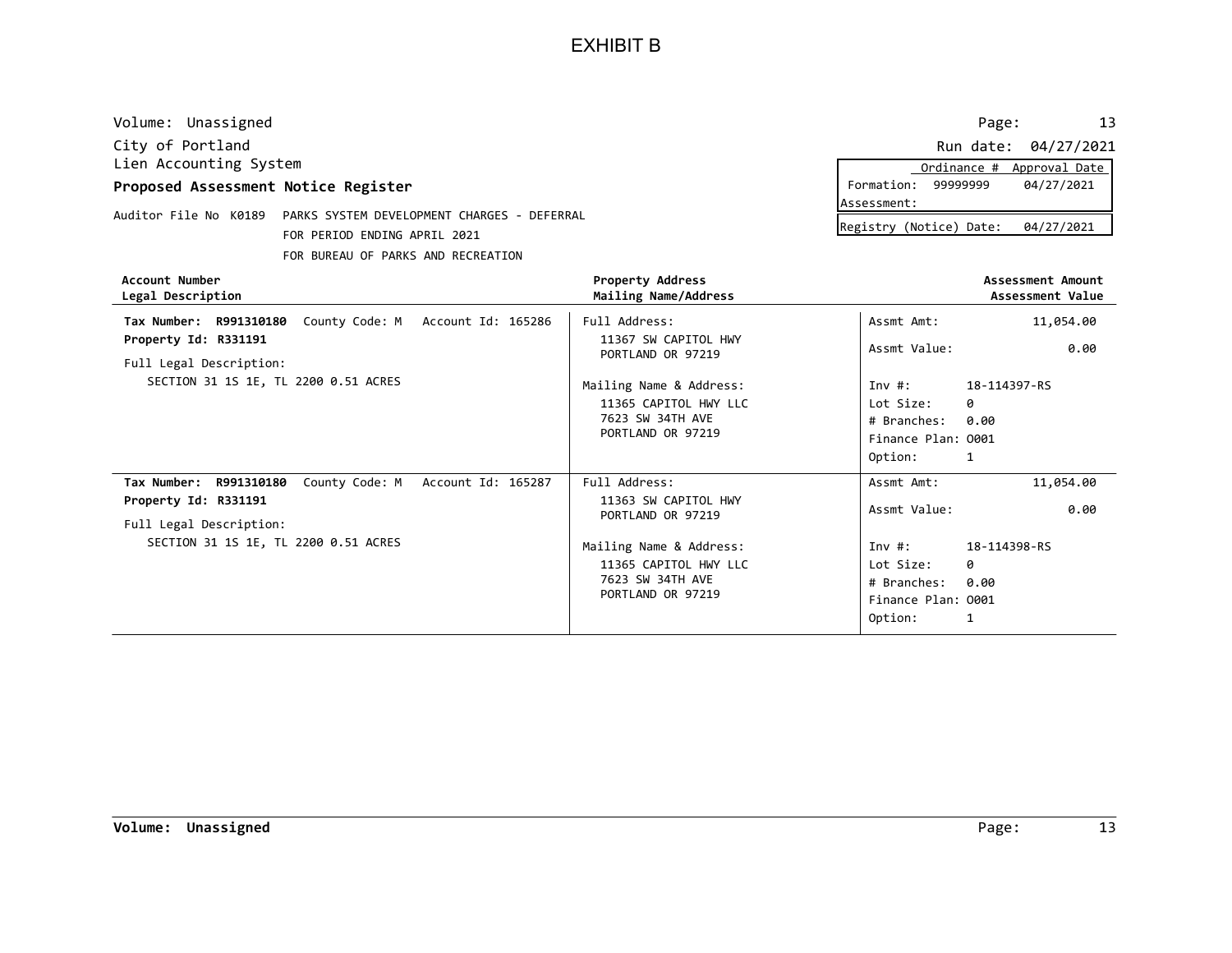# EXHIBIT B

Volume: Unassigned

City of Portland
Lien Accounting System
**Proposed Assessment Notice Register**

Run date: 04/27/2021

| | Ordinance # | Approval Date |
|---|---|---|
| Formation: | 99999999 | 04/27/2021 |
| Assessment: | | |
| Registry (Notice) Date: | | 04/27/2021 |

Auditor File No K0189 PARKS SYSTEM DEVELOPMENT CHARGES - DEFERRAL
FOR PERIOD ENDING APRIL 2021
FOR BUREAU OF PARKS AND RECREATION

| Account Number / Legal Description | Property Address / Mailing Name/Address | Assessment Amount / Assessment Value |
|---|---|---|
| **Tax Number: R991310180** County Code: M Account Id: 165286<br>**Property Id: R331191**<br>Full Legal Description:<br>SECTION 31 1S 1E, TL 2200 0.51 ACRES | Full Address:<br>11367 SW CAPITOL HWY<br>PORTLAND OR 97219<br>Mailing Name & Address:<br>11365 CAPITOL HWY LLC<br>7623 SW 34TH AVE<br>PORTLAND OR 97219 | Assmt Amt: 11,054.00<br>Assmt Value: 0.00<br>Inv #: 18-114397-RS<br>Lot Size: 0<br># Branches: 0.00<br>Finance Plan: O001<br>Option: 1 |
| **Tax Number: R991310180** County Code: M Account Id: 165287<br>**Property Id: R331191**<br>Full Legal Description:<br>SECTION 31 1S 1E, TL 2200 0.51 ACRES | Full Address:<br>11363 SW CAPITOL HWY<br>PORTLAND OR 97219<br>Mailing Name & Address:<br>11365 CAPITOL HWY LLC<br>7623 SW 34TH AVE<br>PORTLAND OR 97219 | Assmt Amt: 11,054.00<br>Assmt Value: 0.00<br>Inv #: 18-114398-RS<br>Lot Size: 0<br># Branches: 0.00<br>Finance Plan: O001<br>Option: 1 |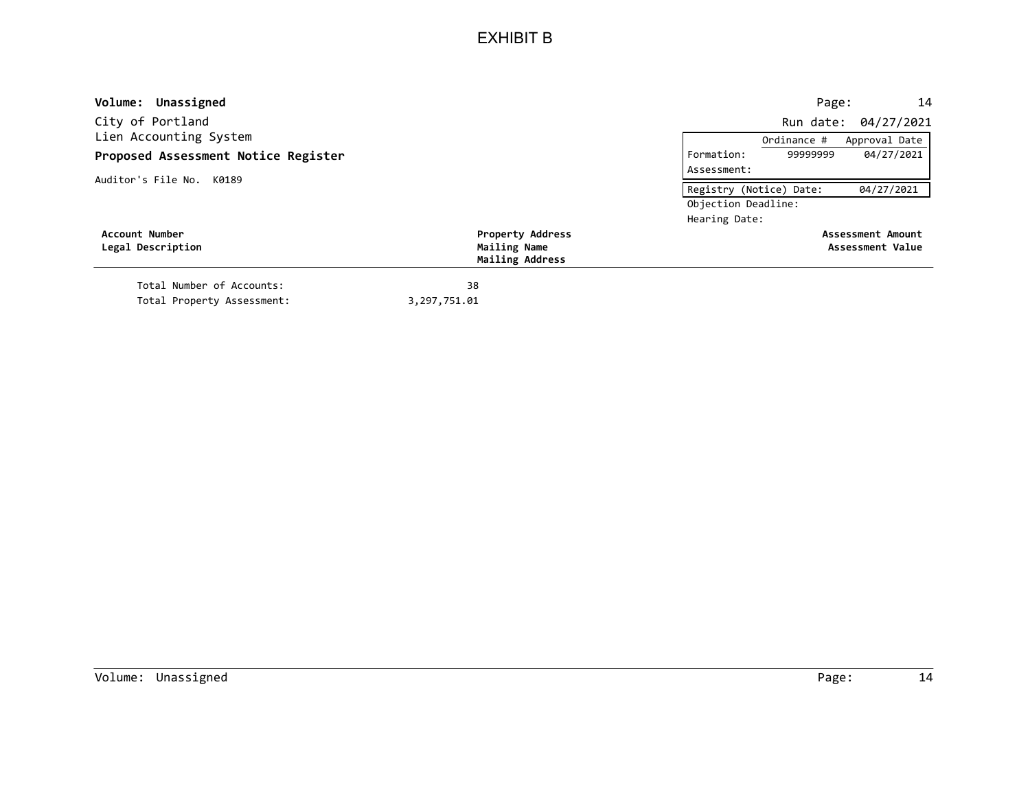# EXHIBIT B

**Volume: Unassigned**

City of Portland
Lien Accounting System
**Proposed Assessment Notice Register**

Auditor's File No. K0189

Run date: 04/27/2021

| | Ordinance # | Approval Date |
|---|---|---|
| Formation: | 99999999 | 04/27/2021 |
| Assessment: | | |

Registry (Notice) Date: 04/27/2021
Objection Deadline:
Hearing Date:

| Account Number<br>Legal Description | Property Address<br>Mailing Name<br>Mailing Address | Assessment Amount<br>Assessment Value |
|---|---|---|

| | |
|---|---|
| Total Number of Accounts: | 38 |
| Total Property Assessment: | 3,297,751.01 |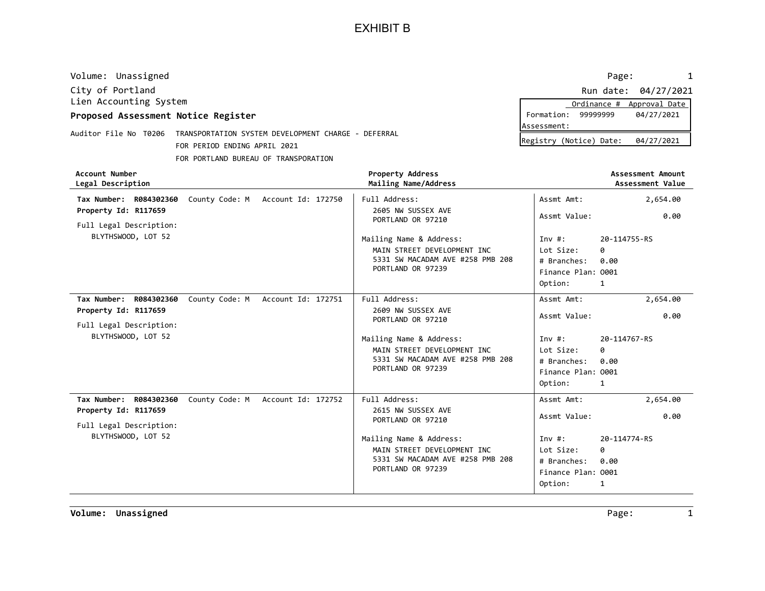# EXHIBIT B

Volume: Unassigned

City of Portland
Lien Accounting System
**Proposed Assessment Notice Register**

Run date: 04/27/2021

| | Ordinance # | Approval Date |
|---|---|---|
| Formation: | 99999999 | 04/27/2021 |
| Assessment: | | |

Registry (Notice) Date: 04/27/2021

Auditor File No T0206 TRANSPORTATION SYSTEM DEVELOPMENT CHARGE - DEFERRAL
FOR PERIOD ENDING APRIL 2021
FOR PORTLAND BUREAU OF TRANSPORATION

| Account Number / Legal Description | Property Address / Mailing Name/Address | Assessment Amount / Assessment Value |
|---|---|---|
| **Tax Number: R084302360** County Code: M Account Id: 172750<br>**Property Id: R117659**<br>Full Legal Description:<br>BLYTHSWOOD, LOT 52 | Full Address:<br>2605 NW SUSSEX AVE<br>PORTLAND OR 97210<br>Mailing Name & Address:<br>MAIN STREET DEVELOPMENT INC<br>5331 SW MACADAM AVE #258 PMB 208<br>PORTLAND OR 97239 | Assmt Amt: 2,654.00<br>Assmt Value: 0.00<br>Inv #: 20-114755-RS<br>Lot Size: 0<br># Branches: 0.00<br>Finance Plan: O001<br>Option: 1 |
| **Tax Number: R084302360** County Code: M Account Id: 172751<br>**Property Id: R117659**<br>Full Legal Description:<br>BLYTHSWOOD, LOT 52 | Full Address:<br>2609 NW SUSSEX AVE<br>PORTLAND OR 97210<br>Mailing Name & Address:<br>MAIN STREET DEVELOPMENT INC<br>5331 SW MACADAM AVE #258 PMB 208<br>PORTLAND OR 97239 | Assmt Amt: 2,654.00<br>Assmt Value: 0.00<br>Inv #: 20-114767-RS<br>Lot Size: 0<br># Branches: 0.00<br>Finance Plan: O001<br>Option: 1 |
| **Tax Number: R084302360** County Code: M Account Id: 172752<br>**Property Id: R117659**<br>Full Legal Description:<br>BLYTHSWOOD, LOT 52 | Full Address:<br>2615 NW SUSSEX AVE<br>PORTLAND OR 97210<br>Mailing Name & Address:<br>MAIN STREET DEVELOPMENT INC<br>5331 SW MACADAM AVE #258 PMB 208<br>PORTLAND OR 97239 | Assmt Amt: 2,654.00<br>Assmt Value: 0.00<br>Inv #: 20-114774-RS<br>Lot Size: 0<br># Branches: 0.00<br>Finance Plan: O001<br>Option: 1 |

**Volume: Unassigned**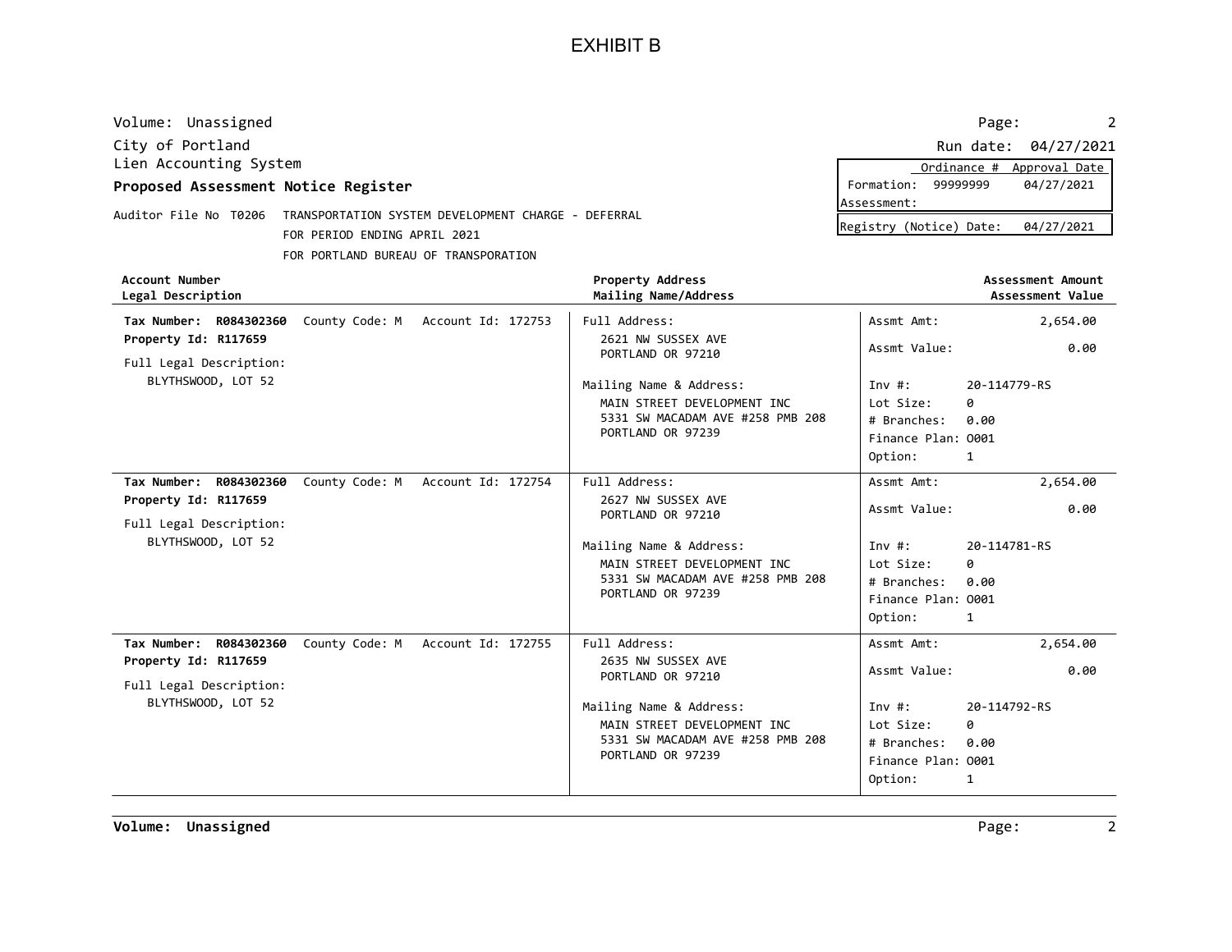# EXHIBIT B

Volume: Unassigned

City of Portland
Lien Accounting System
**Proposed Assessment Notice Register**

Run date: 04/27/2021

| | Ordinance # | Approval Date |
|---|---|---|
| Formation: | 99999999 | 04/27/2021 |
| Assessment: | | |

Registry (Notice) Date: 04/27/2021

Auditor File No T0206 TRANSPORTATION SYSTEM DEVELOPMENT CHARGE - DEFERRAL
FOR PERIOD ENDING APRIL 2021
FOR PORTLAND BUREAU OF TRANSPORATION

| Account Number / Legal Description | Property Address / Mailing Name/Address | Assessment Amount / Assessment Value |
|---|---|---|
| **Tax Number: R084302360** County Code: M Account Id: 172753<br>**Property Id: R117659**<br>Full Legal Description:<br>BLYTHSWOOD, LOT 52 | Full Address:<br>2621 NW SUSSEX AVE<br>PORTLAND OR 97210<br>Mailing Name & Address:<br>MAIN STREET DEVELOPMENT INC<br>5331 SW MACADAM AVE #258 PMB 208<br>PORTLAND OR 97239 | Assmt Amt: 2,654.00<br>Assmt Value: 0.00<br>Inv #: 20-114779-RS<br>Lot Size: 0<br># Branches: 0.00<br>Finance Plan: O001<br>Option: 1 |
| **Tax Number: R084302360** County Code: M Account Id: 172754<br>**Property Id: R117659**<br>Full Legal Description:<br>BLYTHSWOOD, LOT 52 | Full Address:<br>2627 NW SUSSEX AVE<br>PORTLAND OR 97210<br>Mailing Name & Address:<br>MAIN STREET DEVELOPMENT INC<br>5331 SW MACADAM AVE #258 PMB 208<br>PORTLAND OR 97239 | Assmt Amt: 2,654.00<br>Assmt Value: 0.00<br>Inv #: 20-114781-RS<br>Lot Size: 0<br># Branches: 0.00<br>Finance Plan: O001<br>Option: 1 |
| **Tax Number: R084302360** County Code: M Account Id: 172755<br>**Property Id: R117659**<br>Full Legal Description:<br>BLYTHSWOOD, LOT 52 | Full Address:<br>2635 NW SUSSEX AVE<br>PORTLAND OR 97210<br>Mailing Name & Address:<br>MAIN STREET DEVELOPMENT INC<br>5331 SW MACADAM AVE #258 PMB 208<br>PORTLAND OR 97239 | Assmt Amt: 2,654.00<br>Assmt Value: 0.00<br>Inv #: 20-114792-RS<br>Lot Size: 0<br># Branches: 0.00<br>Finance Plan: O001<br>Option: 1 |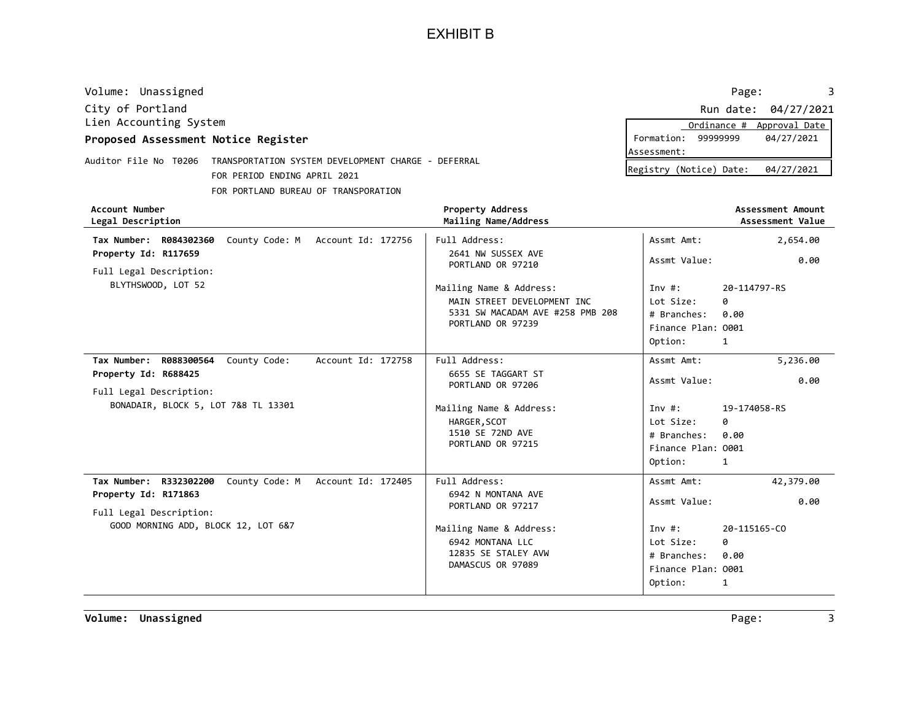# EXHIBIT B

Volume: Unassigned

City of Portland
Lien Accounting System

**Proposed Assessment Notice Register**

Run date: 04/27/2021

| | Ordinance # | Approval Date |
|---|---|---|
| Formation: | 99999999 | 04/27/2021 |
| Assessment: | | |

Registry (Notice) Date: 04/27/2021

Auditor File No T0206 TRANSPORTATION SYSTEM DEVELOPMENT CHARGE - DEFERRAL
FOR PERIOD ENDING APRIL 2021
FOR PORTLAND BUREAU OF TRANSPORATION

| **Account Number** / **Legal Description** | **Property Address** / **Mailing Name/Address** | **Assessment Amount** / **Assessment Value** |
|---|---|---|
| **Tax Number: R084302360** County Code: M Account Id: 172756<br>**Property Id: R117659**<br>Full Legal Description:<br>BLYTHSWOOD, LOT 52 | Full Address:<br>2641 NW SUSSEX AVE<br>PORTLAND OR 97210<br>Mailing Name & Address:<br>MAIN STREET DEVELOPMENT INC<br>5331 SW MACADAM AVE #258 PMB 208<br>PORTLAND OR 97239 | Assmt Amt: 2,654.00<br>Assmt Value: 0.00<br>Inv #: 20-114797-RS<br>Lot Size: 0<br># Branches: 0.00<br>Finance Plan: O001<br>Option: 1 |
| **Tax Number: R088300564** County Code: Account Id: 172758<br>**Property Id: R688425**<br>Full Legal Description:<br>BONADAIR, BLOCK 5, LOT 7&8 TL 13301 | Full Address:<br>6655 SE TAGGART ST<br>PORTLAND OR 97206<br>Mailing Name & Address:<br>HARGER,SCOT<br>1510 SE 72ND AVE<br>PORTLAND OR 97215 | Assmt Amt: 5,236.00<br>Assmt Value: 0.00<br>Inv #: 19-174058-RS<br>Lot Size: 0<br># Branches: 0.00<br>Finance Plan: O001<br>Option: 1 |
| **Tax Number: R332302200** County Code: M Account Id: 172405<br>**Property Id: R171863**<br>Full Legal Description:<br>GOOD MORNING ADD, BLOCK 12, LOT 6&7 | Full Address:<br>6942 N MONTANA AVE<br>PORTLAND OR 97217<br>Mailing Name & Address:<br>6942 MONTANA LLC<br>12835 SE STALEY AVW<br>DAMASCUS OR 97089 | Assmt Amt: 42,379.00<br>Assmt Value: 0.00<br>Inv #: 20-115165-CO<br>Lot Size: 0<br># Branches: 0.00<br>Finance Plan: O001<br>Option: 1 |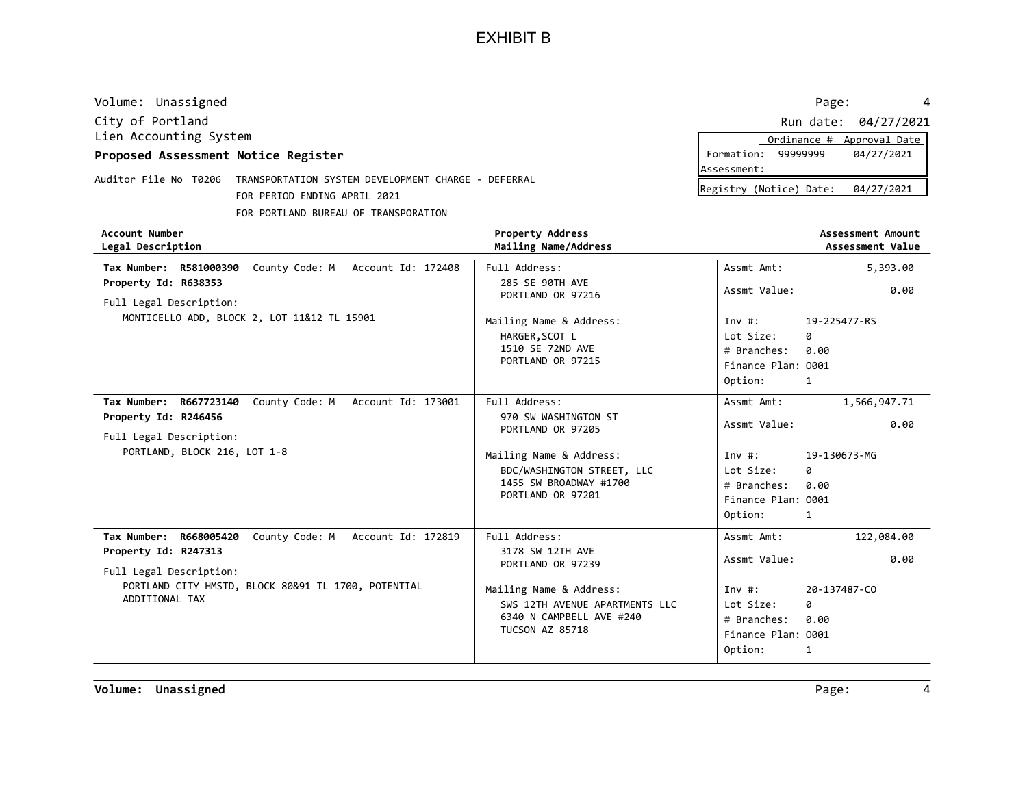# EXHIBIT B

Volume: Unassigned

City of Portland

Lien Accounting System

Run date: 04/27/2021

**Proposed Assessment Notice Register**

| | Ordinance # | Approval Date |
|---|---|---|
| Formation: | 99999999 | 04/27/2021 |
| Assessment: | | |

Registry (Notice) Date: 04/27/2021

Auditor File No T0206 TRANSPORTATION SYSTEM DEVELOPMENT CHARGE - DEFERRAL
FOR PERIOD ENDING APRIL 2021
FOR PORTLAND BUREAU OF TRANSPORATION

| Account Number / Legal Description | Property Address / Mailing Name/Address | Assessment Amount / Assessment Value |
|---|---|---|
| **Tax Number: R581000390** County Code: M Account Id: 172408<br>**Property Id: R638353**<br>Full Legal Description:<br>MONTICELLO ADD, BLOCK 2, LOT 11&12 TL 15901 | Full Address:<br>285 SE 90TH AVE<br>PORTLAND OR 97216<br>Mailing Name & Address:<br>HARGER,SCOT L<br>1510 SE 72ND AVE<br>PORTLAND OR 97215 | Assmt Amt: 5,393.00<br>Assmt Value: 0.00<br>Inv #: 19-225477-RS<br>Lot Size: 0<br># Branches: 0.00<br>Finance Plan: O001<br>Option: 1 |
| **Tax Number: R667723140** County Code: M Account Id: 173001<br>**Property Id: R246456**<br>Full Legal Description:<br>PORTLAND, BLOCK 216, LOT 1-8 | Full Address:<br>970 SW WASHINGTON ST<br>PORTLAND OR 97205<br>Mailing Name & Address:<br>BDC/WASHINGTON STREET, LLC<br>1455 SW BROADWAY #1700<br>PORTLAND OR 97201 | Assmt Amt: 1,566,947.71<br>Assmt Value: 0.00<br>Inv #: 19-130673-MG<br>Lot Size: 0<br># Branches: 0.00<br>Finance Plan: O001<br>Option: 1 |
| **Tax Number: R668005420** County Code: M Account Id: 172819<br>**Property Id: R247313**<br>Full Legal Description:<br>PORTLAND CITY HMSTD, BLOCK 80&91 TL 1700, POTENTIAL ADDITIONAL TAX | Full Address:<br>3178 SW 12TH AVE<br>PORTLAND OR 97239<br>Mailing Name & Address:<br>SWS 12TH AVENUE APARTMENTS LLC<br>6340 N CAMPBELL AVE #240<br>TUCSON AZ 85718 | Assmt Amt: 122,084.00<br>Assmt Value: 0.00<br>Inv #: 20-137487-CO<br>Lot Size: 0<br># Branches: 0.00<br>Finance Plan: O001<br>Option: 1 |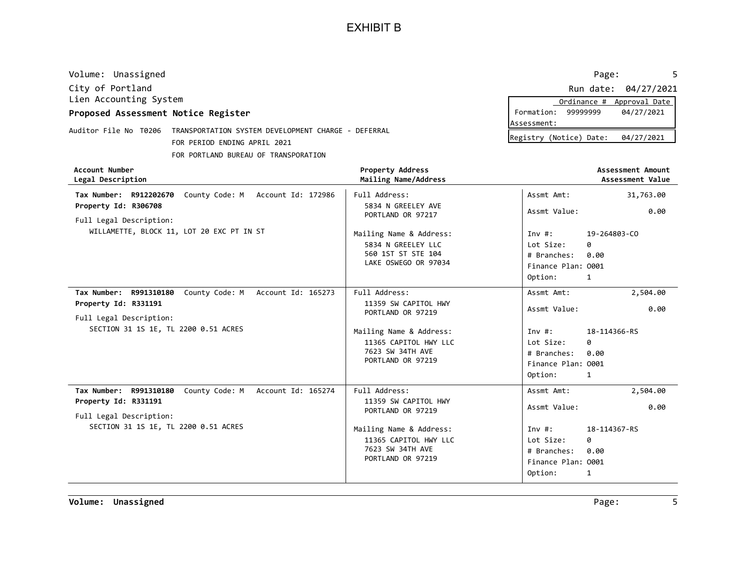# EXHIBIT B

Volume: Unassigned

City of Portland

Lien Accounting System

**Proposed Assessment Notice Register**

Auditor File No T0206 TRANSPORTATION SYSTEM DEVELOPMENT CHARGE - DEFERRAL
FOR PERIOD ENDING APRIL 2021
FOR PORTLAND BUREAU OF TRANSPORATION

Run date: 04/27/2021

| | Ordinance # | Approval Date |
|---|---|---|
| Formation: | 99999999 | 04/27/2021 |
| Assessment: | | |

Registry (Notice) Date: 04/27/2021

| Account Number / Legal Description | Property Address / Mailing Name/Address | Assessment Amount / Assessment Value |
|---|---|---|
| **Tax Number: R912202670** County Code: M Account Id: 172986<br>**Property Id: R306708**<br>Full Legal Description:<br>WILLAMETTE, BLOCK 11, LOT 20 EXC PT IN ST | Full Address:<br>5834 N GREELEY AVE<br>PORTLAND OR 97217<br>Mailing Name & Address:<br>5834 N GREELEY LLC<br>560 1ST ST STE 104<br>LAKE OSWEGO OR 97034 | Assmt Amt: 31,763.00<br>Assmt Value: 0.00<br>Inv #: 19-264803-CO<br>Lot Size: 0<br># Branches: 0.00<br>Finance Plan: O001<br>Option: 1 |
| **Tax Number: R991310180** County Code: M Account Id: 165273<br>**Property Id: R331191**<br>Full Legal Description:<br>SECTION 31 1S 1E, TL 2200 0.51 ACRES | Full Address:<br>11359 SW CAPITOL HWY<br>PORTLAND OR 97219<br>Mailing Name & Address:<br>11365 CAPITOL HWY LLC<br>7623 SW 34TH AVE<br>PORTLAND OR 97219 | Assmt Amt: 2,504.00<br>Assmt Value: 0.00<br>Inv #: 18-114366-RS<br>Lot Size: 0<br># Branches: 0.00<br>Finance Plan: O001<br>Option: 1 |
| **Tax Number: R991310180** County Code: M Account Id: 165274<br>**Property Id: R331191**<br>Full Legal Description:<br>SECTION 31 1S 1E, TL 2200 0.51 ACRES | Full Address:<br>11359 SW CAPITOL HWY<br>PORTLAND OR 97219<br>Mailing Name & Address:<br>11365 CAPITOL HWY LLC<br>7623 SW 34TH AVE<br>PORTLAND OR 97219 | Assmt Amt: 2,504.00<br>Assmt Value: 0.00<br>Inv #: 18-114367-RS<br>Lot Size: 0<br># Branches: 0.00<br>Finance Plan: O001<br>Option: 1 |

**Volume: Unassigned**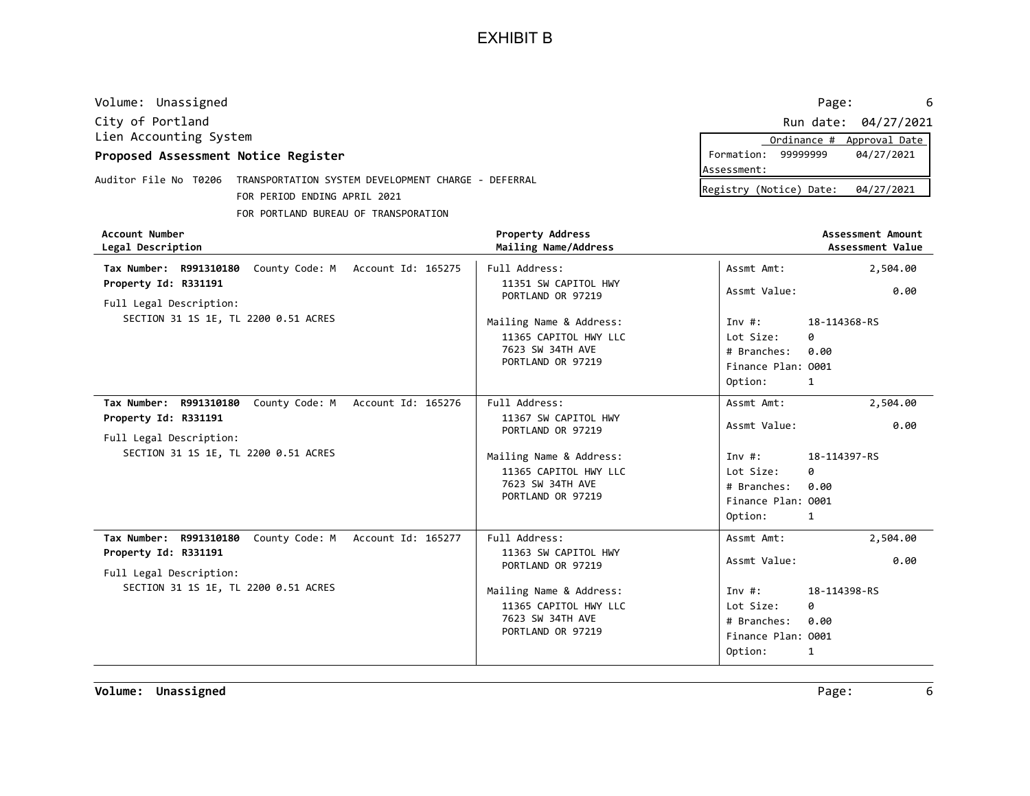# EXHIBIT B

Volume: Unassigned

City of Portland
Lien Accounting System
**Proposed Assessment Notice Register**

Run date: 04/27/2021

| | Ordinance # | Approval Date |
|---|---|---|
| Formation: | 99999999 | 04/27/2021 |
| Assessment: | | |

Registry (Notice) Date: 04/27/2021

Auditor File No T0206 TRANSPORTATION SYSTEM DEVELOPMENT CHARGE - DEFERRAL
FOR PERIOD ENDING APRIL 2021
FOR PORTLAND BUREAU OF TRANSPORATION

| Account Number / Legal Description | Property Address / Mailing Name/Address | Assessment Amount / Assessment Value |
|---|---|---|
| **Tax Number: R991310180** County Code: M Account Id: 165275<br>**Property Id: R331191**<br>Full Legal Description:<br>SECTION 31 1S 1E, TL 2200 0.51 ACRES | Full Address:<br>11351 SW CAPITOL HWY<br>PORTLAND OR 97219<br>Mailing Name & Address:<br>11365 CAPITOL HWY LLC<br>7623 SW 34TH AVE<br>PORTLAND OR 97219 | Assmt Amt: 2,504.00<br>Assmt Value: 0.00<br>Inv #: 18-114368-RS<br>Lot Size: 0<br># Branches: 0.00<br>Finance Plan: O001<br>Option: 1 |
| **Tax Number: R991310180** County Code: M Account Id: 165276<br>**Property Id: R331191**<br>Full Legal Description:<br>SECTION 31 1S 1E, TL 2200 0.51 ACRES | Full Address:<br>11367 SW CAPITOL HWY<br>PORTLAND OR 97219<br>Mailing Name & Address:<br>11365 CAPITOL HWY LLC<br>7623 SW 34TH AVE<br>PORTLAND OR 97219 | Assmt Amt: 2,504.00<br>Assmt Value: 0.00<br>Inv #: 18-114397-RS<br>Lot Size: 0<br># Branches: 0.00<br>Finance Plan: O001<br>Option: 1 |
| **Tax Number: R991310180** County Code: M Account Id: 165277<br>**Property Id: R331191**<br>Full Legal Description:<br>SECTION 31 1S 1E, TL 2200 0.51 ACRES | Full Address:<br>11363 SW CAPITOL HWY<br>PORTLAND OR 97219<br>Mailing Name & Address:<br>11365 CAPITOL HWY LLC<br>7623 SW 34TH AVE<br>PORTLAND OR 97219 | Assmt Amt: 2,504.00<br>Assmt Value: 0.00<br>Inv #: 18-114398-RS<br>Lot Size: 0<br># Branches: 0.00<br>Finance Plan: O001<br>Option: 1 |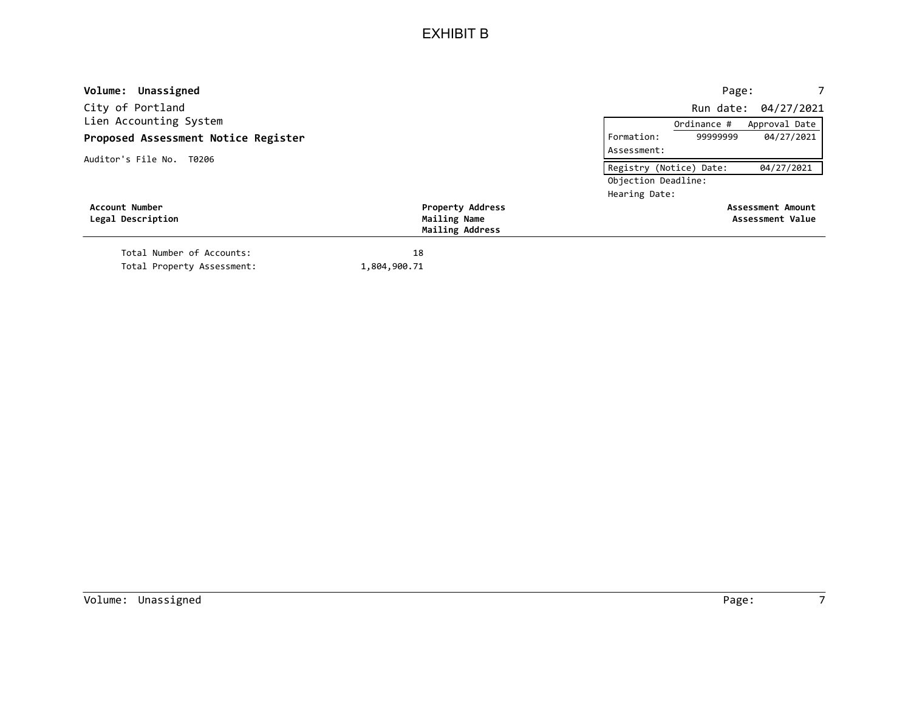# EXHIBIT B

**Volume: Unassigned**

City of Portland
Lien Accounting System

**Proposed Assessment Notice Register**

Auditor's File No. T0206

Run date: 04/27/2021

| | Ordinance # | Approval Date |
|---|---|---|
| Formation: | 99999999 | 04/27/2021 |
| Assessment: | | |

| Registry (Notice) Date: | 04/27/2021 |
|---|---|
| Objection Deadline: | |
| Hearing Date: | |

| Account Number / Legal Description | Property Address / Mailing Name / Mailing Address | Assessment Amount / Assessment Value |
|---|---|---|

Total Number of Accounts: 18

Total Property Assessment: 1,804,900.71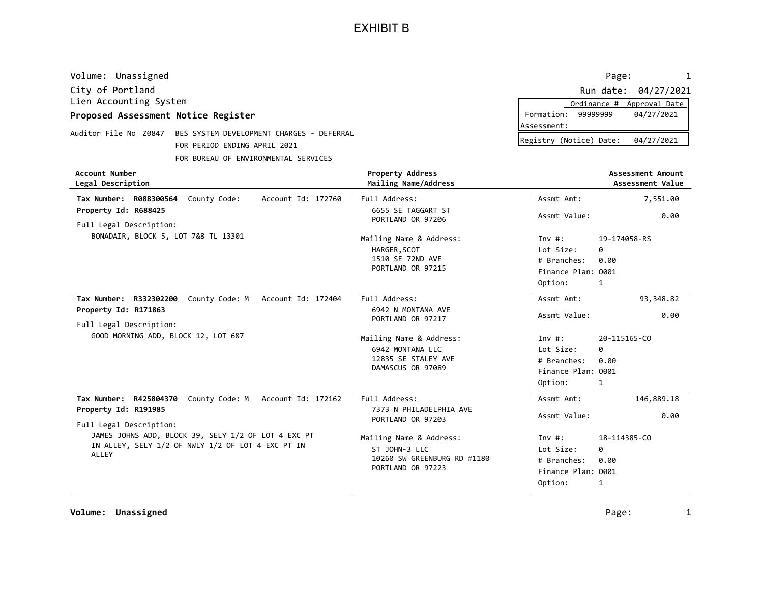# EXHIBIT B

Volume: Unassigned

City of Portland
Lien Accounting System
**Proposed Assessment Notice Register**

Run date: 04/27/2021

| | Ordinance # | Approval Date |
|---|---|---|
| Formation: | 99999999 | 04/27/2021 |
| Assessment: | | |

Registry (Notice) Date: 04/27/2021

Auditor File No Z0847 BES SYSTEM DEVELOPMENT CHARGES - DEFERRAL
FOR PERIOD ENDING APRIL 2021
FOR BUREAU OF ENVIRONMENTAL SERVICES

| Account Number / Legal Description | Property Address / Mailing Name/Address | Assessment Amount / Assessment Value |
|---|---|---|
| **Tax Number: R088300564** County Code: Account Id: 172760<br>**Property Id: R688425**<br>Full Legal Description:<br>BONADAIR, BLOCK 5, LOT 7&8 TL 13301 | Full Address:<br>6655 SE TAGGART ST<br>PORTLAND OR 97206<br>Mailing Name & Address:<br>HARGER,SCOT<br>1510 SE 72ND AVE<br>PORTLAND OR 97215 | Assmt Amt: 7,551.00<br>Assmt Value: 0.00<br>Inv #: 19-174058-RS<br>Lot Size: 0<br># Branches: 0.00<br>Finance Plan: O001<br>Option: 1 |
| **Tax Number: R332302200** County Code: M Account Id: 172404<br>**Property Id: R171863**<br>Full Legal Description:<br>GOOD MORNING ADD, BLOCK 12, LOT 6&7 | Full Address:<br>6942 N MONTANA AVE<br>PORTLAND OR 97217<br>Mailing Name & Address:<br>6942 MONTANA LLC<br>12835 SE STALEY AVE<br>DAMASCUS OR 97089 | Assmt Amt: 93,348.82<br>Assmt Value: 0.00<br>Inv #: 20-115165-CO<br>Lot Size: 0<br># Branches: 0.00<br>Finance Plan: O001<br>Option: 1 |
| **Tax Number: R425804370** County Code: M Account Id: 172162<br>**Property Id: R191985**<br>Full Legal Description:<br>JAMES JOHNS ADD, BLOCK 39, SELY 1/2 OF LOT 4 EXC PT IN ALLEY, SELY 1/2 OF NWLY 1/2 OF LOT 4 EXC PT IN ALLEY | Full Address:<br>7373 N PHILADELPHIA AVE<br>PORTLAND OR 97203<br>Mailing Name & Address:<br>ST JOHN-3 LLC<br>10260 SW GREENBURG RD #1180<br>PORTLAND OR 97223 | Assmt Amt: 146,889.18<br>Assmt Value: 0.00<br>Inv #: 18-114385-CO<br>Lot Size: 0<br># Branches: 0.00<br>Finance Plan: O001<br>Option: 1 |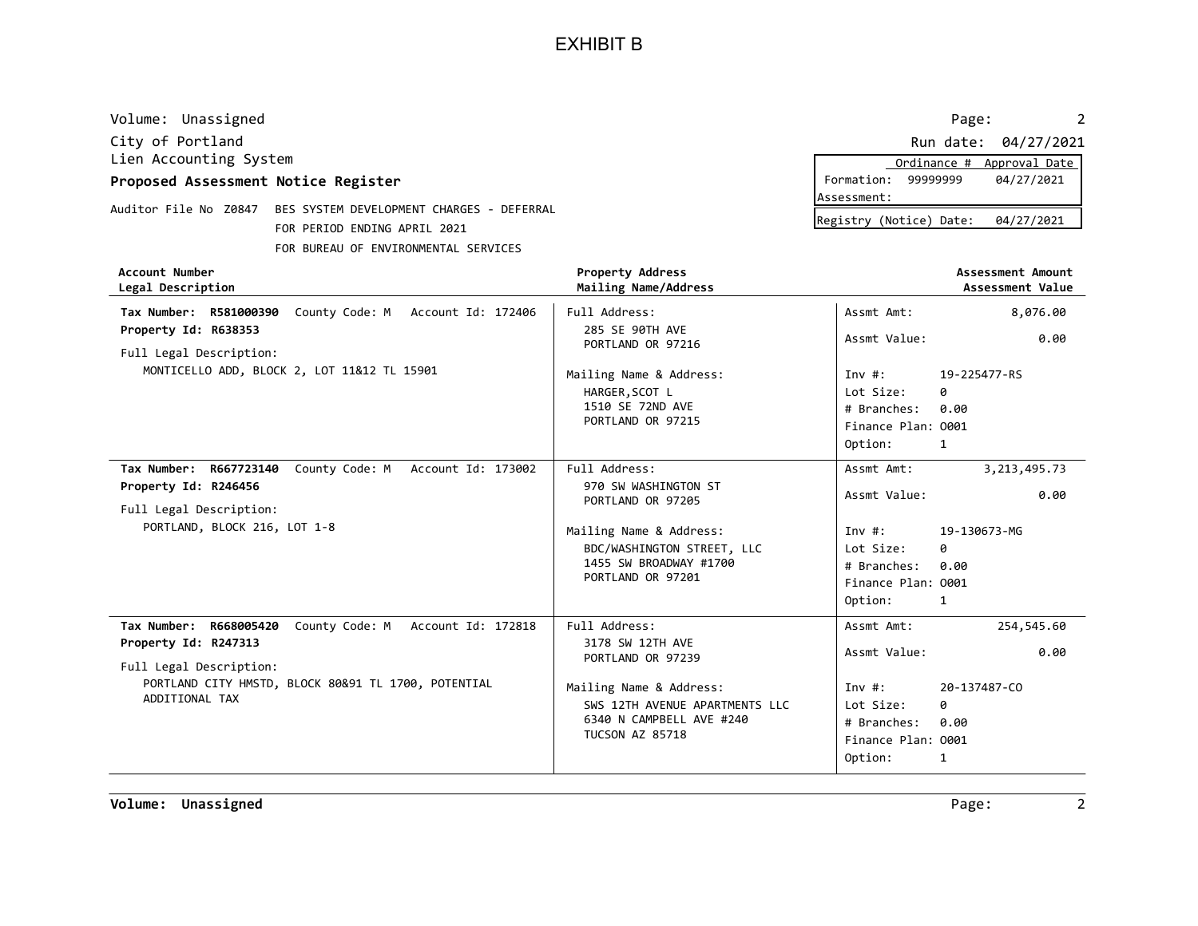# EXHIBIT B

Volume: Unassigned

City of Portland
Lien Accounting System
**Proposed Assessment Notice Register**

Run date: 04/27/2021

| | Ordinance # | Approval Date |
|---|---|---|
| Formation: | 99999999 | 04/27/2021 |
| Assessment: | | |

Registry (Notice) Date: 04/27/2021

Auditor File No Z0847 BES SYSTEM DEVELOPMENT CHARGES - DEFERRAL
FOR PERIOD ENDING APRIL 2021
FOR BUREAU OF ENVIRONMENTAL SERVICES

| **Account Number**<br>**Legal Description** | **Property Address**<br>**Mailing Name/Address** | **Assessment Amount**<br>**Assessment Value** |
|---|---|---|
| **Tax Number: R581000390** County Code: M Account Id: 172406<br>**Property Id: R638353**<br>Full Legal Description:<br>MONTICELLO ADD, BLOCK 2, LOT 11&12 TL 15901 | Full Address:<br>285 SE 90TH AVE<br>PORTLAND OR 97216<br>Mailing Name & Address:<br>HARGER,SCOT L<br>1510 SE 72ND AVE<br>PORTLAND OR 97215 | Assmt Amt: 8,076.00<br>Assmt Value: 0.00<br>Inv #: 19-225477-RS<br>Lot Size: 0<br># Branches: 0.00<br>Finance Plan: O001<br>Option: 1 |
| **Tax Number: R667723140** County Code: M Account Id: 173002<br>**Property Id: R246456**<br>Full Legal Description:<br>PORTLAND, BLOCK 216, LOT 1-8 | Full Address:<br>970 SW WASHINGTON ST<br>PORTLAND OR 97205<br>Mailing Name & Address:<br>BDC/WASHINGTON STREET, LLC<br>1455 SW BROADWAY #1700<br>PORTLAND OR 97201 | Assmt Amt: 3,213,495.73<br>Assmt Value: 0.00<br>Inv #: 19-130673-MG<br>Lot Size: 0<br># Branches: 0.00<br>Finance Plan: O001<br>Option: 1 |
| **Tax Number: R668005420** County Code: M Account Id: 172818<br>**Property Id: R247313**<br>Full Legal Description:<br>PORTLAND CITY HMSTD, BLOCK 80&91 TL 1700, POTENTIAL ADDITIONAL TAX | Full Address:<br>3178 SW 12TH AVE<br>PORTLAND OR 97239<br>Mailing Name & Address:<br>SWS 12TH AVENUE APARTMENTS LLC<br>6340 N CAMPBELL AVE #240<br>TUCSON AZ 85718 | Assmt Amt: 254,545.60<br>Assmt Value: 0.00<br>Inv #: 20-137487-CO<br>Lot Size: 0<br># Branches: 0.00<br>Finance Plan: O001<br>Option: 1 |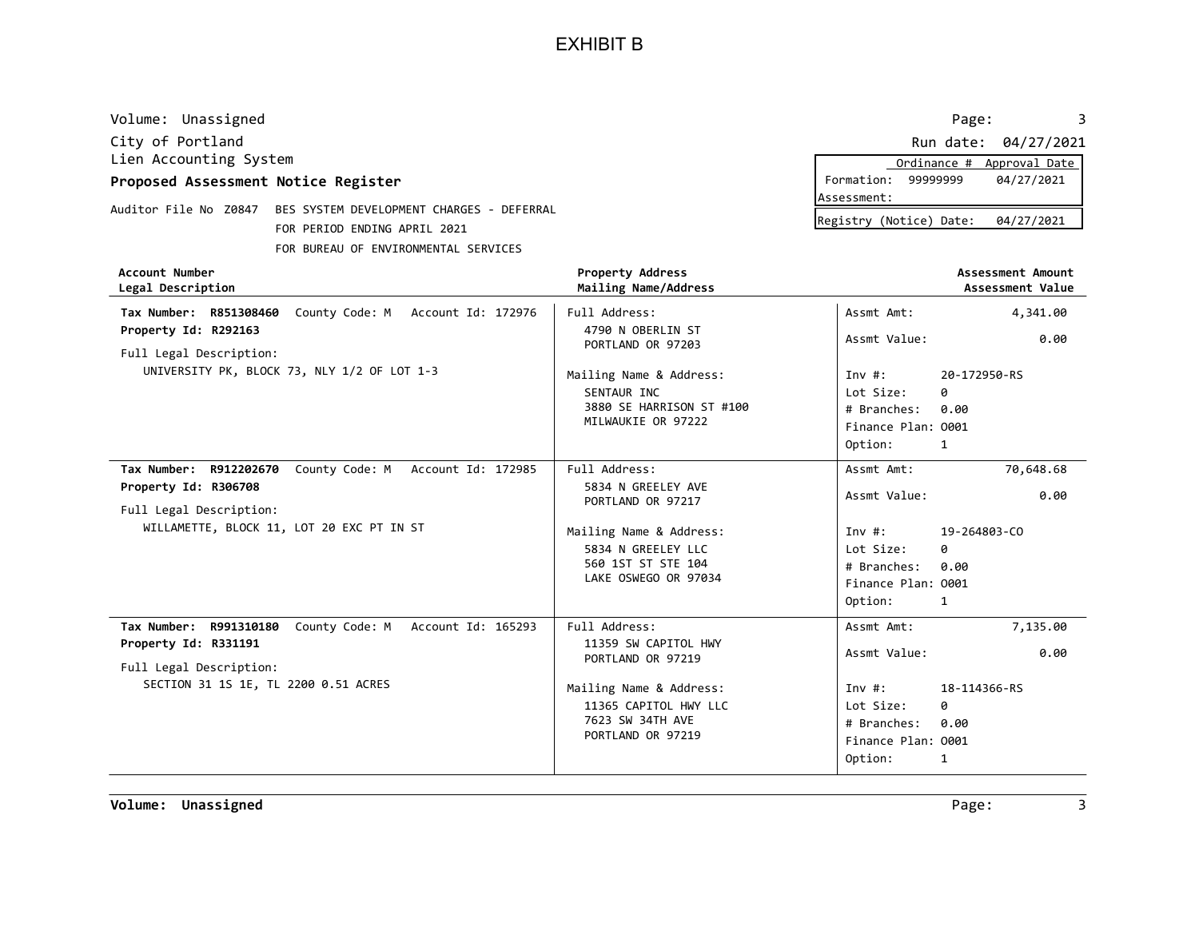# EXHIBIT B

Volume: Unassigned

City of Portland
Lien Accounting System
**Proposed Assessment Notice Register**

Auditor File No Z0847 BES SYSTEM DEVELOPMENT CHARGES - DEFERRAL
FOR PERIOD ENDING APRIL 2021
FOR BUREAU OF ENVIRONMENTAL SERVICES

Run date: 04/27/2021

| | Ordinance # | Approval Date |
|---|---|---|
| Formation: | 99999999 | 04/27/2021 |
| Assessment: | | |

Registry (Notice) Date: 04/27/2021

| Account Number / Legal Description | Property Address / Mailing Name/Address | Assessment Amount / Assessment Value |
|---|---|---|
| **Tax Number: R851308460** County Code: M Account Id: 172976<br>**Property Id: R292163**<br>Full Legal Description:<br>UNIVERSITY PK, BLOCK 73, NLY 1/2 OF LOT 1-3 | Full Address:<br>4790 N OBERLIN ST<br>PORTLAND OR 97203<br>Mailing Name & Address:<br>SENTAUR INC<br>3880 SE HARRISON ST #100<br>MILWAUKIE OR 97222 | Assmt Amt: 4,341.00<br>Assmt Value: 0.00<br>Inv #: 20-172950-RS<br>Lot Size: 0<br># Branches: 0.00<br>Finance Plan: O001<br>Option: 1 |
| **Tax Number: R912202670** County Code: M Account Id: 172985<br>**Property Id: R306708**<br>Full Legal Description:<br>WILLAMETTE, BLOCK 11, LOT 20 EXC PT IN ST | Full Address:<br>5834 N GREELEY AVE<br>PORTLAND OR 97217<br>Mailing Name & Address:<br>5834 N GREELEY LLC<br>560 1ST ST STE 104<br>LAKE OSWEGO OR 97034 | Assmt Amt: 70,648.68<br>Assmt Value: 0.00<br>Inv #: 19-264803-CO<br>Lot Size: 0<br># Branches: 0.00<br>Finance Plan: O001<br>Option: 1 |
| **Tax Number: R991310180** County Code: M Account Id: 165293<br>**Property Id: R331191**<br>Full Legal Description:<br>SECTION 31 1S 1E, TL 2200 0.51 ACRES | Full Address:<br>11359 SW CAPITOL HWY<br>PORTLAND OR 97219<br>Mailing Name & Address:<br>11365 CAPITOL HWY LLC<br>7623 SW 34TH AVE<br>PORTLAND OR 97219 | Assmt Amt: 7,135.00<br>Assmt Value: 0.00<br>Inv #: 18-114366-RS<br>Lot Size: 0<br># Branches: 0.00<br>Finance Plan: O001<br>Option: 1 |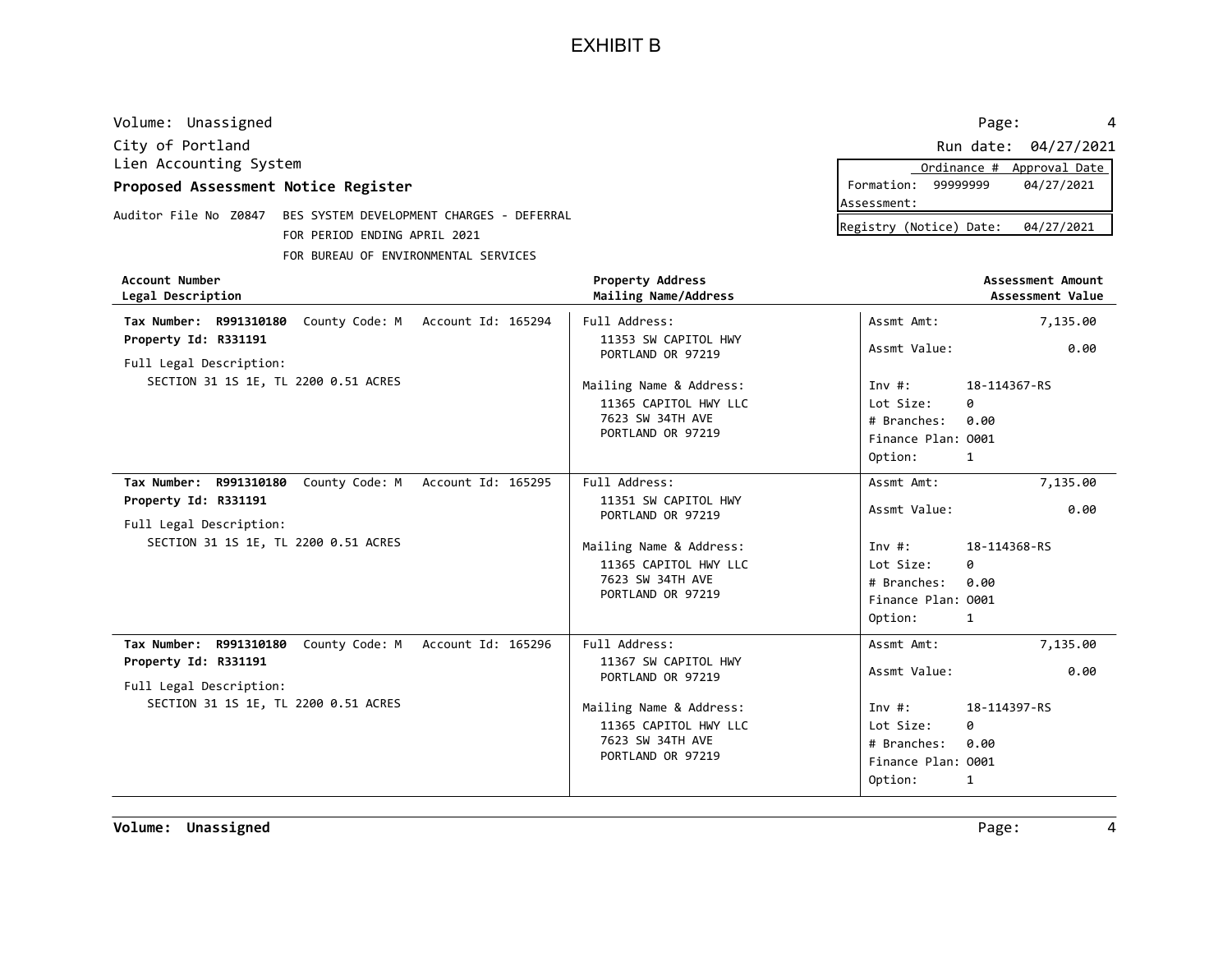# EXHIBIT B

Volume: Unassigned

City of Portland

Lien Accounting System

**Proposed Assessment Notice Register**

Run date: 04/27/2021

| | Ordinance # | Approval Date |
|---|---|---|
| Formation: | 99999999 | 04/27/2021 |
| Assessment: | | |

Registry (Notice) Date: 04/27/2021

Auditor File No Z0847 BES SYSTEM DEVELOPMENT CHARGES - DEFERRAL
FOR PERIOD ENDING APRIL 2021
FOR BUREAU OF ENVIRONMENTAL SERVICES

| Account Number / Legal Description | Property Address / Mailing Name/Address | Assessment Amount / Assessment Value |
|---|---|---|
| **Tax Number: R991310180** County Code: M Account Id: 165294<br>**Property Id: R331191**<br>Full Legal Description:<br>SECTION 31 1S 1E, TL 2200 0.51 ACRES | Full Address:<br>11353 SW CAPITOL HWY<br>PORTLAND OR 97219<br>Mailing Name & Address:<br>11365 CAPITOL HWY LLC<br>7623 SW 34TH AVE<br>PORTLAND OR 97219 | Assmt Amt: 7,135.00<br>Assmt Value: 0.00<br>Inv #: 18-114367-RS<br>Lot Size: 0<br># Branches: 0.00<br>Finance Plan: O001<br>Option: 1 |
| **Tax Number: R991310180** County Code: M Account Id: 165295<br>**Property Id: R331191**<br>Full Legal Description:<br>SECTION 31 1S 1E, TL 2200 0.51 ACRES | Full Address:<br>11351 SW CAPITOL HWY<br>PORTLAND OR 97219<br>Mailing Name & Address:<br>11365 CAPITOL HWY LLC<br>7623 SW 34TH AVE<br>PORTLAND OR 97219 | Assmt Amt: 7,135.00<br>Assmt Value: 0.00<br>Inv #: 18-114368-RS<br>Lot Size: 0<br># Branches: 0.00<br>Finance Plan: O001<br>Option: 1 |
| **Tax Number: R991310180** County Code: M Account Id: 165296<br>**Property Id: R331191**<br>Full Legal Description:<br>SECTION 31 1S 1E, TL 2200 0.51 ACRES | Full Address:<br>11367 SW CAPITOL HWY<br>PORTLAND OR 97219<br>Mailing Name & Address:<br>11365 CAPITOL HWY LLC<br>7623 SW 34TH AVE<br>PORTLAND OR 97219 | Assmt Amt: 7,135.00<br>Assmt Value: 0.00<br>Inv #: 18-114397-RS<br>Lot Size: 0<br># Branches: 0.00<br>Finance Plan: O001<br>Option: 1 |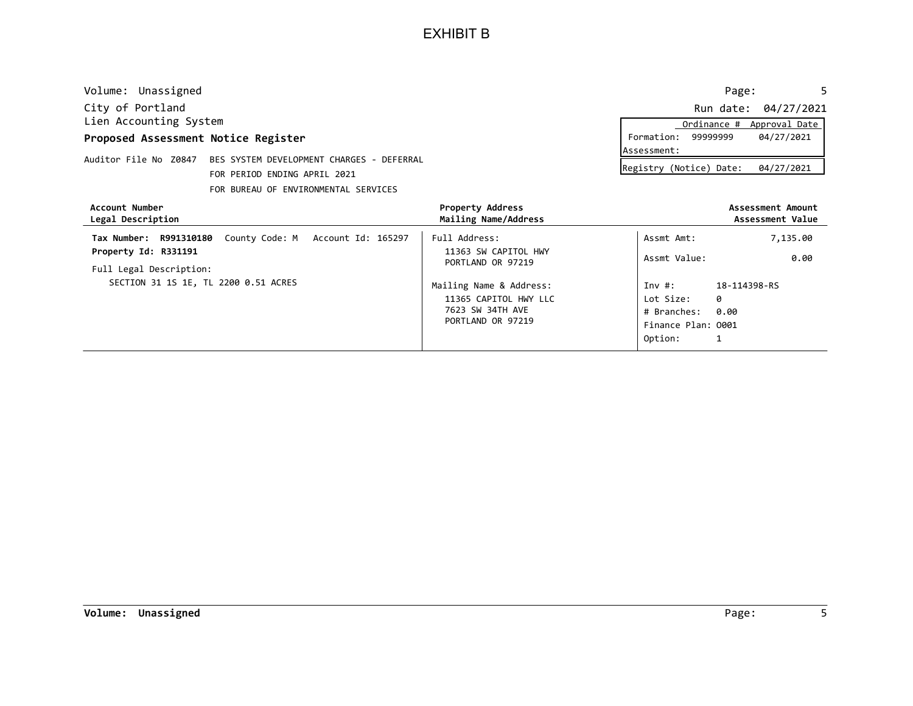# EXHIBIT B

Volume: Unassigned

City of Portland
Lien Accounting System

**Proposed Assessment Notice Register**

Run date: 04/27/2021

| | Ordinance # | Approval Date |
|---|---|---|
| Formation: | 99999999 | 04/27/2021 |
| Assessment: | | |

Registry (Notice) Date: 04/27/2021

Auditor File No Z0847 BES SYSTEM DEVELOPMENT CHARGES - DEFERRAL
FOR PERIOD ENDING APRIL 2021
FOR BUREAU OF ENVIRONMENTAL SERVICES

| Account Number / Legal Description | Property Address / Mailing Name/Address | Assessment Amount / Assessment Value |
|---|---|---|
| **Tax Number: R991310180** County Code: M Account Id: 165297<br>**Property Id: R331191**<br>Full Legal Description:<br>SECTION 31 1S 1E, TL 2200 0.51 ACRES | Full Address:<br>11363 SW CAPITOL HWY<br>PORTLAND OR 97219<br>Mailing Name & Address:<br>11365 CAPITOL HWY LLC<br>7623 SW 34TH AVE<br>PORTLAND OR 97219 | Assmt Amt: 7,135.00<br>Assmt Value: 0.00<br>Inv #: 18-114398-RS<br>Lot Size: 0<br># Branches: 0.00<br>Finance Plan: O001<br>Option: 1 |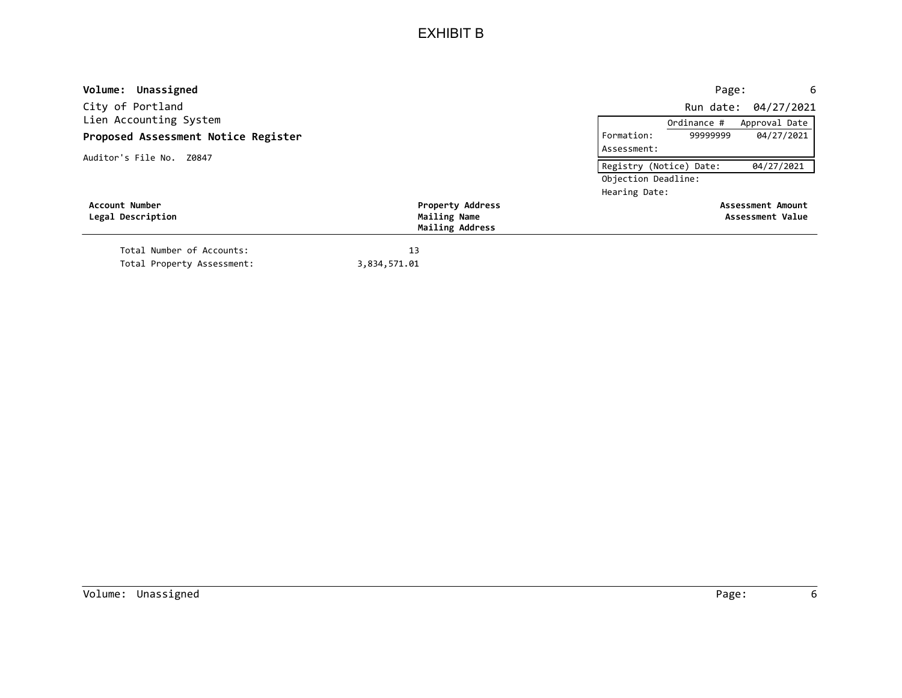# EXHIBIT B

**Volume: Unassigned**

City of Portland
Lien Accounting System
**Proposed Assessment Notice Register**

Auditor's File No. Z0847

Run date: 04/27/2021

| | Ordinance # | Approval Date |
|---|---|---|
| Formation: | 99999999 | 04/27/2021 |
| Assessment: | | |

| | |
|---|---|
| Registry (Notice) Date: | 04/27/2021 |
| Objection Deadline: | |
| Hearing Date: | |

| Account Number / Legal Description | Property Address / Mailing Name / Mailing Address | Assessment Amount / Assessment Value |
|---|---|---|

Total Number of Accounts: 13
Total Property Assessment: 3,834,571.01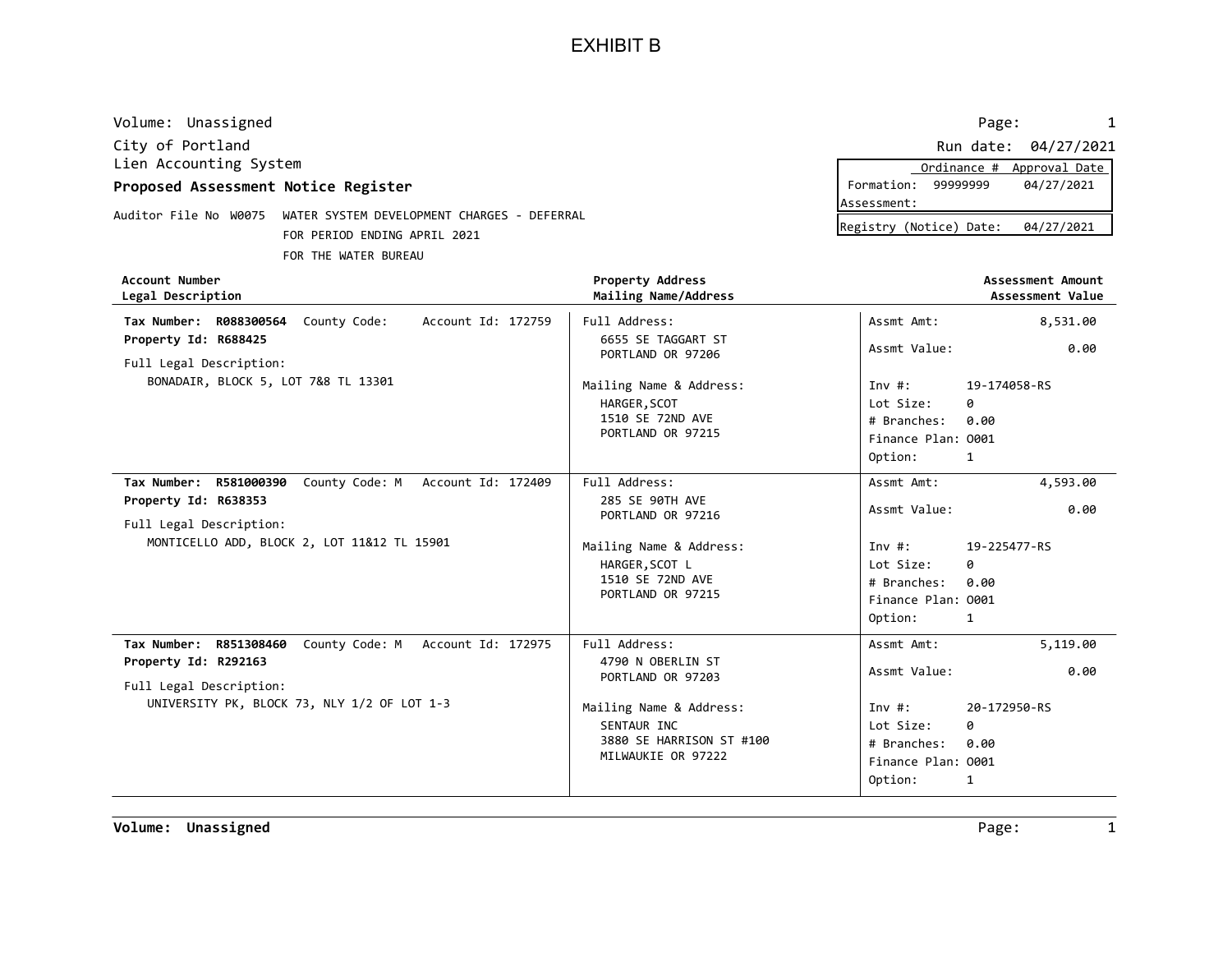# EXHIBIT B

Volume: Unassigned
City of Portland
Lien Accounting System
**Proposed Assessment Notice Register**

Run date: 04/27/2021

| | Ordinance # | Approval Date |
|---|---|---|
| Formation: | 99999999 | 04/27/2021 |
| Assessment: | | |

Registry (Notice) Date: 04/27/2021

Auditor File No W0075 WATER SYSTEM DEVELOPMENT CHARGES - DEFERRAL
FOR PERIOD ENDING APRIL 2021
FOR THE WATER BUREAU

| Account Number / Legal Description | Property Address / Mailing Name/Address | Assessment Amount / Assessment Value |
|---|---|---|
| **Tax Number: R088300564** County Code: Account Id: 172759<br>**Property Id: R688425**<br>Full Legal Description:<br>BONADAIR, BLOCK 5, LOT 7&8 TL 13301 | Full Address:<br>6655 SE TAGGART ST<br>PORTLAND OR 97206<br>Mailing Name & Address:<br>HARGER,SCOT<br>1510 SE 72ND AVE<br>PORTLAND OR 97215 | Assmt Amt: 8,531.00<br>Assmt Value: 0.00<br>Inv #: 19-174058-RS<br>Lot Size: 0<br># Branches: 0.00<br>Finance Plan: O001<br>Option: 1 |
| **Tax Number: R581000390** County Code: M Account Id: 172409<br>**Property Id: R638353**<br>Full Legal Description:<br>MONTICELLO ADD, BLOCK 2, LOT 11&12 TL 15901 | Full Address:<br>285 SE 90TH AVE<br>PORTLAND OR 97216<br>Mailing Name & Address:<br>HARGER,SCOT L<br>1510 SE 72ND AVE<br>PORTLAND OR 97215 | Assmt Amt: 4,593.00<br>Assmt Value: 0.00<br>Inv #: 19-225477-RS<br>Lot Size: 0<br># Branches: 0.00<br>Finance Plan: O001<br>Option: 1 |
| **Tax Number: R851308460** County Code: M Account Id: 172975<br>**Property Id: R292163**<br>Full Legal Description:<br>UNIVERSITY PK, BLOCK 73, NLY 1/2 OF LOT 1-3 | Full Address:<br>4790 N OBERLIN ST<br>PORTLAND OR 97203<br>Mailing Name & Address:<br>SENTAUR INC<br>3880 SE HARRISON ST #100<br>MILWAUKIE OR 97222 | Assmt Amt: 5,119.00<br>Assmt Value: 0.00<br>Inv #: 20-172950-RS<br>Lot Size: 0<br># Branches: 0.00<br>Finance Plan: O001<br>Option: 1 |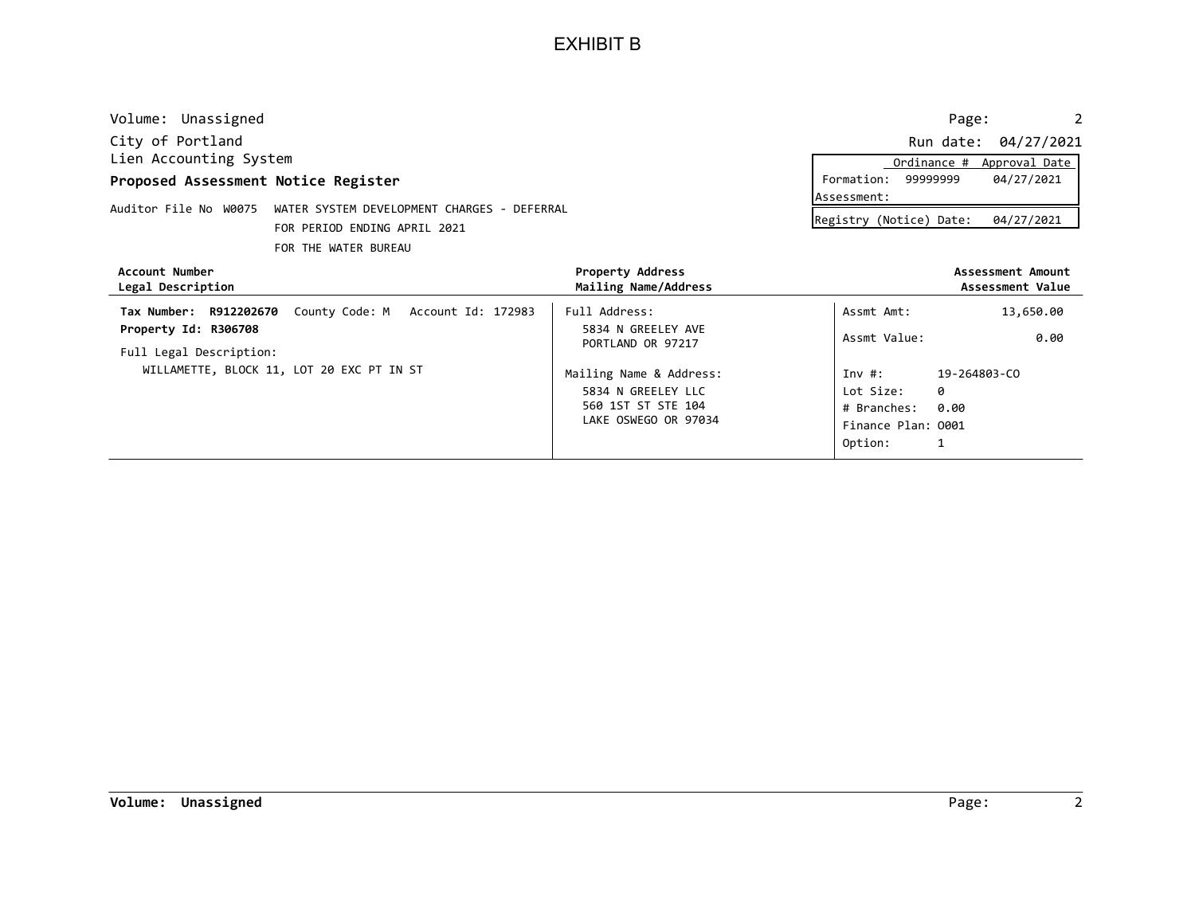# EXHIBIT B

Volume: Unassigned

City of Portland
Lien Accounting System

**Proposed Assessment Notice Register**

Run date: 04/27/2021

| | Ordinance # | Approval Date |
|---|---|---|
| Formation: | 99999999 | 04/27/2021 |
| Assessment: | | |

Registry (Notice) Date: 04/27/2021

Auditor File No W0075 WATER SYSTEM DEVELOPMENT CHARGES - DEFERRAL
FOR PERIOD ENDING APRIL 2021
FOR THE WATER BUREAU

| Account Number / Legal Description | Property Address / Mailing Name/Address | Assessment Amount / Assessment Value |
|---|---|---|
| **Tax Number: R912202670** County Code: M Account Id: 172983<br>**Property Id: R306708**<br>Full Legal Description:<br>WILLAMETTE, BLOCK 11, LOT 20 EXC PT IN ST | Full Address:<br>5834 N GREELEY AVE<br>PORTLAND OR 97217<br>Mailing Name & Address:<br>5834 N GREELEY LLC<br>560 1ST ST STE 104<br>LAKE OSWEGO OR 97034 | Assmt Amt: 13,650.00<br>Assmt Value: 0.00<br>Inv #: 19-264803-CO<br>Lot Size: 0<br># Branches: 0.00<br>Finance Plan: O001<br>Option: 1 |

**Volume: Unassigned**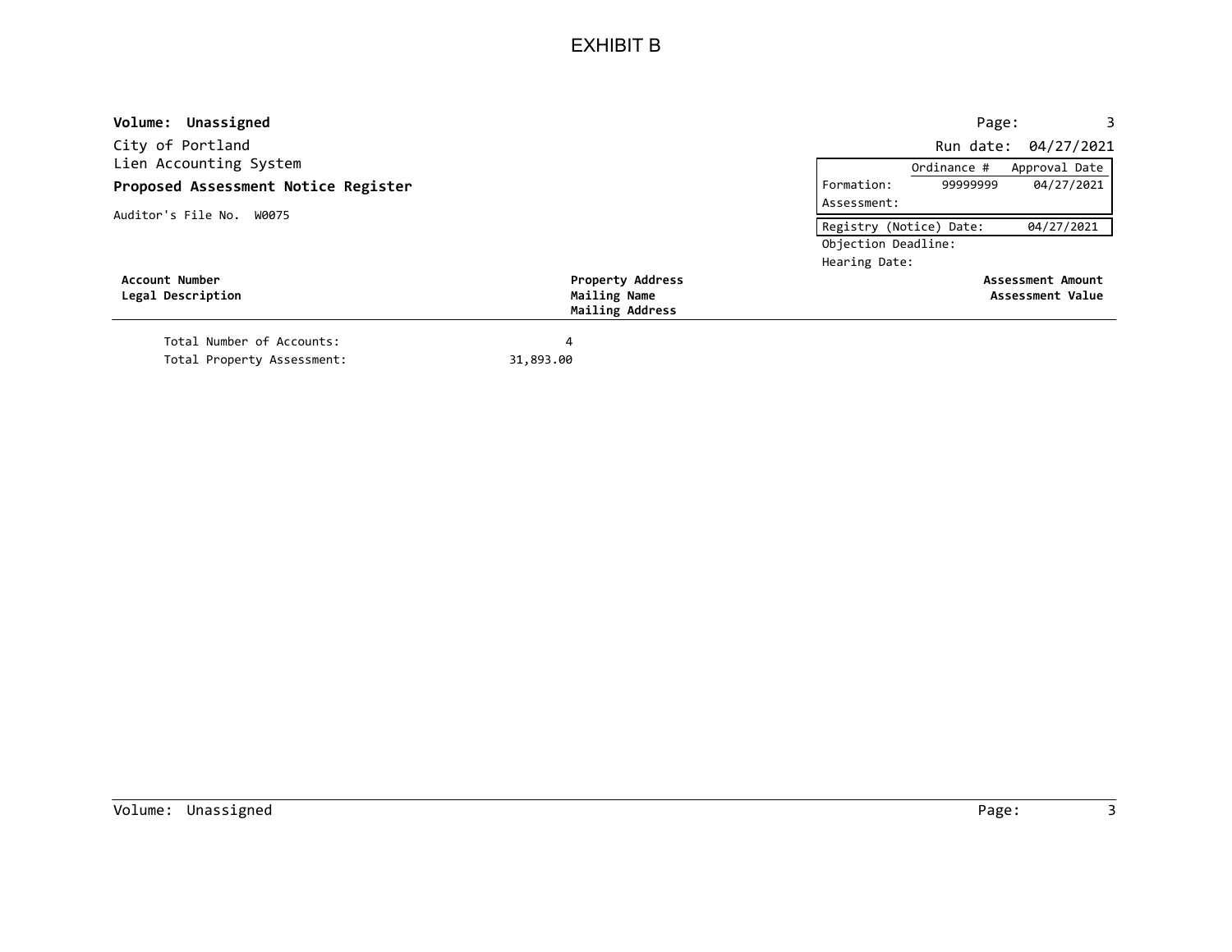# EXHIBIT B

**Volume: Unassigned**

City of Portland
Lien Accounting System

**Proposed Assessment Notice Register**

Auditor's File No. W0075

Run date: 04/27/2021

| | Ordinance # | Approval Date |
|---|---|---|
| Formation: | 99999999 | 04/27/2021 |
| Assessment: | | |

| Registry (Notice) Date: | 04/27/2021 |
|---|---|

Objection Deadline:
Hearing Date:

| Account Number<br>Legal Description | Property Address<br>Mailing Name<br>Mailing Address | Assessment Amount<br>Assessment Value |
|---|---|---|

Total Number of Accounts: 4
Total Property Assessment: 31,893.00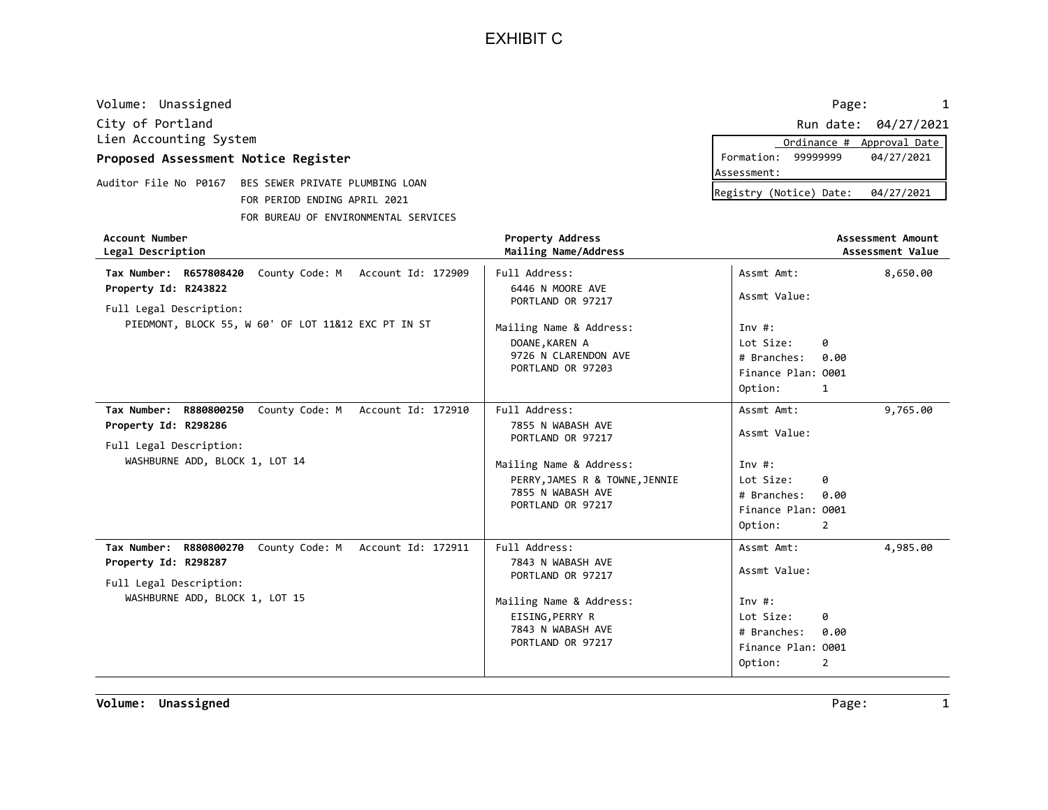# EXHIBIT C

Volume: Unassigned

City of Portland
Lien Accounting System

**Proposed Assessment Notice Register**

Auditor File No P0167 BES SEWER PRIVATE PLUMBING LOAN
FOR PERIOD ENDING APRIL 2021
FOR BUREAU OF ENVIRONMENTAL SERVICES

Run date: 04/27/2021

| | Ordinance # | Approval Date |
|---|---|---|
| Formation: | 99999999 | 04/27/2021 |
| Assessment: | | |

Registry (Notice) Date: 04/27/2021

| Account Number / Legal Description | Property Address / Mailing Name/Address | Assessment Amount / Assessment Value |
|---|---|---|
| **Tax Number: R657808420** County Code: M Account Id: 172909<br>**Property Id: R243822**<br>Full Legal Description:<br>PIEDMONT, BLOCK 55, W 60' OF LOT 11&12 EXC PT IN ST | Full Address:<br>6446 N MOORE AVE<br>PORTLAND OR 97217<br>Mailing Name & Address:<br>DOANE,KAREN A<br>9726 N CLARENDON AVE<br>PORTLAND OR 97203 | Assmt Amt: 8,650.00<br>Assmt Value:<br>Inv #:<br>Lot Size: 0<br># Branches: 0.00<br>Finance Plan: O001<br>Option: 1 |
| **Tax Number: R880800250** County Code: M Account Id: 172910<br>**Property Id: R298286**<br>Full Legal Description:<br>WASHBURNE ADD, BLOCK 1, LOT 14 | Full Address:<br>7855 N WABASH AVE<br>PORTLAND OR 97217<br>Mailing Name & Address:<br>PERRY,JAMES R & TOWNE,JENNIE<br>7855 N WABASH AVE<br>PORTLAND OR 97217 | Assmt Amt: 9,765.00<br>Assmt Value:<br>Inv #:<br>Lot Size: 0<br># Branches: 0.00<br>Finance Plan: O001<br>Option: 2 |
| **Tax Number: R880800270** County Code: M Account Id: 172911<br>**Property Id: R298287**<br>Full Legal Description:<br>WASHBURNE ADD, BLOCK 1, LOT 15 | Full Address:<br>7843 N WABASH AVE<br>PORTLAND OR 97217<br>Mailing Name & Address:<br>EISING,PERRY R<br>7843 N WABASH AVE<br>PORTLAND OR 97217 | Assmt Amt: 4,985.00<br>Assmt Value:<br>Inv #:<br>Lot Size: 0<br># Branches: 0.00<br>Finance Plan: O001<br>Option: 2 |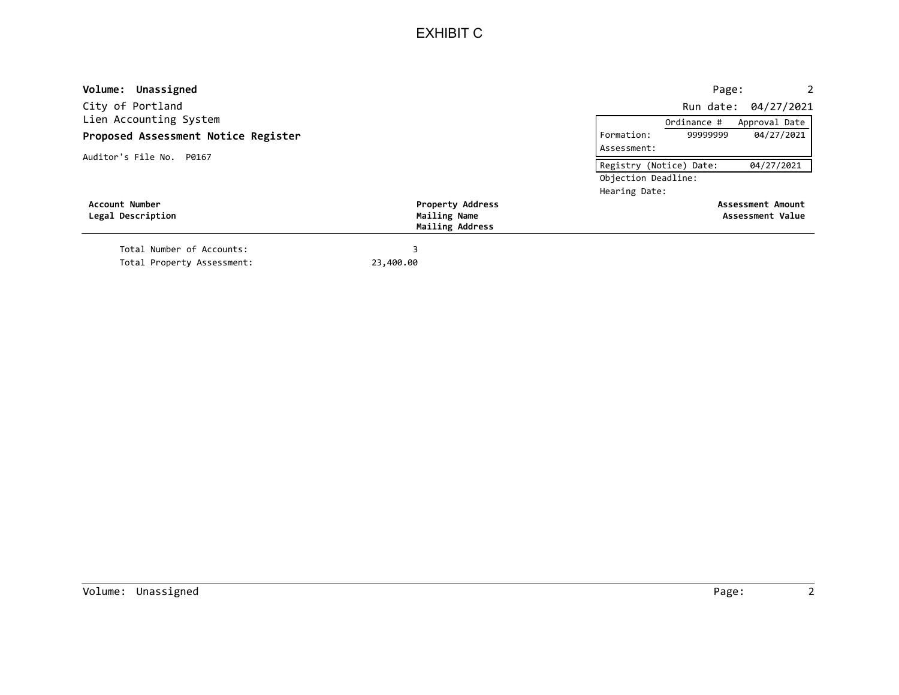# EXHIBIT C

**Volume: Unassigned**

City of Portland
Lien Accounting System
**Proposed Assessment Notice Register**

Auditor's File No. P0167

Run date: 04/27/2021

| | Ordinance # | Approval Date |
|---|---|---|
| Formation: | 99999999 | 04/27/2021 |
| Assessment: | | |

Registry (Notice) Date: 04/27/2021
Objection Deadline:
Hearing Date:

| **Account Number** / **Legal Description** | **Property Address** / **Mailing Name** / **Mailing Address** | **Assessment Amount** / **Assessment Value** |
|---|---|---|

Total Number of Accounts: 3
Total Property Assessment: 23,400.00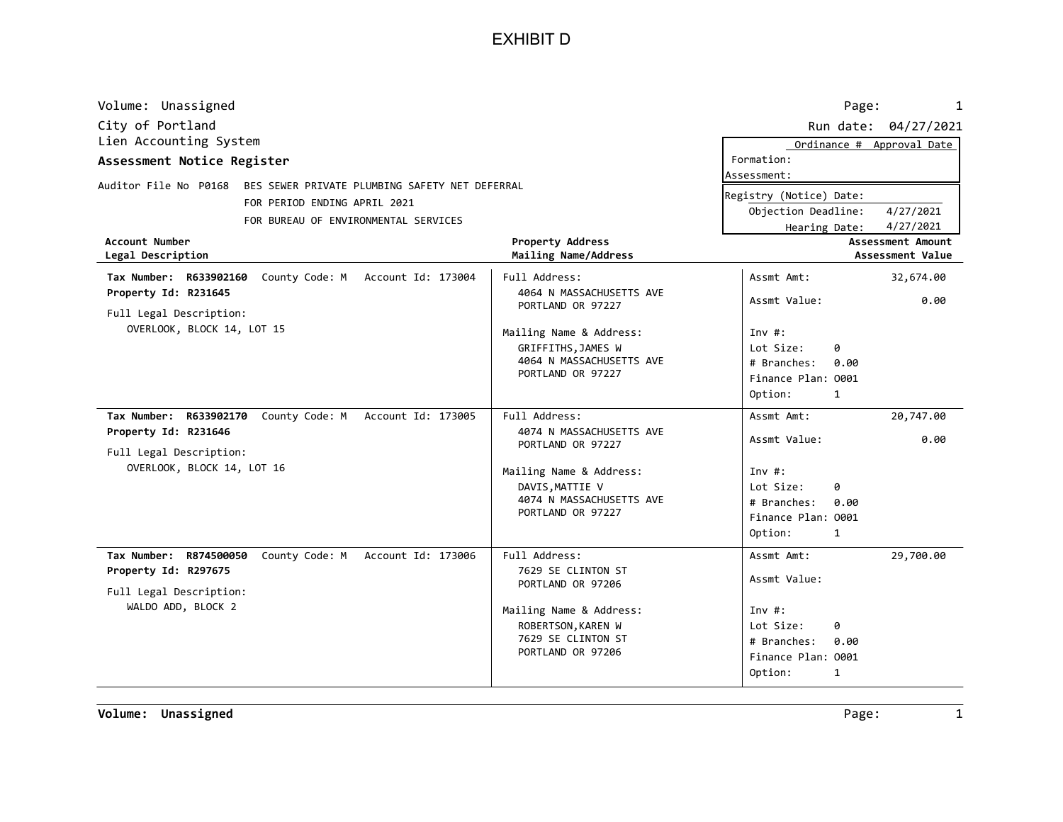# EXHIBIT D

Volume: Unassigned

City of Portland
Lien Accounting System
**Assessment Notice Register**

Run date: 04/27/2021

| | Ordinance # | Approval Date |
|---|---|---|
| Formation: | | |
| Assessment: | | |

Registry (Notice) Date:
Objection Deadline: 4/27/2021
Hearing Date: 4/27/2021

Auditor File No P0168 BES SEWER PRIVATE PLUMBING SAFETY NET DEFERRAL
FOR PERIOD ENDING APRIL 2021
FOR BUREAU OF ENVIRONMENTAL SERVICES

| **Account Number / Legal Description** | **Property Address / Mailing Name/Address** | **Assessment Amount / Assessment Value** |
|---|---|---|
| **Tax Number: R633902160** County Code: M Account Id: 173004<br>**Property Id: R231645**<br>Full Legal Description:<br>OVERLOOK, BLOCK 14, LOT 15 | Full Address:<br>4064 N MASSACHUSETTS AVE<br>PORTLAND OR 97227<br>Mailing Name & Address:<br>GRIFFITHS,JAMES W<br>4064 N MASSACHUSETTS AVE<br>PORTLAND OR 97227 | Assmt Amt: 32,674.00<br>Assmt Value: 0.00<br>Inv #:<br>Lot Size: 0<br># Branches: 0.00<br>Finance Plan: O001<br>Option: 1 |
| **Tax Number: R633902170** County Code: M Account Id: 173005<br>**Property Id: R231646**<br>Full Legal Description:<br>OVERLOOK, BLOCK 14, LOT 16 | Full Address:<br>4074 N MASSACHUSETTS AVE<br>PORTLAND OR 97227<br>Mailing Name & Address:<br>DAVIS,MATTIE V<br>4074 N MASSACHUSETTS AVE<br>PORTLAND OR 97227 | Assmt Amt: 20,747.00<br>Assmt Value: 0.00<br>Inv #:<br>Lot Size: 0<br># Branches: 0.00<br>Finance Plan: O001<br>Option: 1 |
| **Tax Number: R874500050** County Code: M Account Id: 173006<br>**Property Id: R297675**<br>Full Legal Description:<br>WALDO ADD, BLOCK 2 | Full Address:<br>7629 SE CLINTON ST<br>PORTLAND OR 97206<br>Mailing Name & Address:<br>ROBERTSON,KAREN W<br>7629 SE CLINTON ST<br>PORTLAND OR 97206 | Assmt Amt: 29,700.00<br>Assmt Value:<br>Inv #:<br>Lot Size: 0<br># Branches: 0.00<br>Finance Plan: O001<br>Option: 1 |

**Volume: Unassigned**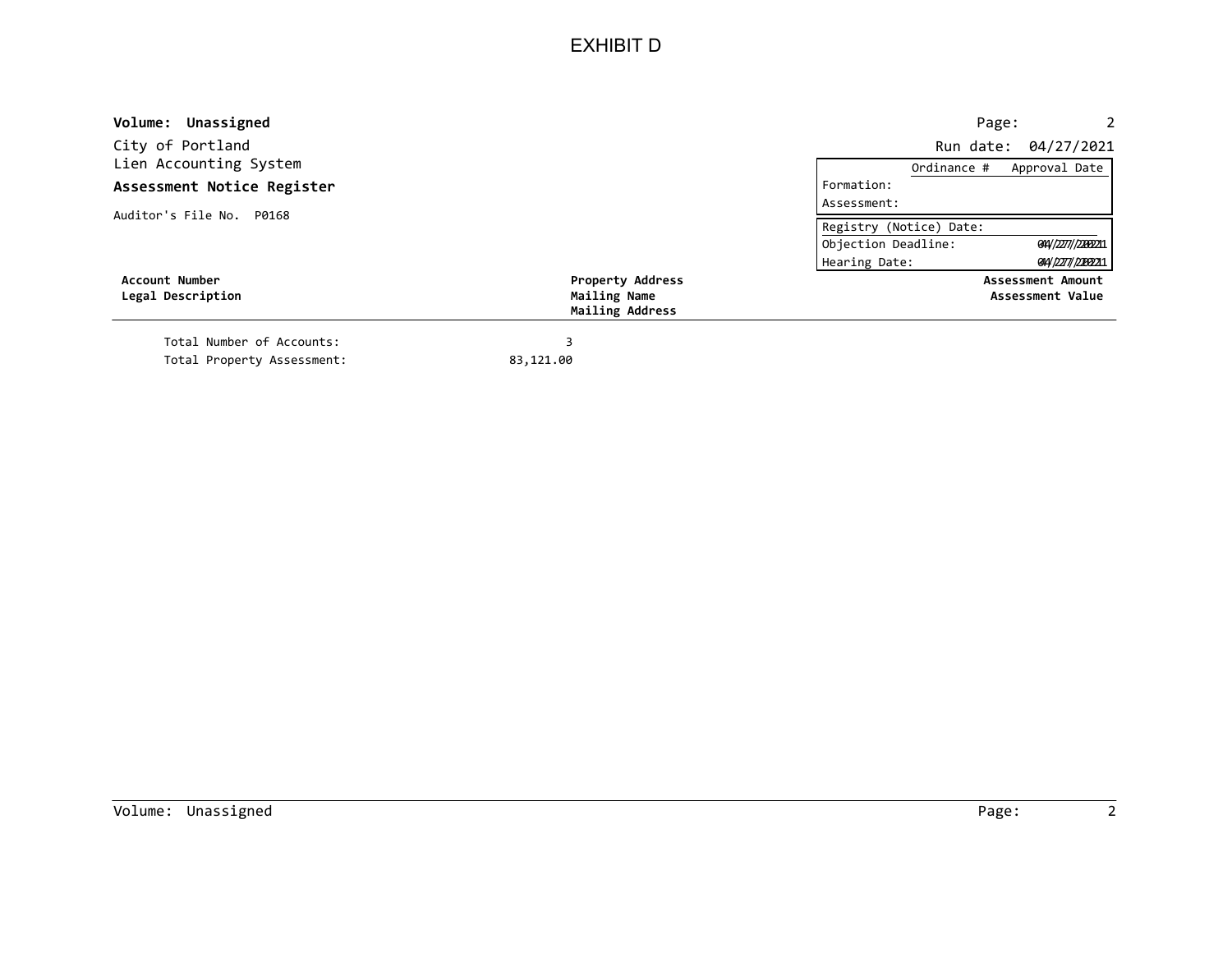# EXHIBIT D

**Volume: Unassigned**

City of Portland
Lien Accounting System
**Assessment Notice Register**

Auditor's File No. P0168

Run date: 04/27/2021

| | Ordinance # | Approval Date |
|---|---|---|
| Formation: | | |
| Assessment: | | |

| | |
|---|---|
| Registry (Notice) Date: | |
| Objection Deadline: | 04/27/2021 |
| Hearing Date: | 04/27/2021 |

| Account Number / Legal Description | Property Address / Mailing Name / Mailing Address | Assessment Amount / Assessment Value |
|---|---|---|

Total Number of Accounts: 3
Total Property Assessment: 83,121.00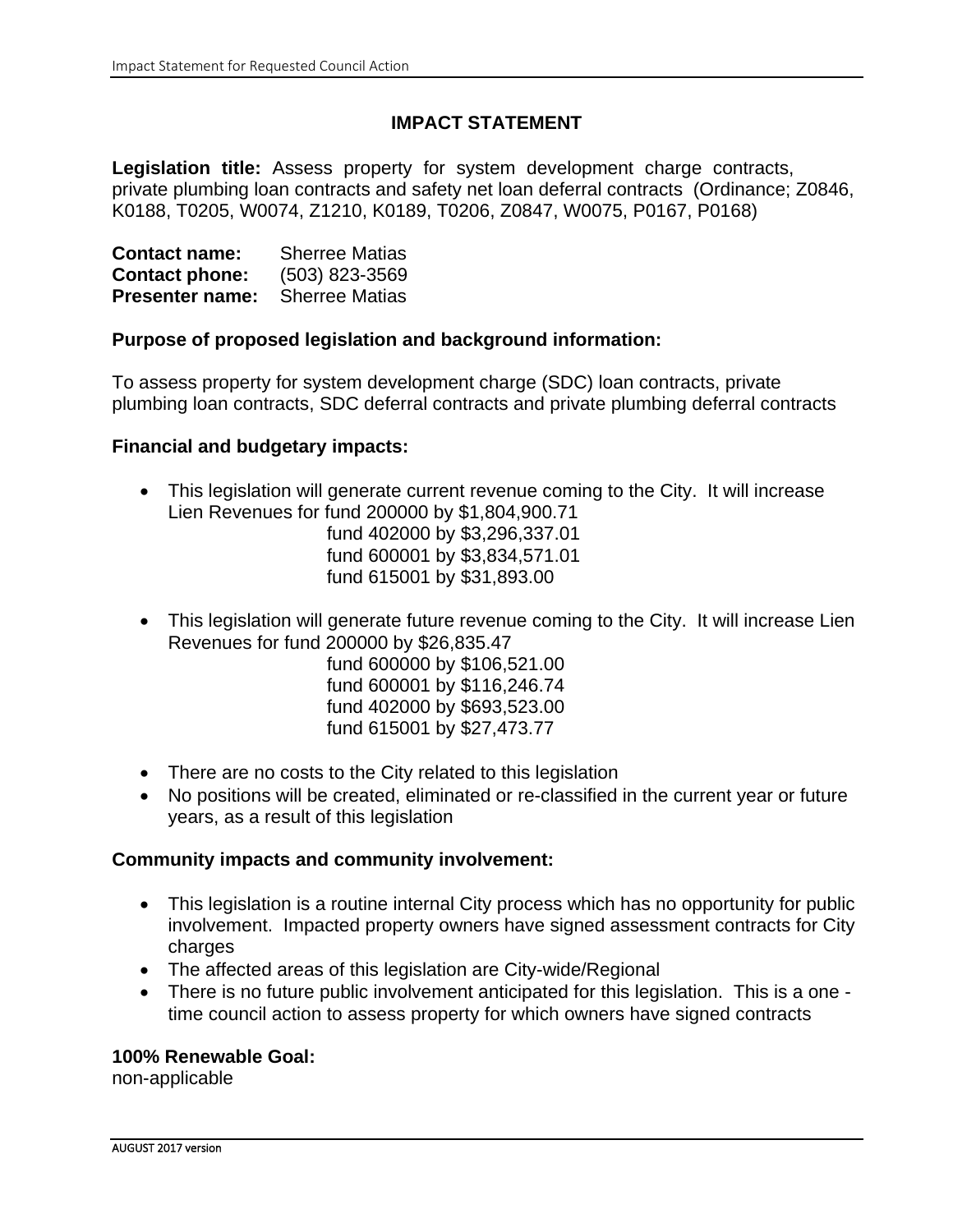# IMPACT STATEMENT

**Legislation title:** Assess property for system development charge contracts, private plumbing loan contracts and safety net loan deferral contracts (Ordinance; Z0846, K0188, T0205, W0074, Z1210, K0189, T0206, Z0847, W0075, P0167, P0168)

**Contact name:** Sherree Matias
**Contact phone:** (503) 823-3569
**Presenter name:** Sherree Matias

**Purpose of proposed legislation and background information:**

To assess property for system development charge (SDC) loan contracts, private plumbing loan contracts, SDC deferral contracts and private plumbing deferral contracts

**Financial and budgetary impacts:**

- This legislation will generate current revenue coming to the City. It will increase Lien Revenues for fund 200000 by $1,804,900.71
  fund 402000 by $3,296,337.01
  fund 600001 by $3,834,571.01
  fund 615001 by $31,893.00

- This legislation will generate future revenue coming to the City. It will increase Lien Revenues for fund 200000 by $26,835.47
  fund 600000 by $106,521.00
  fund 600001 by $116,246.74
  fund 402000 by $693,523.00
  fund 615001 by $27,473.77

- There are no costs to the City related to this legislation
- No positions will be created, eliminated or re-classified in the current year or future years, as a result of this legislation

**Community impacts and community involvement:**

- This legislation is a routine internal City process which has no opportunity for public involvement. Impacted property owners have signed assessment contracts for City charges
- The affected areas of this legislation are City-wide/Regional
- There is no future public involvement anticipated for this legislation. This is a one - time council action to assess property for which owners have signed contracts

**100% Renewable Goal:**
non-applicable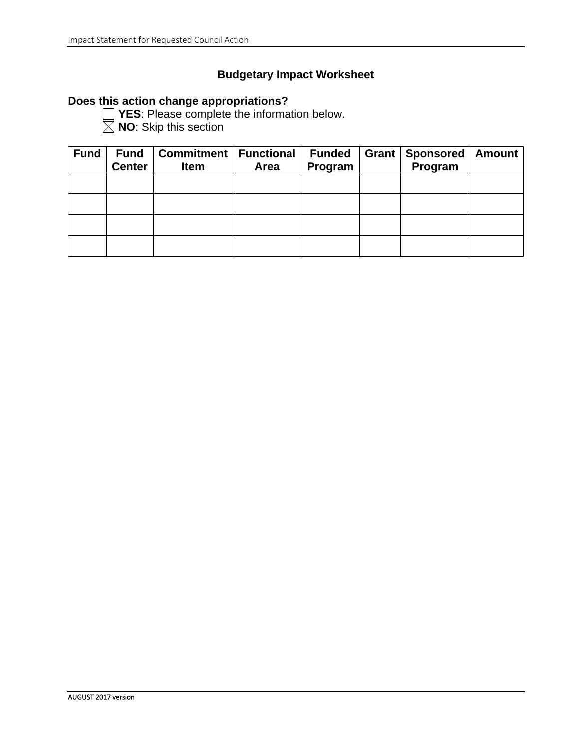## Budgetary Impact Worksheet

**Does this action change appropriations?**

☐ **YES**: Please complete the information below.

☒ **NO**: Skip this section

| Fund | Fund Center | Commitment Item | Functional Area | Funded Program | Grant | Sponsored Program | Amount |
|---|---|---|---|---|---|---|---|
| | | | | | | | |
| | | | | | | | |
| | | | | | | | |
| | | | | | | | |